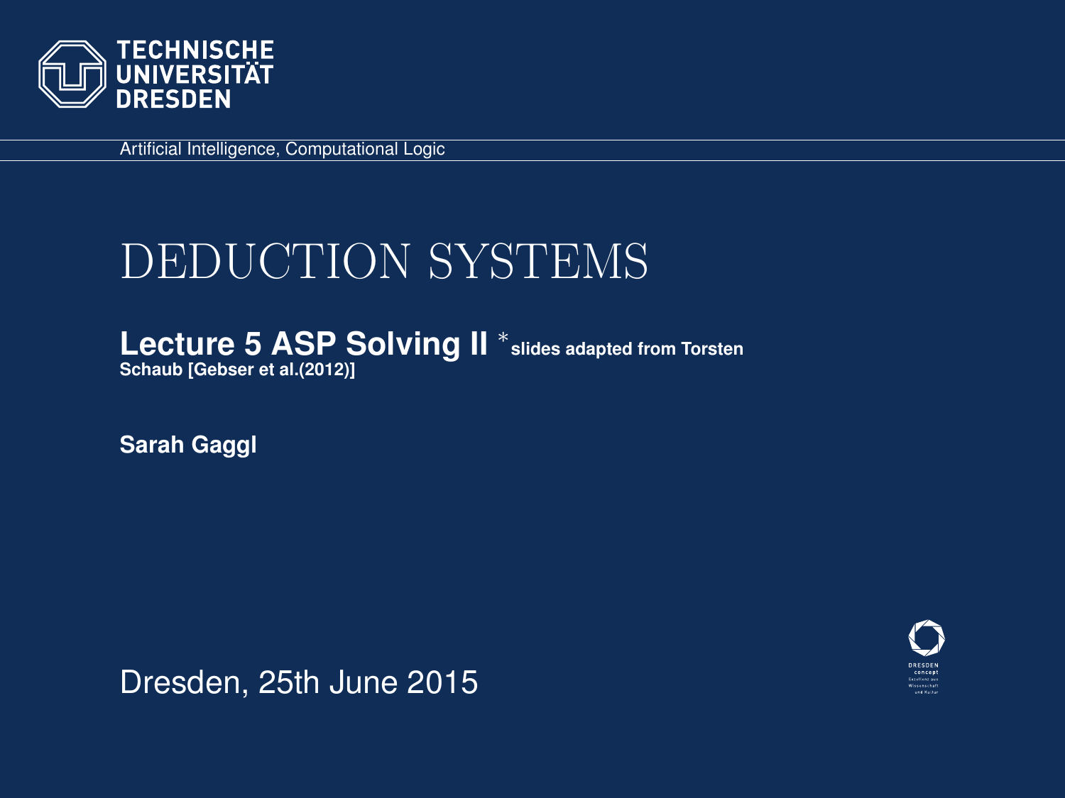TECHNISCHE UNIVERSITÄT DRESDEN

Artificial Intelligence, Computational Logic

# DEDUCTION SYSTEMS

**Lecture 5 ASP Solving II** *slides adapted from Torsten Schaub [Gebser et al.(2012)]

**Sarah Gaggl**

Dresden, 25th June 2015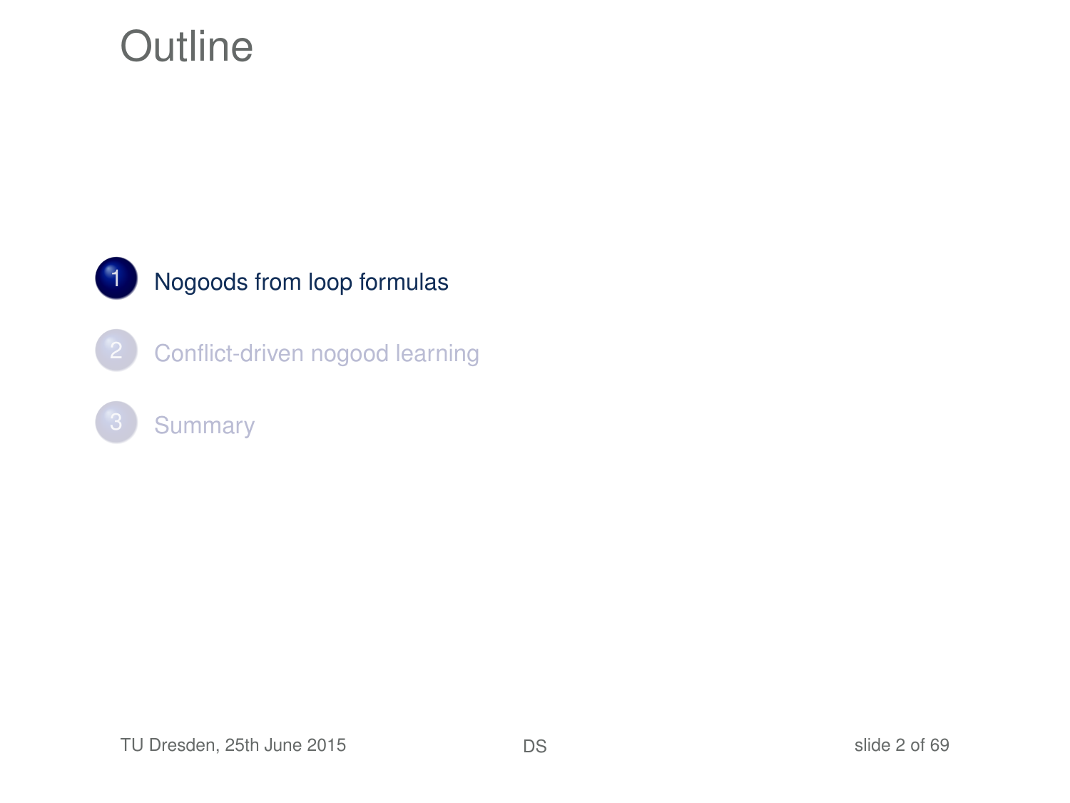# Outline

1. Nogoods from loop formulas
2. Conflict-driven nogood learning
3. Summary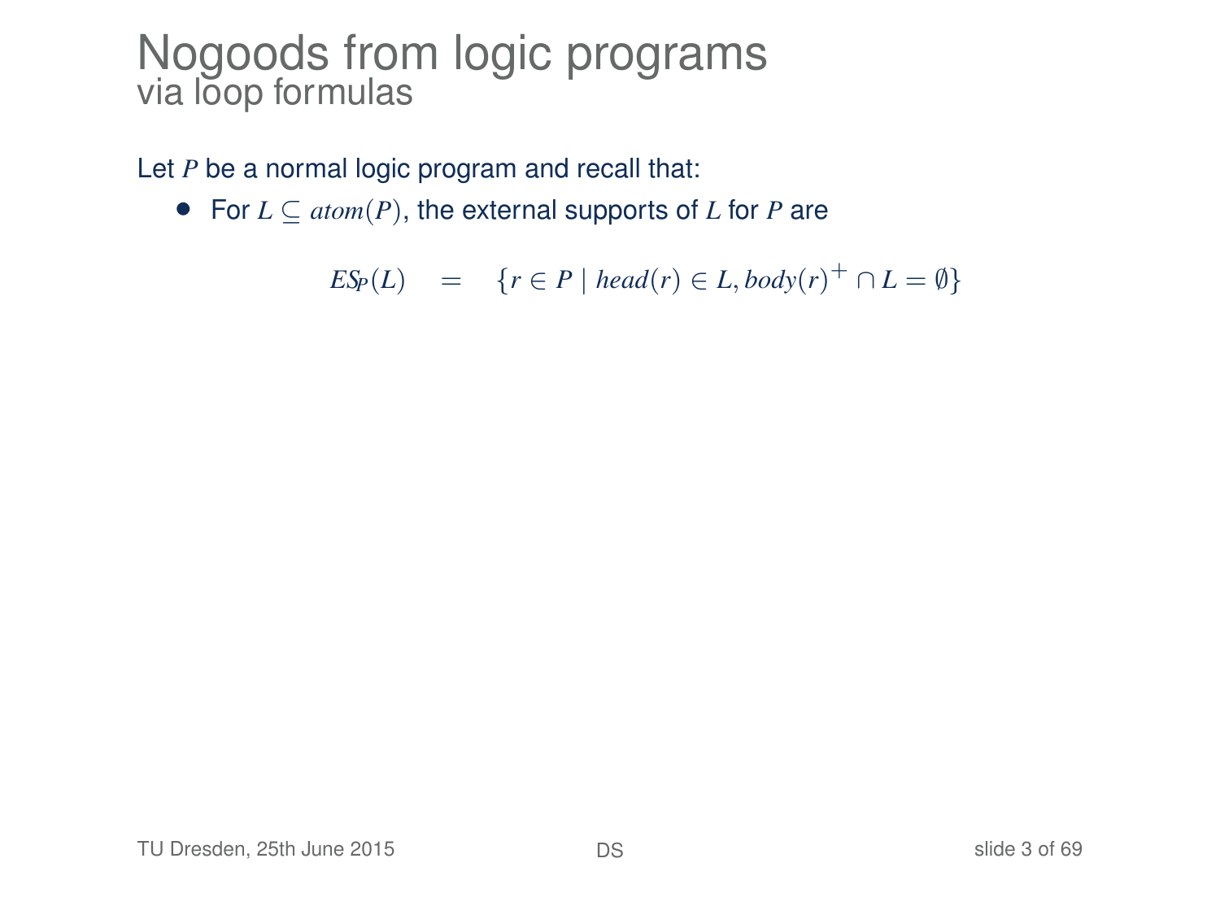# Nogoods from logic programs

## via loop formulas

Let $P$ be a normal logic program and recall that:

- For $L \subseteq atom(P)$, the external supports of $L$ for $P$ are

$$ES_P(L) \quad = \quad \{r \in P \mid head(r) \in L, body(r)^+ \cap L = \emptyset\}$$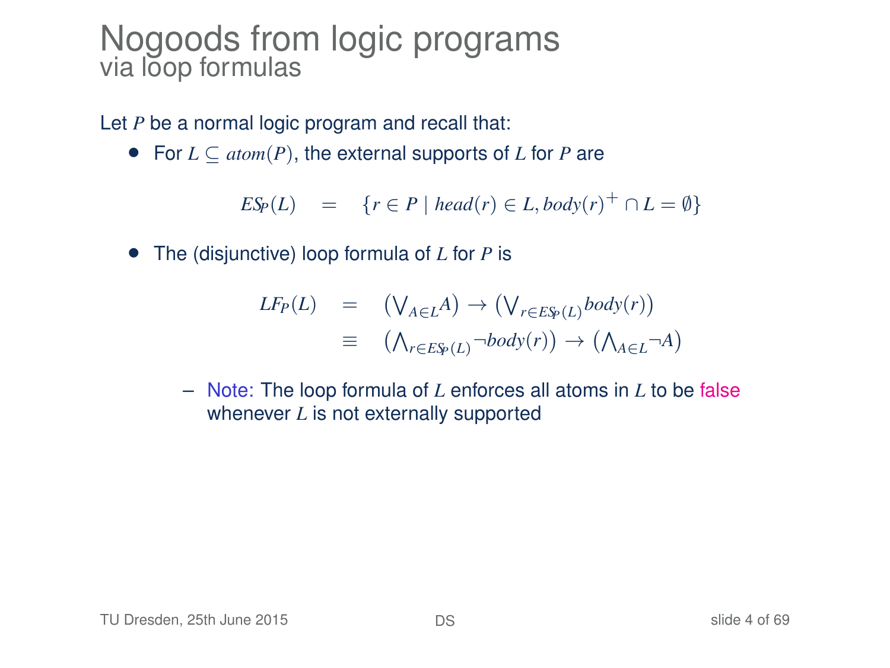# Nogoods from logic programs
## via loop formulas

Let $P$ be a normal logic program and recall that:

- For $L \subseteq atom(P)$, the external supports of $L$ for $P$ are

$$ES_P(L) \quad = \quad \{r \in P \mid head(r) \in L, body(r)^+ \cap L = \emptyset\}$$

- The (disjunctive) loop formula of $L$ for $P$ is

$$\begin{array}{rcl} LF_P(L) & = & \left(\bigvee_{A \in L} A\right) \rightarrow \left(\bigvee_{r \in ES_P(L)} body(r)\right) \\ & \equiv & \left(\bigwedge_{r \in ES_P(L)} \neg body(r)\right) \rightarrow \left(\bigwedge_{A \in L} \neg A\right) \end{array}$$

  - Note: The loop formula of $L$ enforces all atoms in $L$ to be false whenever $L$ is not externally supported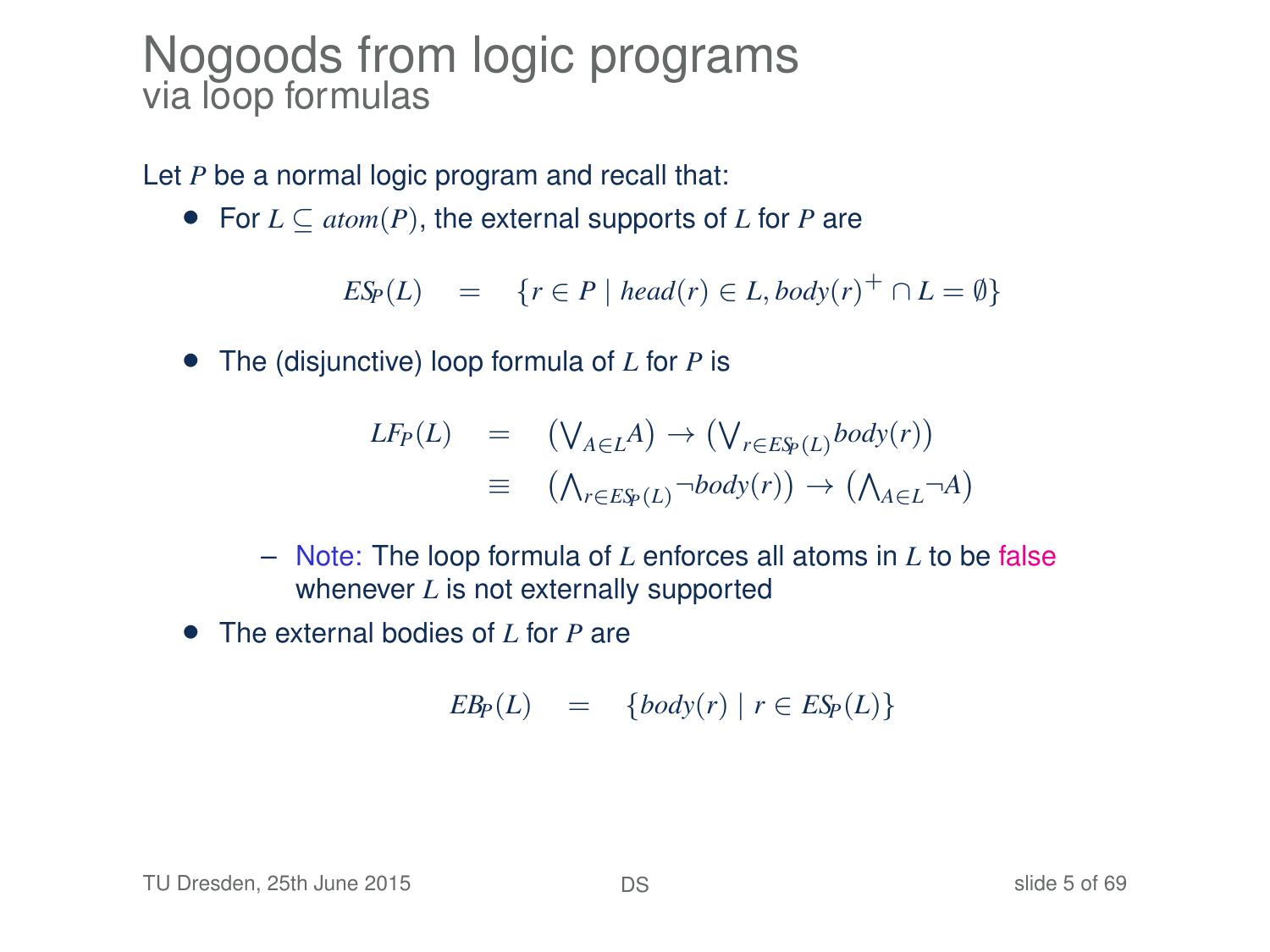# Nogoods from logic programs
## via loop formulas

Let $P$ be a normal logic program and recall that:

- For $L \subseteq atom(P)$, the external supports of $L$ for $P$ are

$$ES_P(L) \quad = \quad \{r \in P \mid head(r) \in L, body(r)^+ \cap L = \emptyset\}$$

- The (disjunctive) loop formula of $L$ for $P$ is

$$\begin{array}{rcl} LF_P(L) & = & \left(\bigvee_{A \in L} A\right) \rightarrow \left(\bigvee_{r \in ES_P(L)} body(r)\right) \\ & \equiv & \left(\bigwedge_{r \in ES_P(L)} \neg body(r)\right) \rightarrow \left(\bigwedge_{A \in L} \neg A\right) \end{array}$$

  - Note: The loop formula of $L$ enforces all atoms in $L$ to be false whenever $L$ is not externally supported

- The external bodies of $L$ for $P$ are

$$EB_P(L) \quad = \quad \{body(r) \mid r \in ES_P(L)\}$$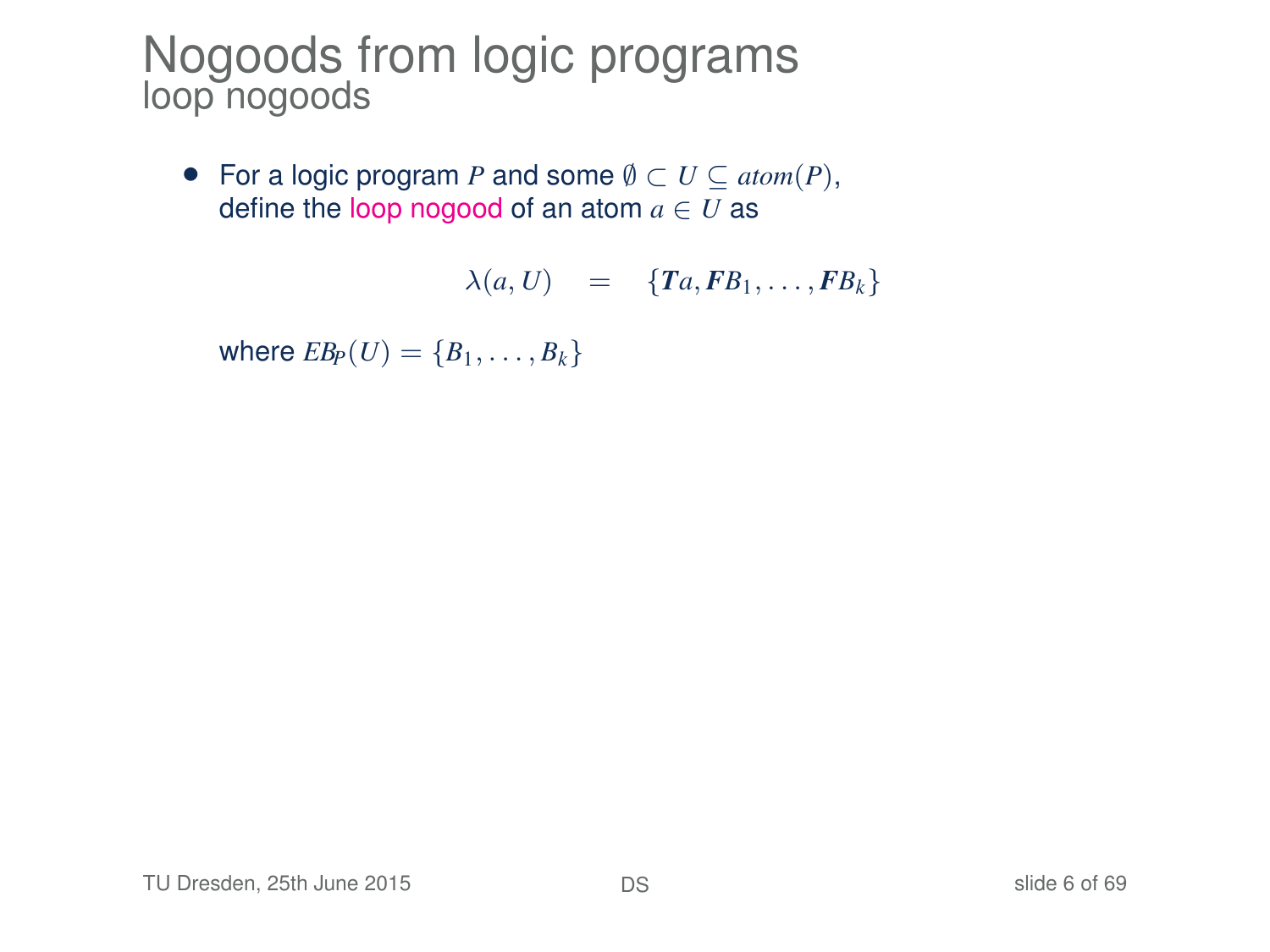# Nogoods from logic programs
## loop nogoods

- For a logic program $P$ and some $\emptyset \subset U \subseteq atom(P)$, define the loop nogood of an atom $a \in U$ as

$$\lambda(a, U) \quad = \quad \{\boldsymbol{T}a, \boldsymbol{F}B_1, \ldots, \boldsymbol{F}B_k\}$$

where $EB_P(U) = \{B_1, \ldots, B_k\}$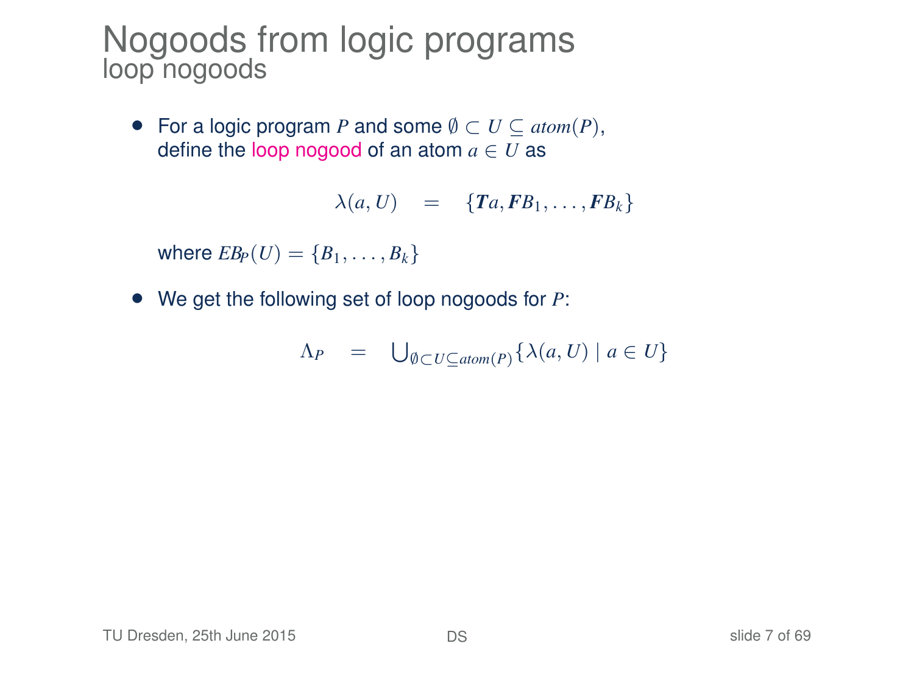# Nogoods from logic programs
## loop nogoods

- For a logic program $P$ and some $\emptyset \subset U \subseteq atom(P)$, define the loop nogood of an atom $a \in U$ as

$$\lambda(a, U) \quad = \quad \{\boldsymbol{T}a, \boldsymbol{F}B_1, \ldots, \boldsymbol{F}B_k\}$$

  where $EB_P(U) = \{B_1, \ldots, B_k\}$

- We get the following set of loop nogoods for $P$:

$$\Lambda_P \quad = \quad \bigcup_{\emptyset \subset U \subseteq atom(P)} \{\lambda(a, U) \mid a \in U\}$$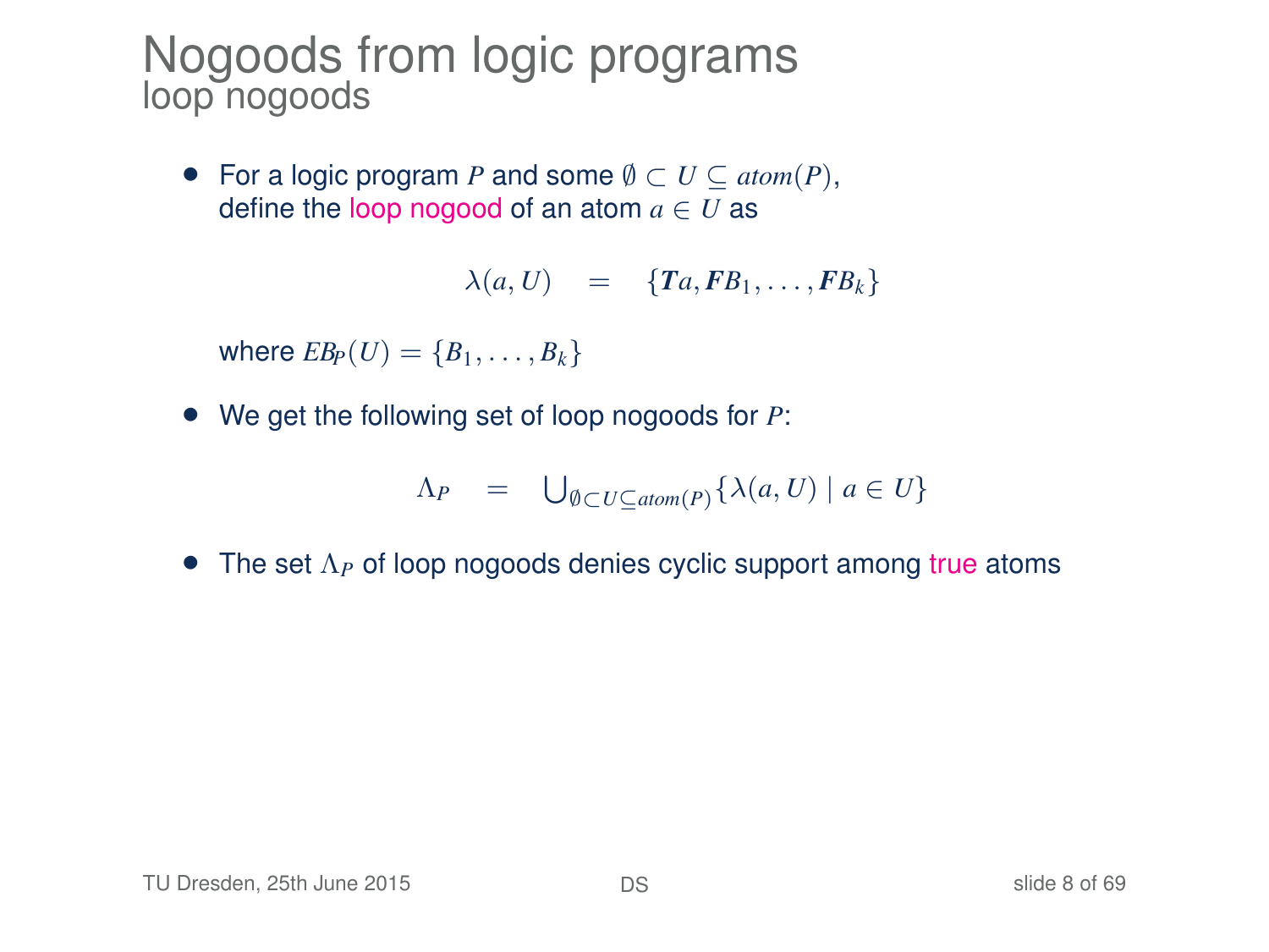# Nogoods from logic programs
## loop nogoods

- For a logic program $P$ and some $\emptyset \subset U \subseteq atom(P)$, define the loop nogood of an atom $a \in U$ as

$$\lambda(a, U) \quad = \quad \{\boldsymbol{T}a, \boldsymbol{F}B_1, \dots, \boldsymbol{F}B_k\}$$

where $EB_P(U) = \{B_1, \dots, B_k\}$

- We get the following set of loop nogoods for $P$:

$$\Lambda_P \quad = \quad \bigcup_{\emptyset \subset U \subseteq atom(P)} \{\lambda(a, U) \mid a \in U\}$$

- The set $\Lambda_P$ of loop nogoods denies cyclic support among true atoms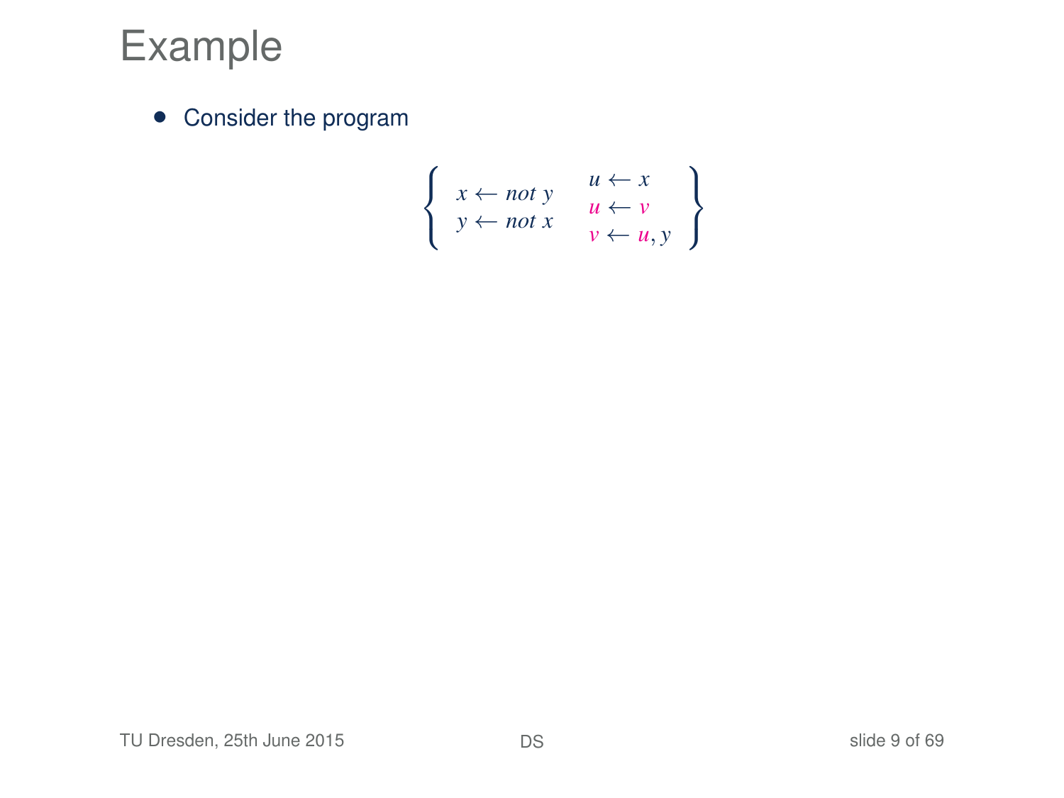# Example

- Consider the program

$$\left\{ \begin{array}{ll} x \leftarrow \mathit{not}\ y & u \leftarrow x \\ y \leftarrow \mathit{not}\ x & u \leftarrow v \\ & v \leftarrow u, y \end{array} \right\}$$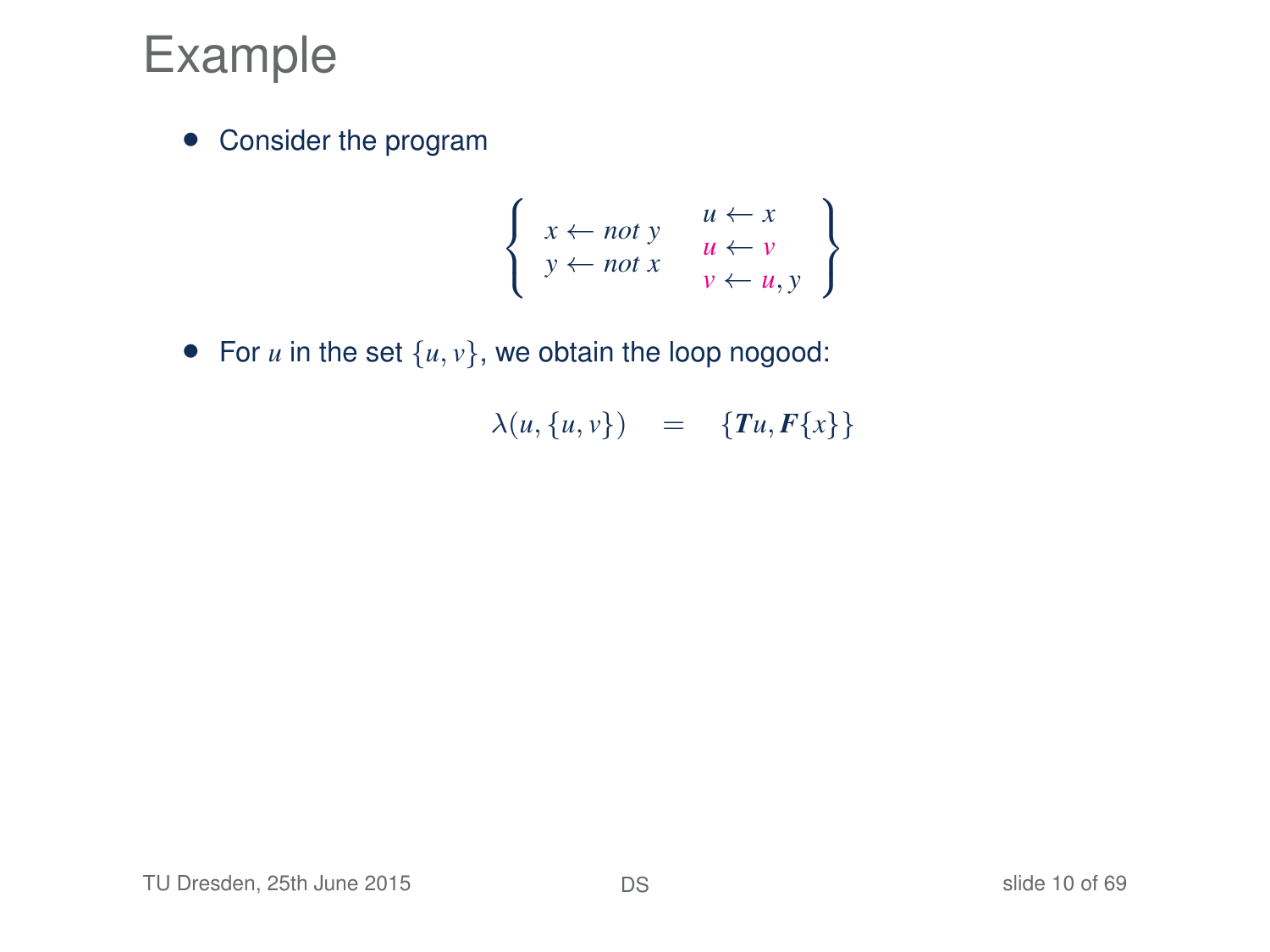# Example

- Consider the program

$$\left\{ \begin{array}{ll} x \leftarrow not\ y & u \leftarrow x \\ y \leftarrow not\ x & u \leftarrow v \\ & v \leftarrow u, y \end{array} \right\}$$

- For $u$ in the set $\{u, v\}$, we obtain the loop nogood:

$$\lambda(u, \{u, v\}) \quad = \quad \{\boldsymbol{T}u, \boldsymbol{F}\{x\}\}$$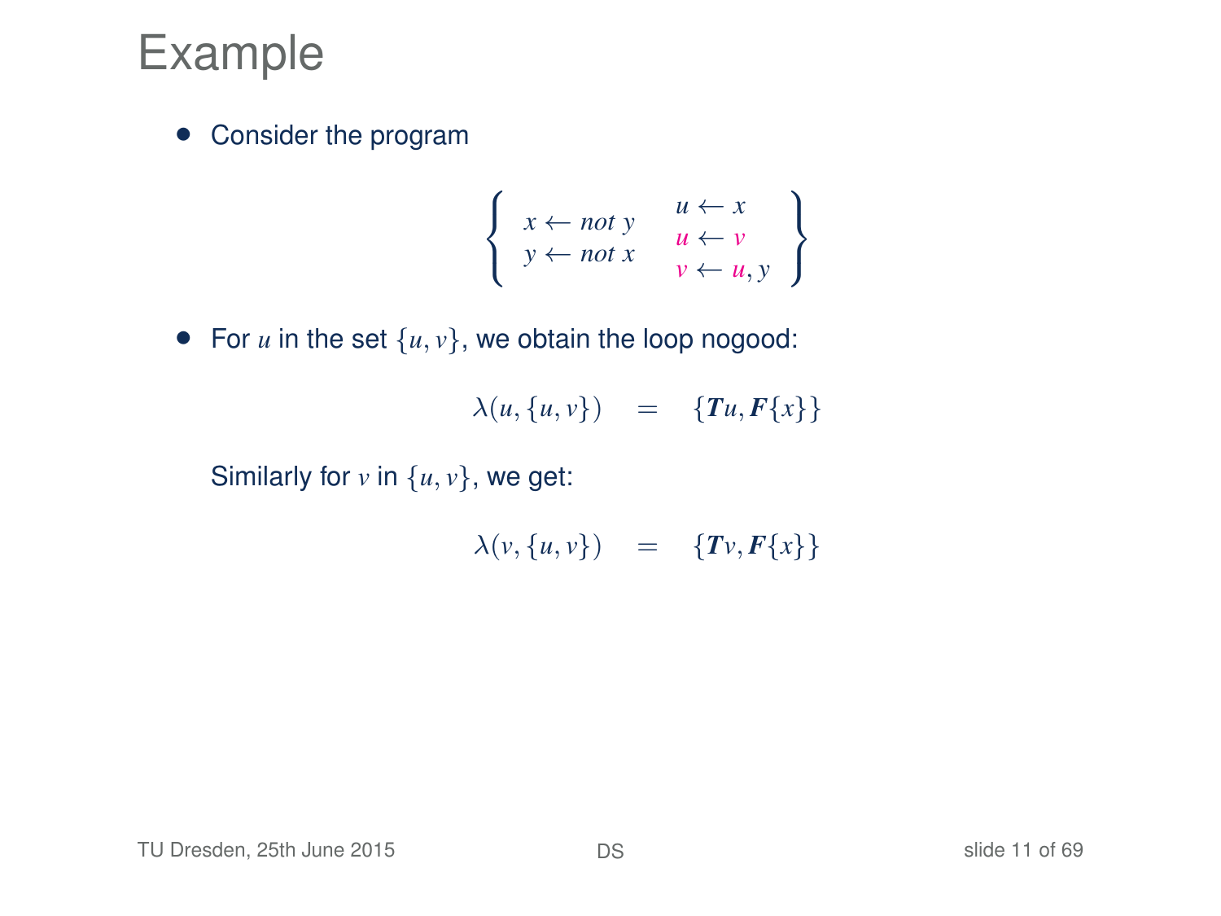# Example

- Consider the program

$$\left\{ \begin{array}{ll} x \leftarrow \mathit{not}\ y & u \leftarrow x \\ & u \leftarrow v \\ y \leftarrow \mathit{not}\ x & v \leftarrow u, y \end{array} \right\}$$

- For $u$ in the set $\{u, v\}$, we obtain the loop nogood:

$$\lambda(u, \{u, v\}) \quad = \quad \{\boldsymbol{T}u, \boldsymbol{F}\{x\}\}$$

Similarly for $v$ in $\{u, v\}$, we get:

$$\lambda(v, \{u, v\}) \quad = \quad \{\boldsymbol{T}v, \boldsymbol{F}\{x\}\}$$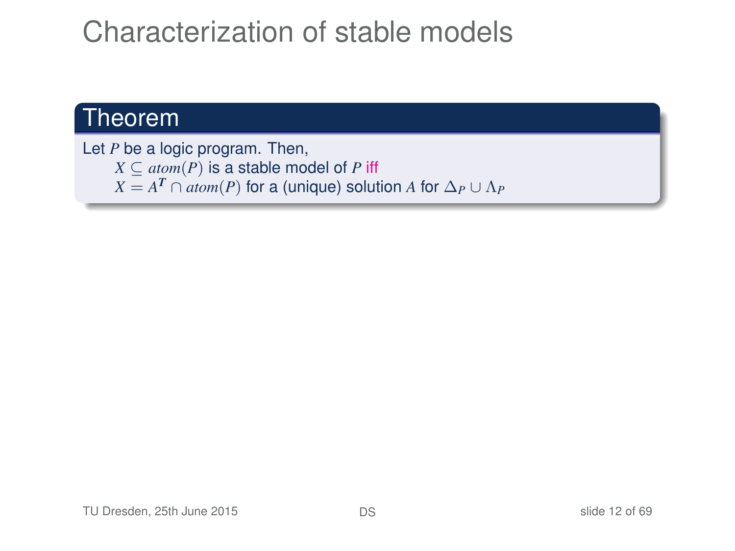# Characterization of stable models

**Theorem**

Let $P$ be a logic program. Then,

$X \subseteq atom(P)$ is a stable model of $P$ iff
$X = A^{\mathbf{T}} \cap atom(P)$ for a (unique) solution $A$ for $\Delta_P \cup \Lambda_P$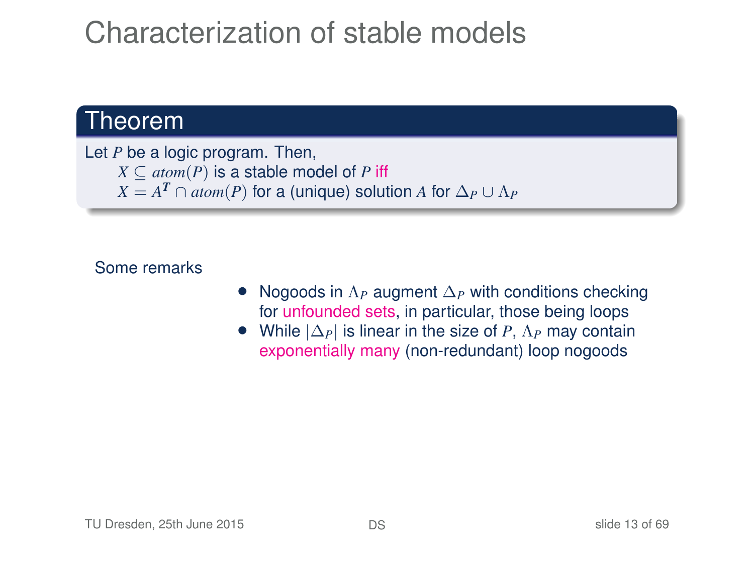# Characterization of stable models

## Theorem

Let $P$ be a logic program. Then,

$X \subseteq atom(P)$ is a stable model of $P$ iff

$X = A^{\boldsymbol{T}} \cap atom(P)$ for a (unique) solution $A$ for $\Delta_P \cup \Lambda_P$

Some remarks

- Nogoods in $\Lambda_P$ augment $\Delta_P$ with conditions checking for unfounded sets, in particular, those being loops
- While $|\Delta_P|$ is linear in the size of $P$, $\Lambda_P$ may contain exponentially many (non-redundant) loop nogoods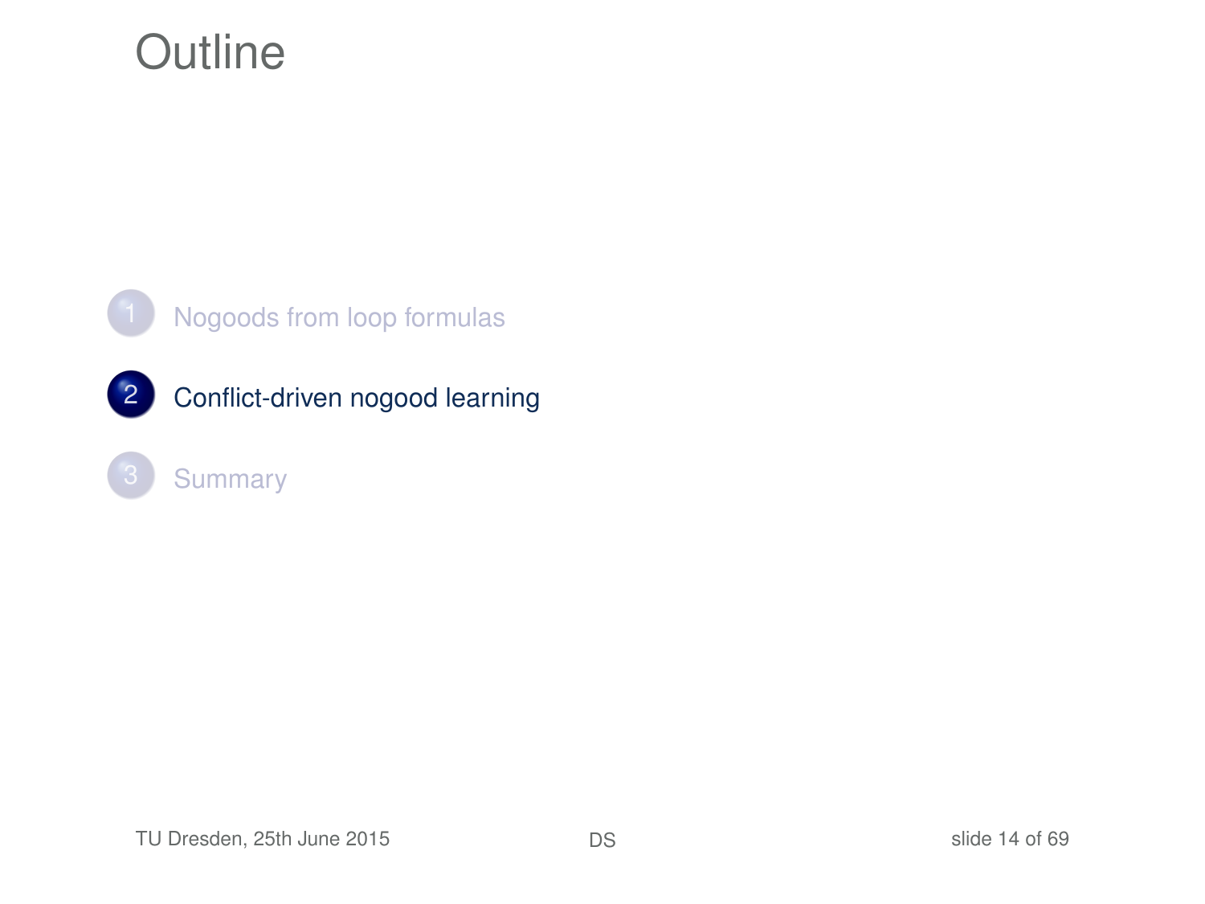# Outline

1. Nogoods from loop formulas
2. Conflict-driven nogood learning
3. Summary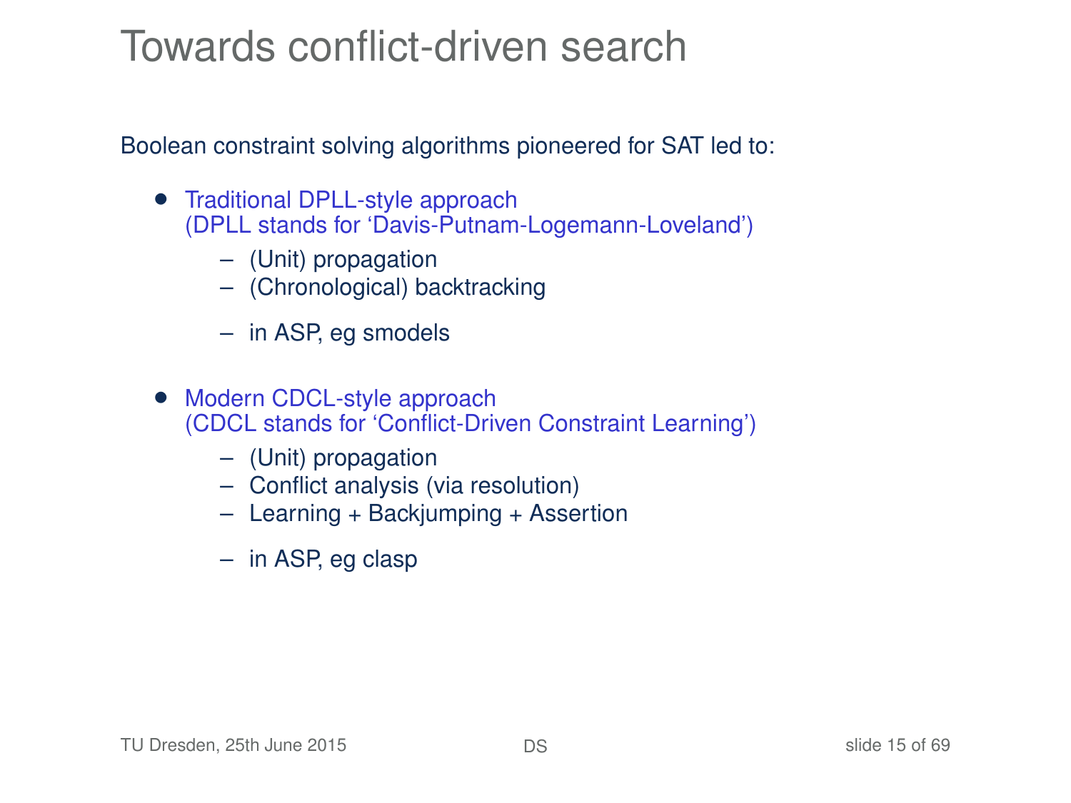# Towards conflict-driven search

Boolean constraint solving algorithms pioneered for SAT led to:

- Traditional DPLL-style approach
  (DPLL stands for 'Davis-Putnam-Logemann-Loveland')
  - (Unit) propagation
  - (Chronological) backtracking
  - in ASP, eg smodels

- Modern CDCL-style approach
  (CDCL stands for 'Conflict-Driven Constraint Learning')
  - (Unit) propagation
  - Conflict analysis (via resolution)
  - Learning + Backjumping + Assertion
  - in ASP, eg clasp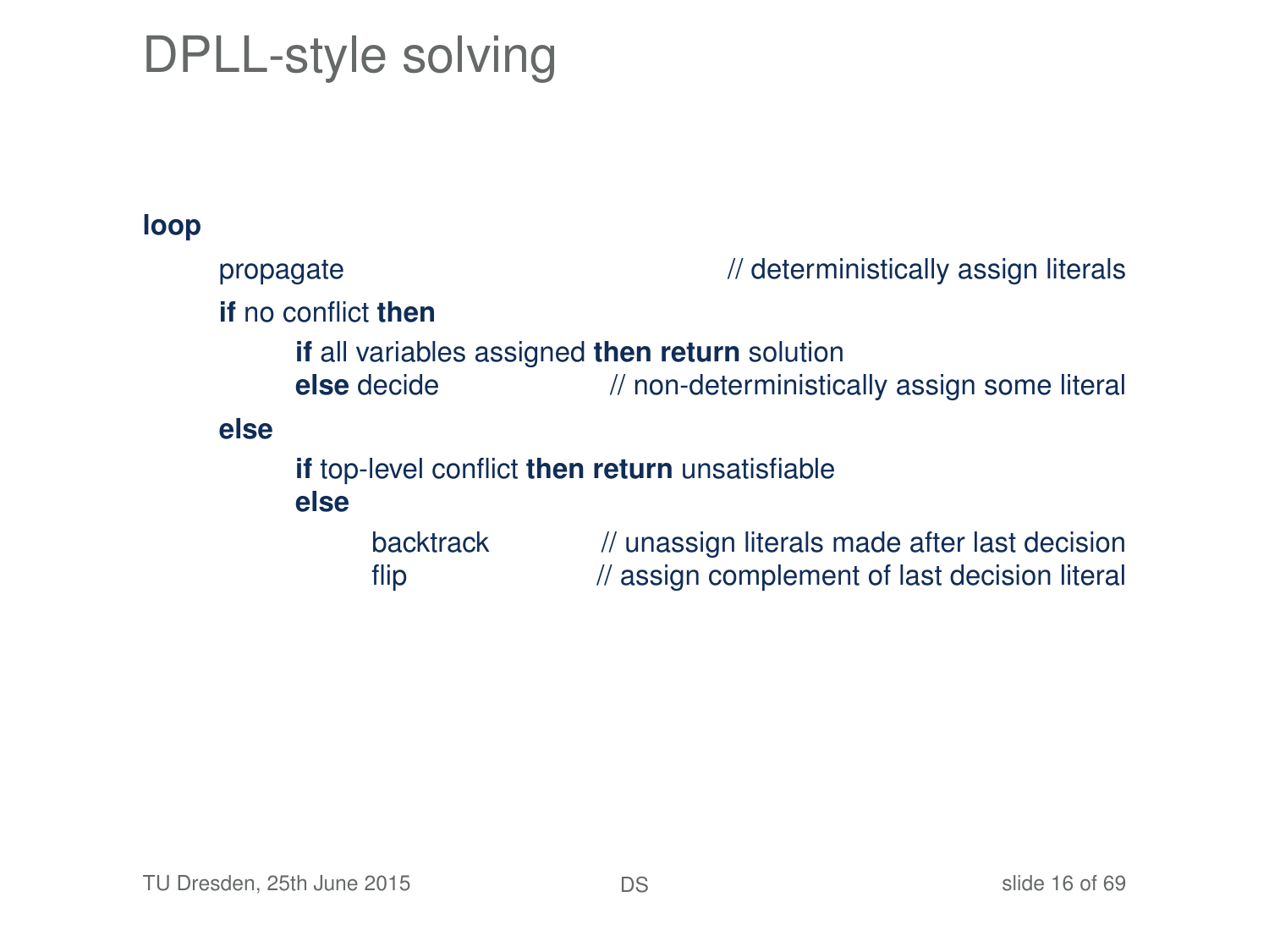# DPLL-style solving

```
loop
    propagate                                    // deterministically assign literals
    if no conflict then
        if all variables assigned then return solution
        else decide                   // non-deterministically assign some literal
    else
        if top-level conflict then return unsatisfiable
        else
            backtrack           // unassign literals made after last decision
            flip                // assign complement of last decision literal
```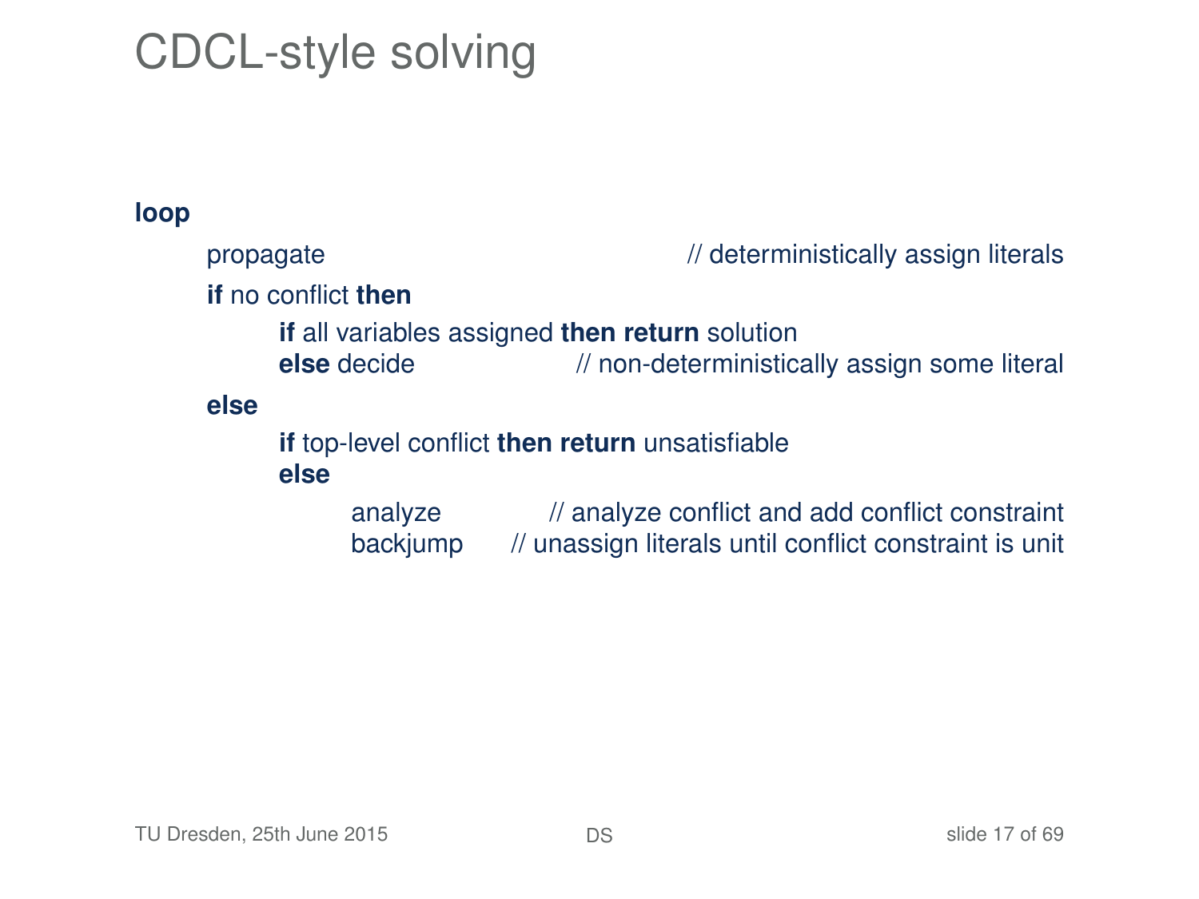# CDCL-style solving

```
loop
    propagate                                   // deterministically assign literals
    if no conflict then
        if all variables assigned then return solution
        else decide                    // non-deterministically assign some literal
    else
        if top-level conflict then return unsatisfiable
        else
            analyze            // analyze conflict and add conflict constraint
            backjump      // unassign literals until conflict constraint is unit
```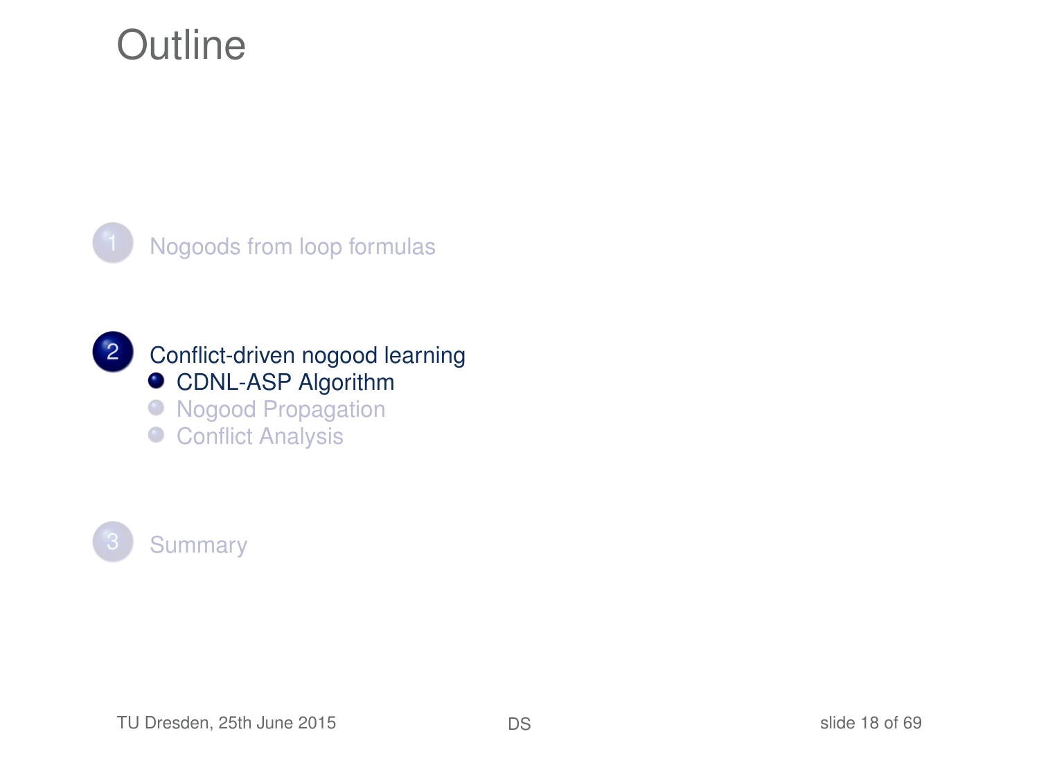# Outline

1. Nogoods from loop formulas
2. Conflict-driven nogood learning
   - CDNL-ASP Algorithm
   - Nogood Propagation
   - Conflict Analysis
3. Summary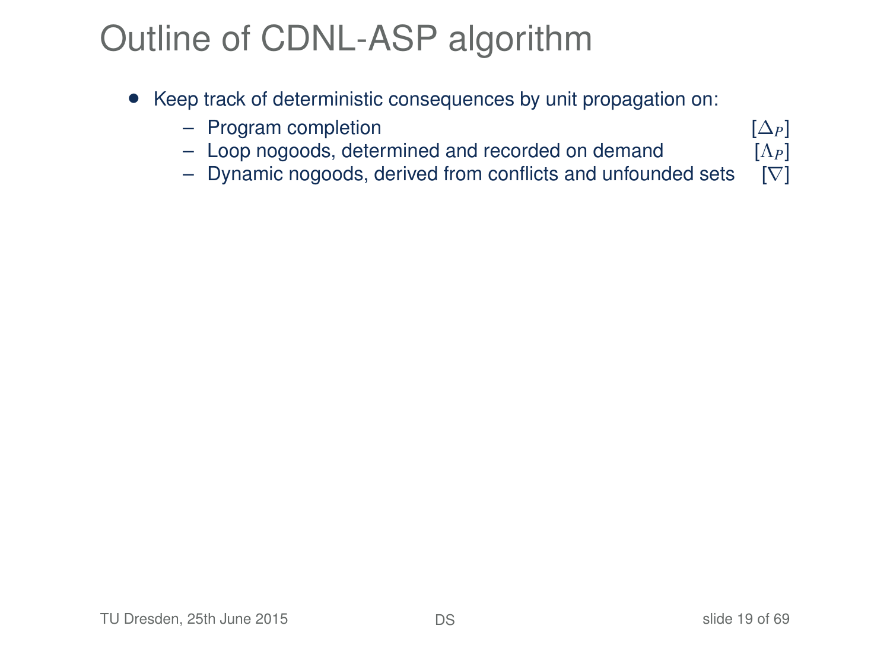# Outline of CDNL-ASP algorithm

- Keep track of deterministic consequences by unit propagation on:
  - Program completion $[\Delta_P]$
  - Loop nogoods, determined and recorded on demand $[\Lambda_P]$
  - Dynamic nogoods, derived from conflicts and unfounded sets $[\nabla]$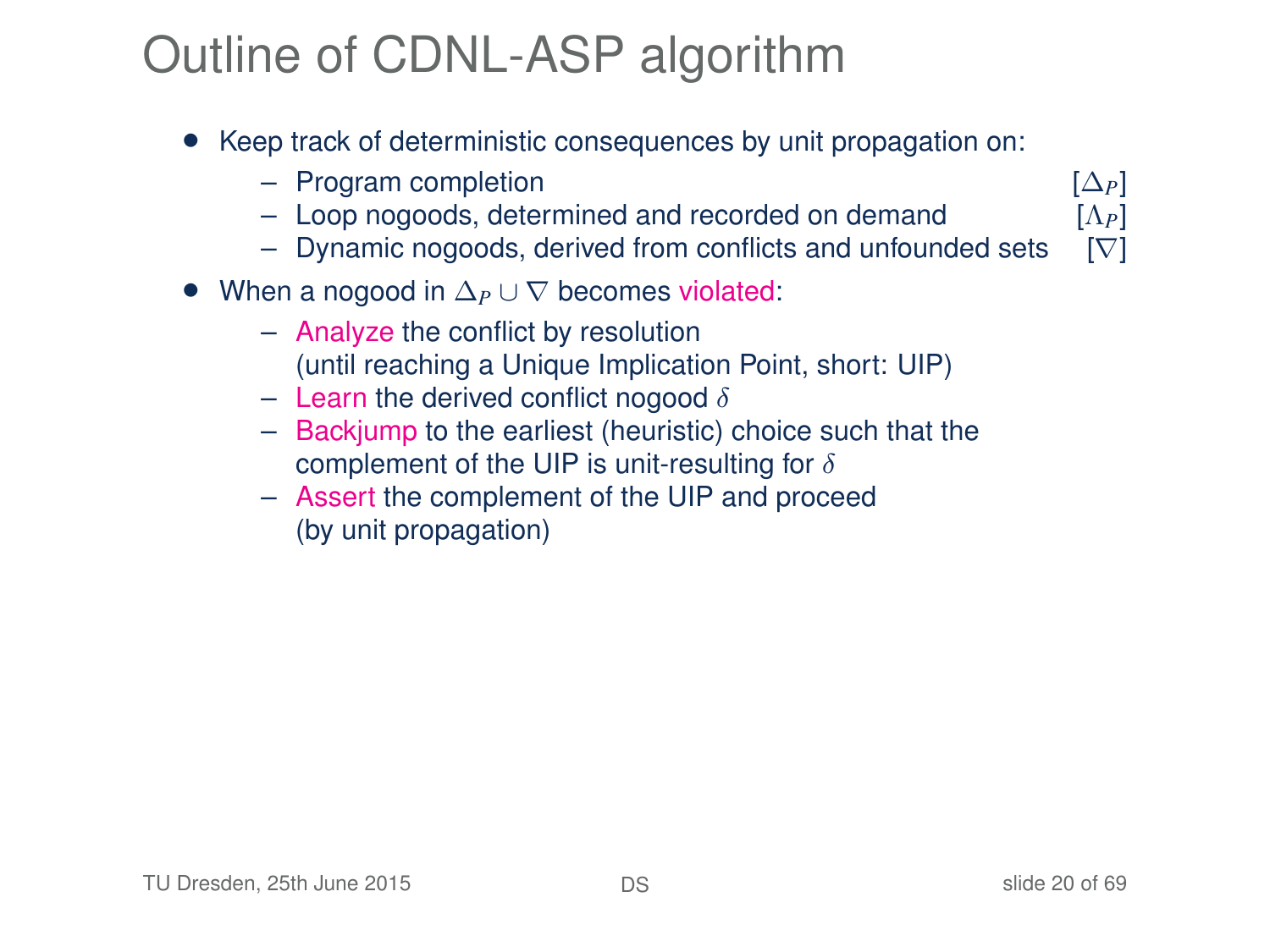# Outline of CDNL-ASP algorithm

- Keep track of deterministic consequences by unit propagation on:
  - Program completion [$\Delta_P$]
  - Loop nogoods, determined and recorded on demand [$\Lambda_P$]
  - Dynamic nogoods, derived from conflicts and unfounded sets [$\nabla$]
- When a nogood in $\Delta_P \cup \nabla$ becomes violated:
  - Analyze the conflict by resolution (until reaching a Unique Implication Point, short: UIP)
  - Learn the derived conflict nogood $\delta$
  - Backjump to the earliest (heuristic) choice such that the complement of the UIP is unit-resulting for $\delta$
  - Assert the complement of the UIP and proceed (by unit propagation)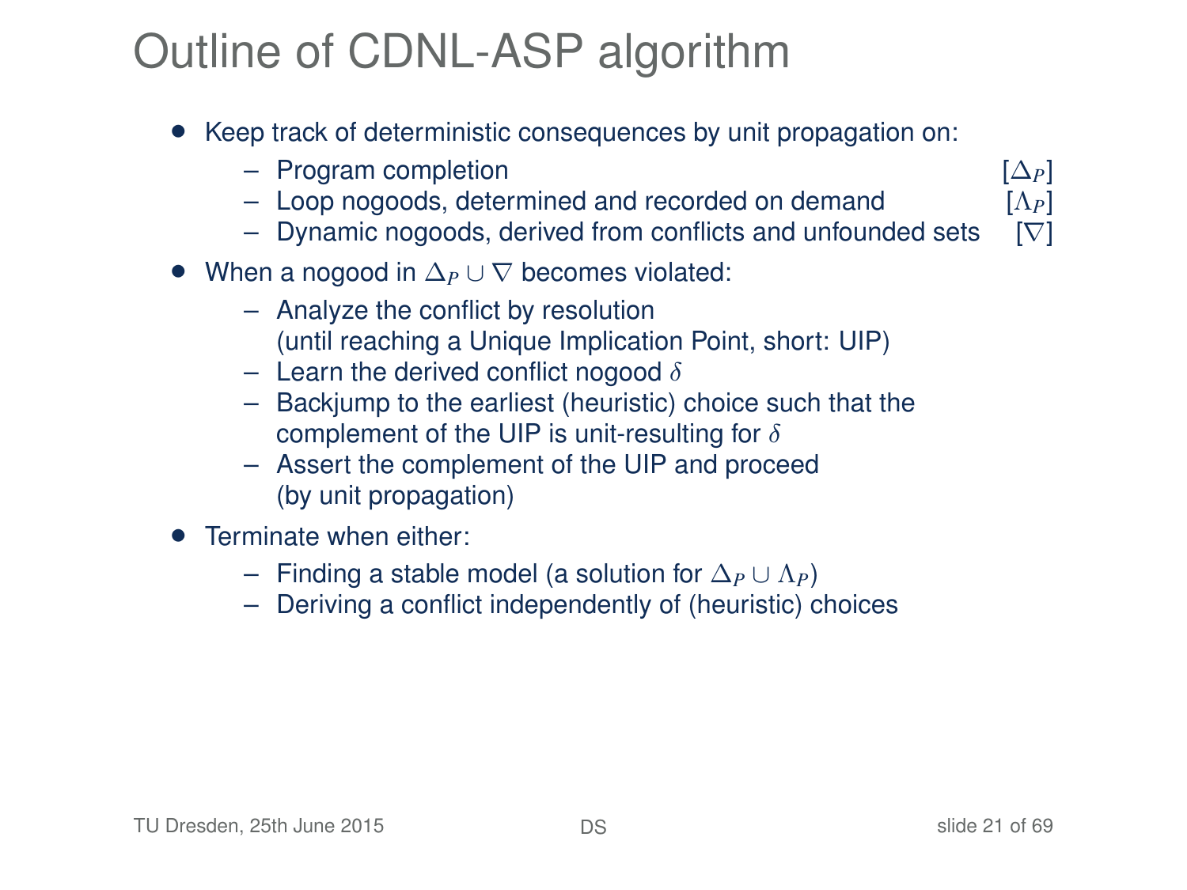# Outline of CDNL-ASP algorithm

- Keep track of deterministic consequences by unit propagation on:
  - Program completion [$\Delta_P$]
  - Loop nogoods, determined and recorded on demand [$\Lambda_P$]
  - Dynamic nogoods, derived from conflicts and unfounded sets [$\nabla$]
- When a nogood in $\Delta_P \cup \nabla$ becomes violated:
  - Analyze the conflict by resolution (until reaching a Unique Implication Point, short: UIP)
  - Learn the derived conflict nogood $\delta$
  - Backjump to the earliest (heuristic) choice such that the complement of the UIP is unit-resulting for $\delta$
  - Assert the complement of the UIP and proceed (by unit propagation)
- Terminate when either:
  - Finding a stable model (a solution for $\Delta_P \cup \Lambda_P$)
  - Deriving a conflict independently of (heuristic) choices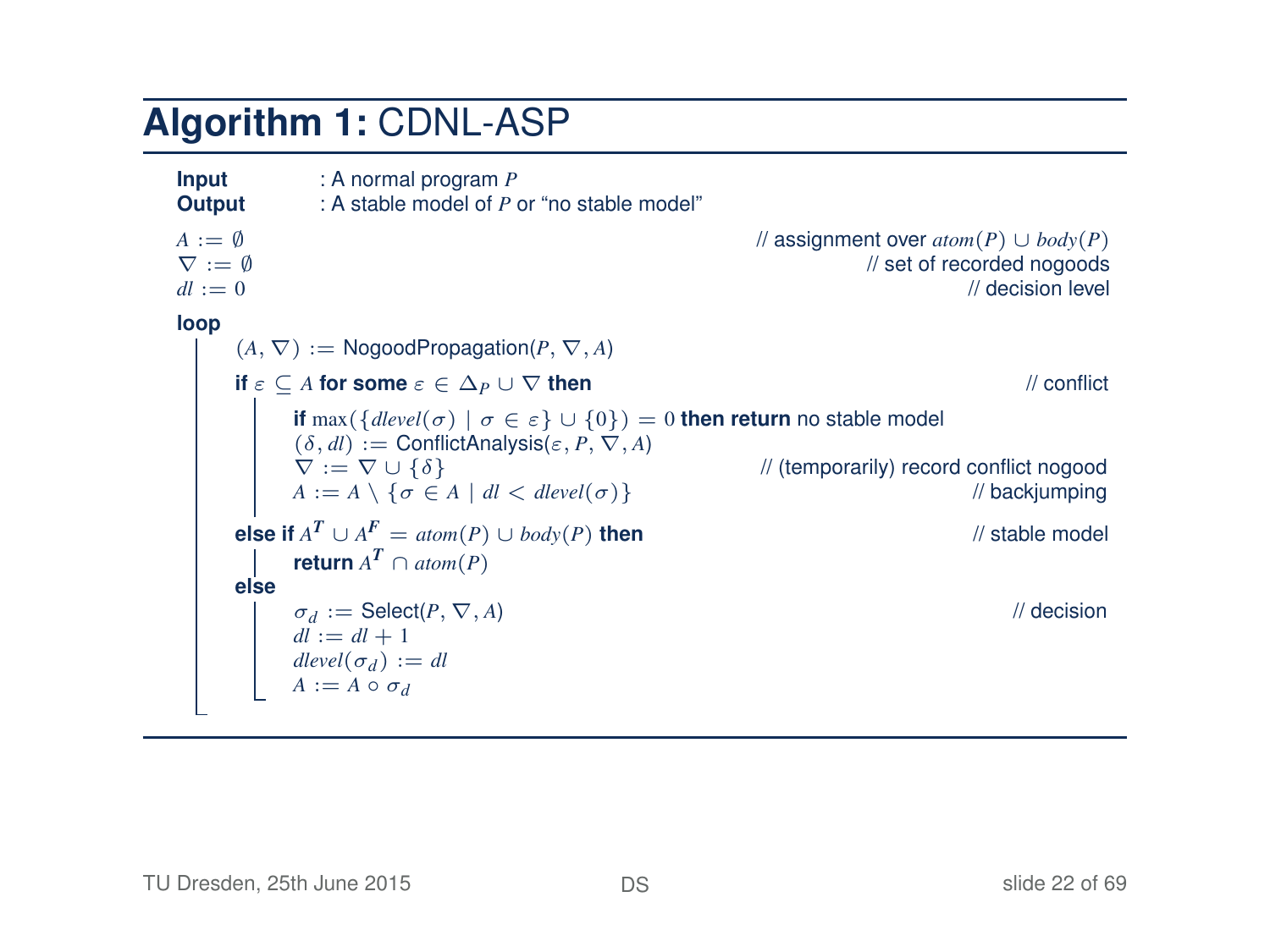## Algorithm 1: CDNL-ASP

**Input** : A normal program $P$
**Output** : A stable model of $P$ or "no stable model"

```
A := ∅                                              // assignment over atom(P) ∪ body(P)
∇ := ∅                                              // set of recorded nogoods
dl := 0                                             // decision level
loop
    (A, ∇) := NogoodPropagation(P, ∇, A)
    if ε ⊆ A for some ε ∈ Δ_P ∪ ∇ then              // conflict
        if max({dlevel(σ) | σ ∈ ε} ∪ {0}) = 0 then return no stable model
        (δ, dl) := ConflictAnalysis(ε, P, ∇, A)
        ∇ := ∇ ∪ {δ}                                // (temporarily) record conflict nogood
        A := A \ {σ ∈ A | dl < dlevel(σ)}           // backjumping
    else if A^T ∪ A^F = atom(P) ∪ body(P) then      // stable model
        return A^T ∩ atom(P)
    else
        σ_d := Select(P, ∇, A)                      // decision
        dl := dl + 1
        dlevel(σ_d) := dl
        A := A ∘ σ_d
```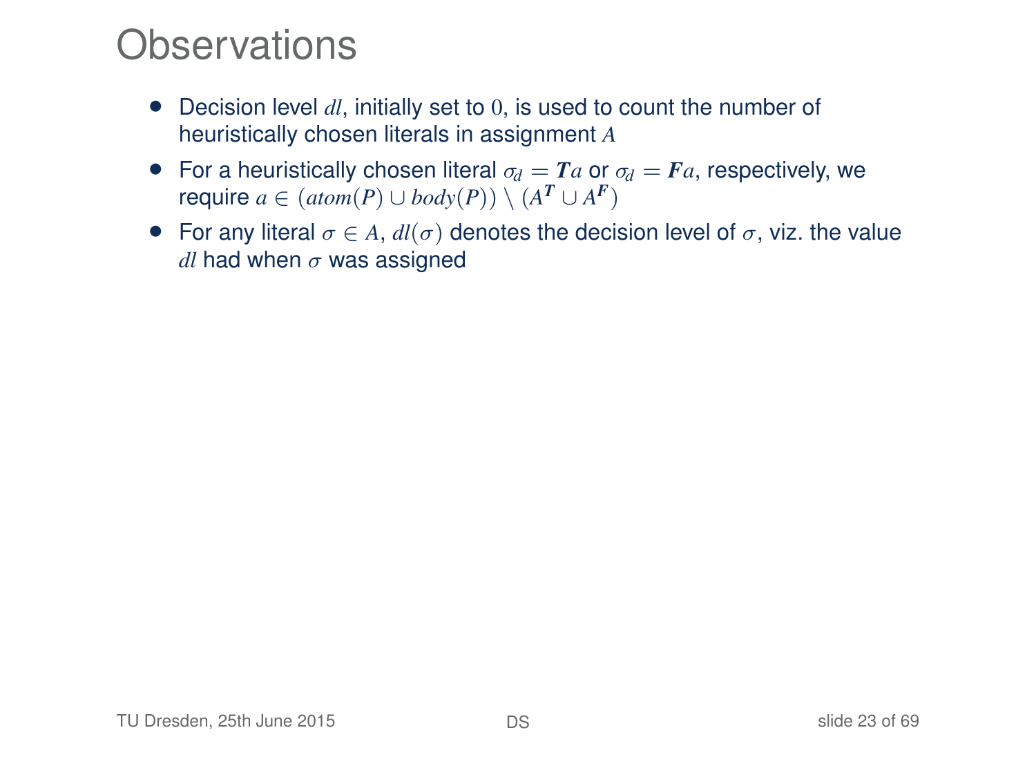# Observations

- Decision level $dl$, initially set to $0$, is used to count the number of heuristically chosen literals in assignment $A$
- For a heuristically chosen literal $\sigma_d = \boldsymbol{T}a$ or $\sigma_d = \boldsymbol{F}a$, respectively, we require $a \in (atom(P) \cup body(P)) \setminus (A^{\boldsymbol{T}} \cup A^{\boldsymbol{F}})$
- For any literal $\sigma \in A$, $dl(\sigma)$ denotes the decision level of $\sigma$, viz. the value $dl$ had when $\sigma$ was assigned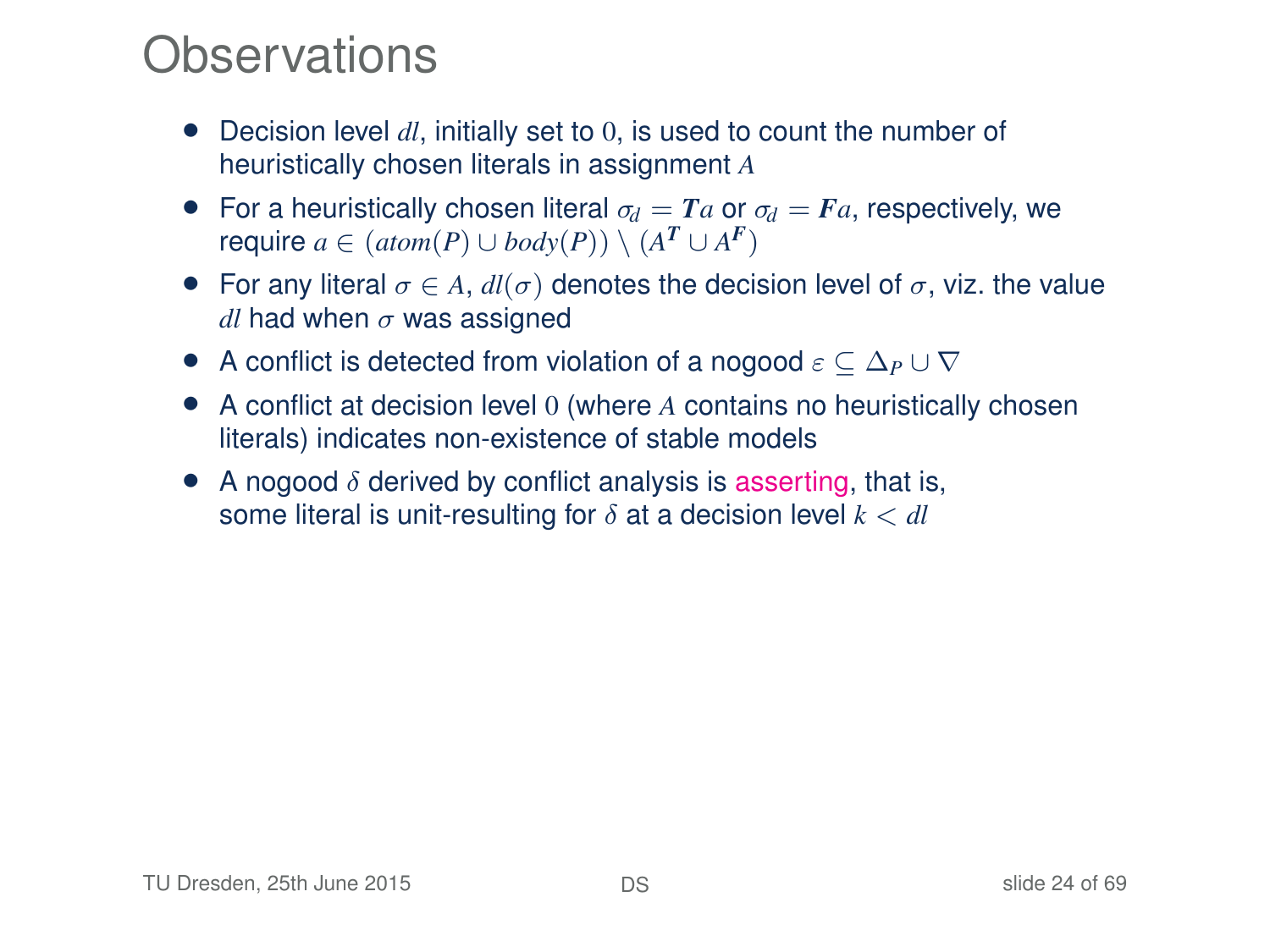# Observations

- Decision level $dl$, initially set to $0$, is used to count the number of heuristically chosen literals in assignment $A$
- For a heuristically chosen literal $\sigma_d = \boldsymbol{T}a$ or $\sigma_d = \boldsymbol{F}a$, respectively, we require $a \in (atom(P) \cup body(P)) \setminus (A^{\boldsymbol{T}} \cup A^{\boldsymbol{F}})$
- For any literal $\sigma \in A$, $dl(\sigma)$ denotes the decision level of $\sigma$, viz. the value $dl$ had when $\sigma$ was assigned
- A conflict is detected from violation of a nogood $\varepsilon \subseteq \Delta_P \cup \nabla$
- A conflict at decision level $0$ (where $A$ contains no heuristically chosen literals) indicates non-existence of stable models
- A nogood $\delta$ derived by conflict analysis is asserting, that is, some literal is unit-resulting for $\delta$ at a decision level $k < dl$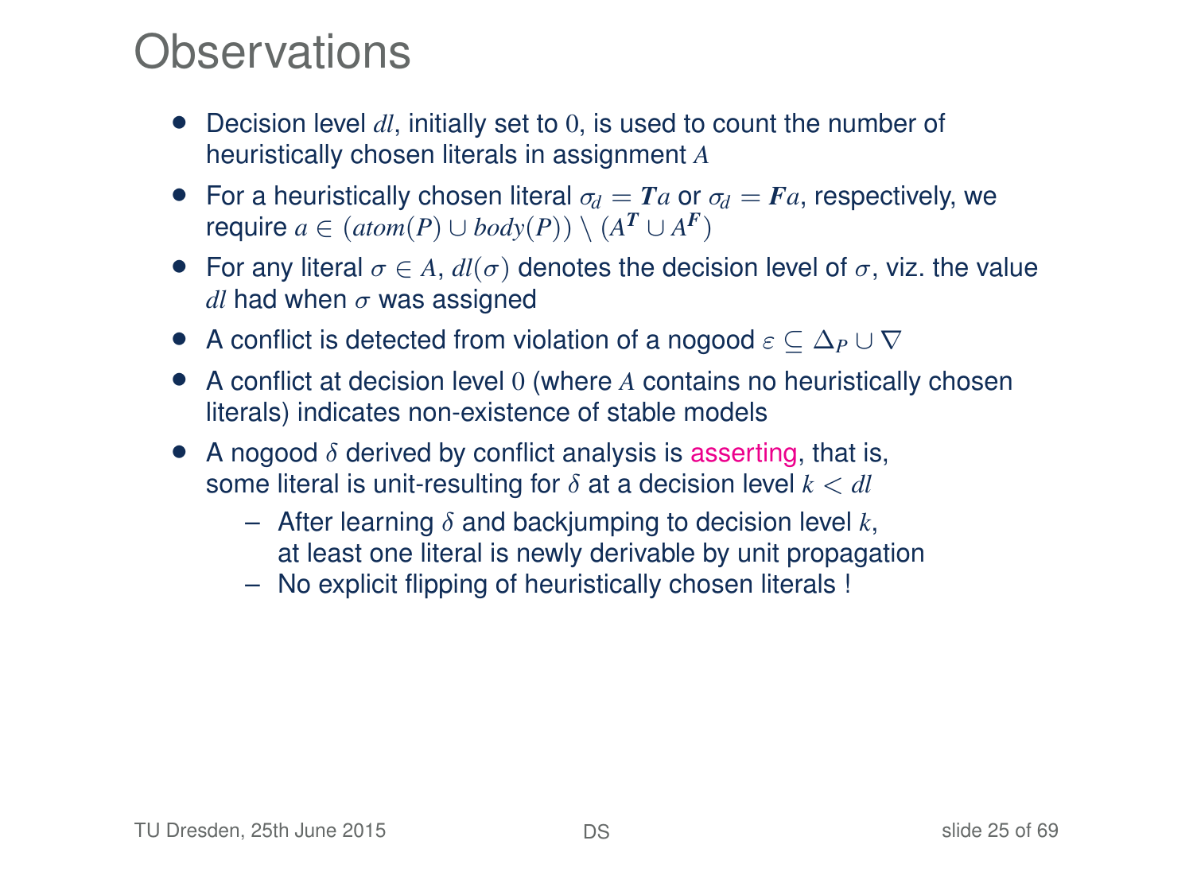# Observations

- Decision level $dl$, initially set to $0$, is used to count the number of heuristically chosen literals in assignment $A$
- For a heuristically chosen literal $\sigma_d = \boldsymbol{T}a$ or $\sigma_d = \boldsymbol{F}a$, respectively, we require $a \in (atom(P) \cup body(P)) \setminus (A^{\boldsymbol{T}} \cup A^{\boldsymbol{F}})$
- For any literal $\sigma \in A$, $dl(\sigma)$ denotes the decision level of $\sigma$, viz. the value $dl$ had when $\sigma$ was assigned
- A conflict is detected from violation of a nogood $\varepsilon \subseteq \Delta_P \cup \nabla$
- A conflict at decision level $0$ (where $A$ contains no heuristically chosen literals) indicates non-existence of stable models
- A nogood $\delta$ derived by conflict analysis is asserting, that is, some literal is unit-resulting for $\delta$ at a decision level $k < dl$
  - After learning $\delta$ and backjumping to decision level $k$, at least one literal is newly derivable by unit propagation
  - No explicit flipping of heuristically chosen literals !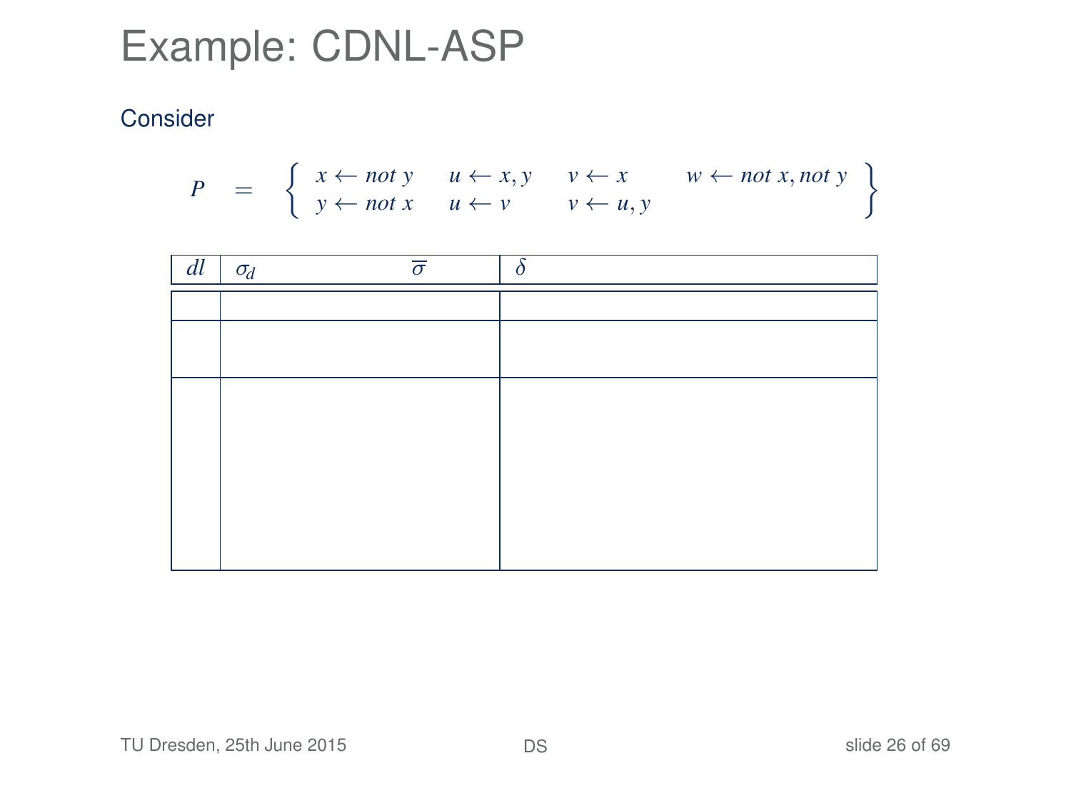# Example: CDNL-ASP

Consider

$$P \quad = \quad \left\{ \begin{array}{llll} x \leftarrow \mathit{not}\ y & u \leftarrow x, y & v \leftarrow x & w \leftarrow \mathit{not}\ x, \mathit{not}\ y \\ y \leftarrow \mathit{not}\ x & u \leftarrow v & v \leftarrow u, y & \end{array} \right\}$$

| $dl$ | $\sigma_d$ $\quad\quad$ $\overline{\sigma}$ | $\delta$ |
|---|---|---|
| | | |
| | | |
| | | |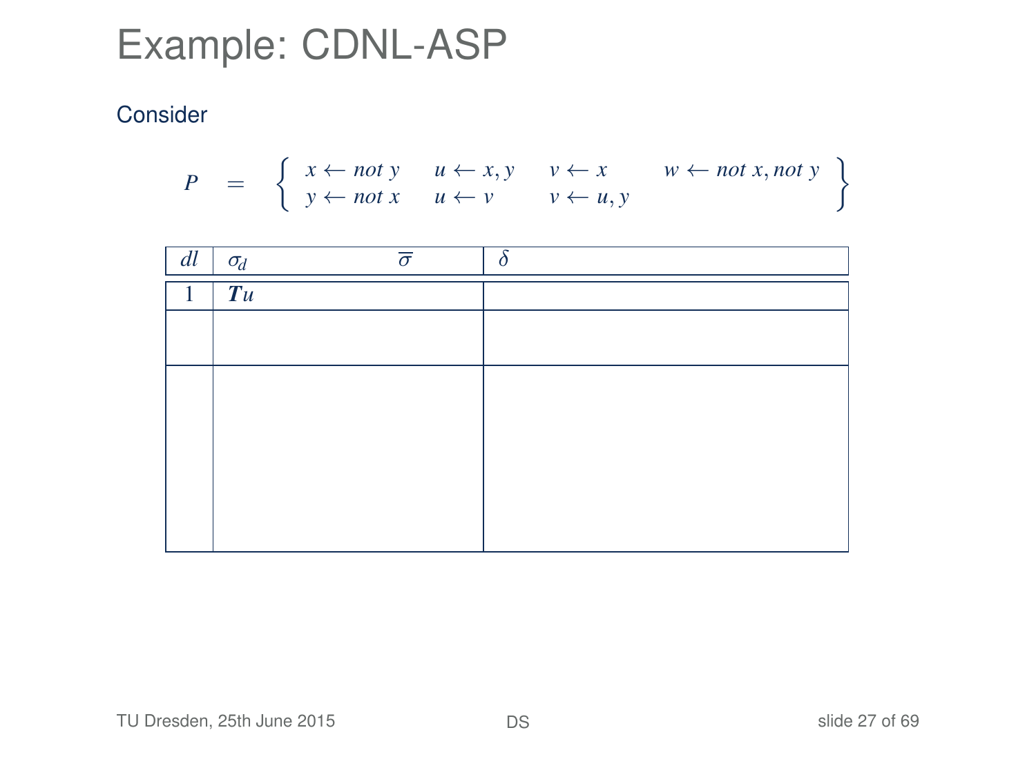# Example: CDNL-ASP

Consider

$$P = \left\{ \begin{array}{llll} x \leftarrow not\ y & u \leftarrow x, y & v \leftarrow x & w \leftarrow not\ x, not\ y \\ y \leftarrow not\ x & u \leftarrow v & v \leftarrow u, y & \end{array} \right\}$$

| $dl$ | $\sigma_d$ | $\overline{\sigma}$ | $\delta$ |
|---|---|---|---|
| 1 | $\boldsymbol{T}u$ | | |
| | | | |
| | | | |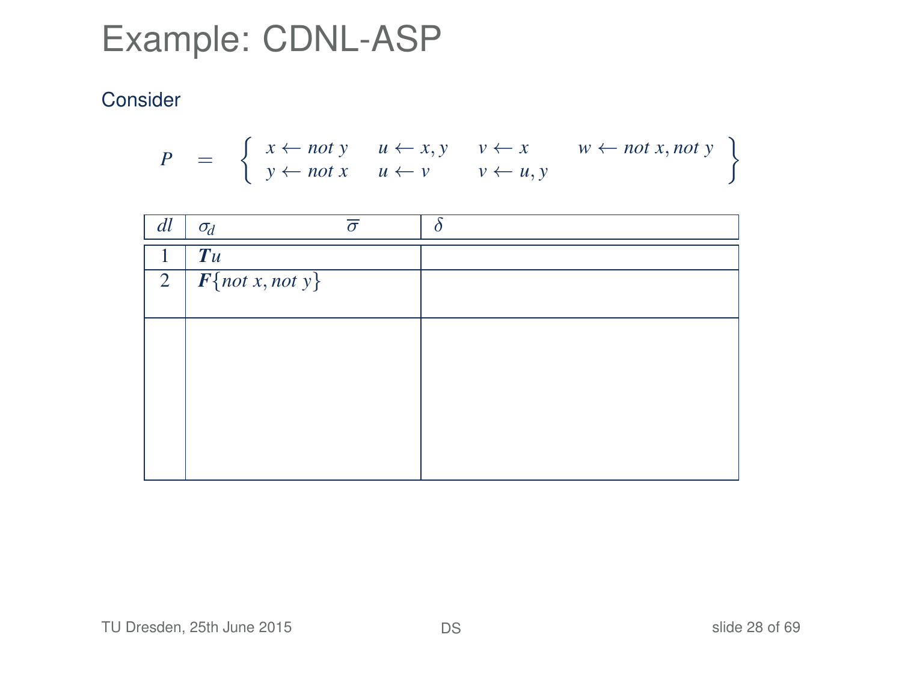# Example: CDNL-ASP

Consider

$$P \quad = \quad \left\{ \begin{array}{llll} x \leftarrow not\ y & u \leftarrow x, y & v \leftarrow x & w \leftarrow not\ x, not\ y \\ y \leftarrow not\ x & u \leftarrow v & v \leftarrow u, y & \end{array} \right\}$$

| $dl$ | $\sigma_d$ $\quad\quad\quad\quad$ $\overline{\sigma}$ | $\delta$ |
|---|---|---|
| 1 | $\boldsymbol{T}u$ | |
| 2 | $\boldsymbol{F}\{not\ x, not\ y\}$ | |
| | | |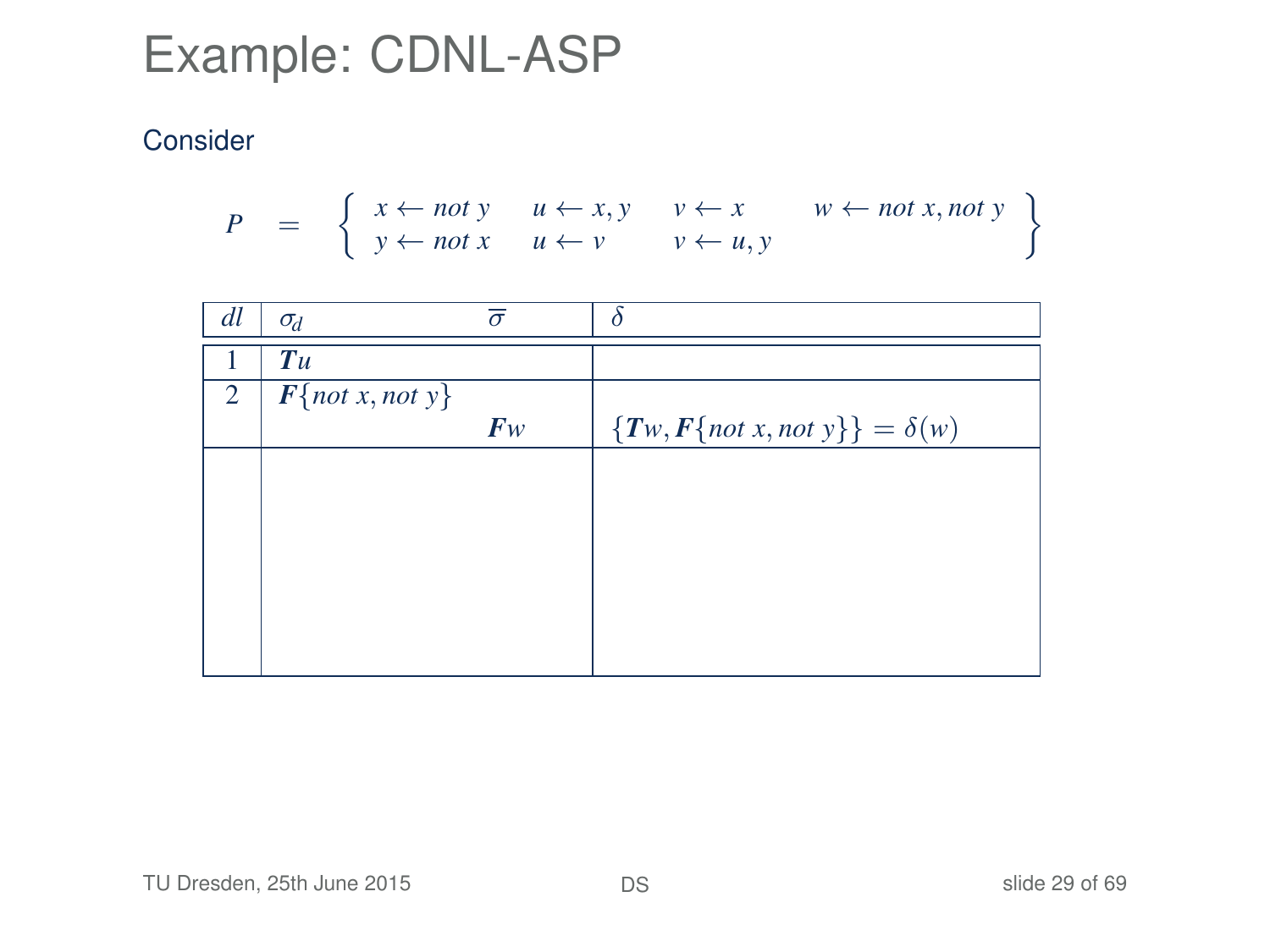# Example: CDNL-ASP

Consider

$$P \quad = \quad \left\{ \begin{array}{llll} x \leftarrow not\ y & u \leftarrow x, y & v \leftarrow x & w \leftarrow not\ x, not\ y \\ y \leftarrow not\ x & u \leftarrow v & v \leftarrow u, y & \end{array} \right\}$$

| $dl$ | $\sigma_d$ | $\overline{\sigma}$ | $\delta$ |
|---|---|---|---|
| 1 | $\boldsymbol{T}u$ | | |
| 2 | $\boldsymbol{F}\{not\ x, not\ y\}$ | | |
| | | $\boldsymbol{F}w$ | $\{\boldsymbol{T}w, \boldsymbol{F}\{not\ x, not\ y\}\} = \delta(w)$ |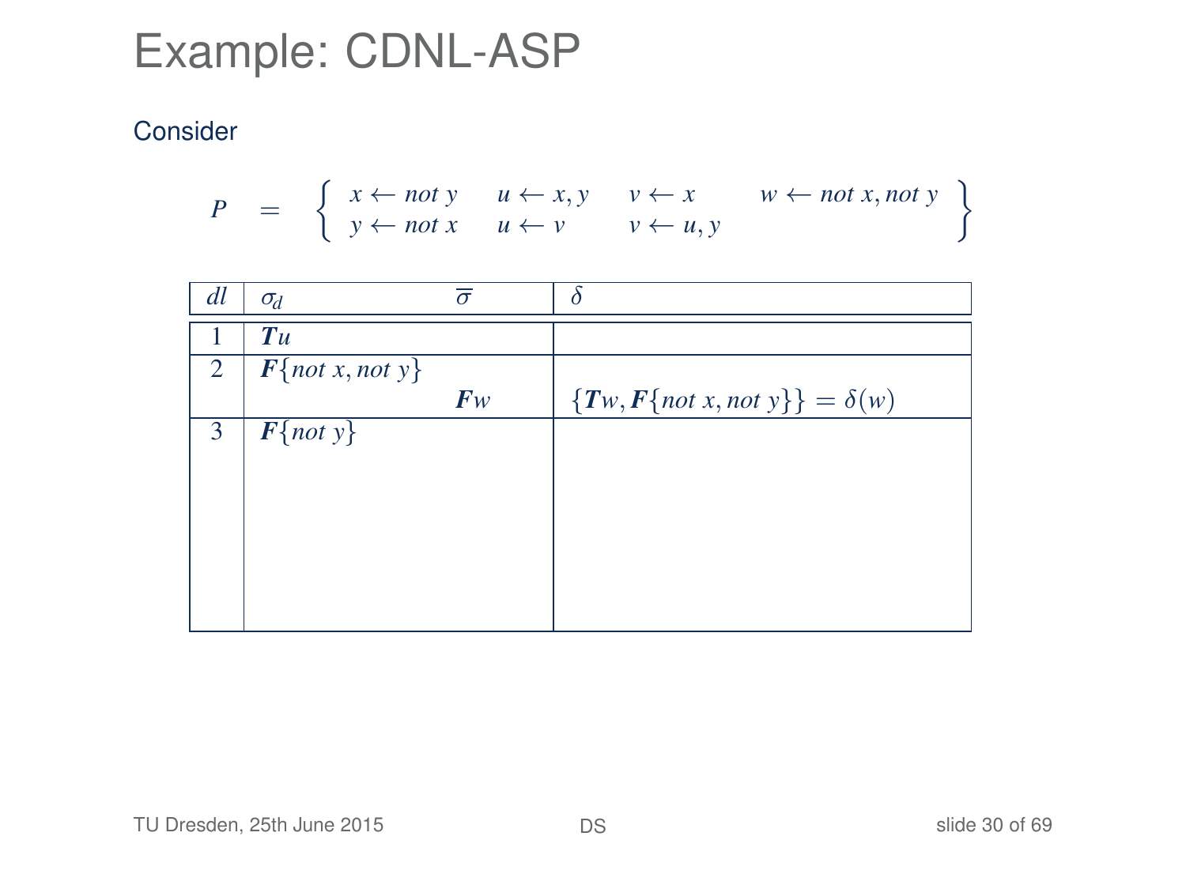# Example: CDNL-ASP

Consider

$$P \quad = \quad \left\{ \begin{array}{llll} x \leftarrow not\ y & u \leftarrow x, y & v \leftarrow x & w \leftarrow not\ x, not\ y \\ y \leftarrow not\ x & u \leftarrow v & v \leftarrow u, y & \end{array} \right\}$$

| $dl$ | $\sigma_d$ | $\overline{\sigma}$ | $\delta$ |
|---|---|---|---|
| 1 | $\boldsymbol{T}u$ | | |
| 2 | $\boldsymbol{F}\{not\ x, not\ y\}$ | | |
| | | $\boldsymbol{F}w$ | $\{\boldsymbol{T}w, \boldsymbol{F}\{not\ x, not\ y\}\} = \delta(w)$ |
| 3 | $\boldsymbol{F}\{not\ y\}$ | | |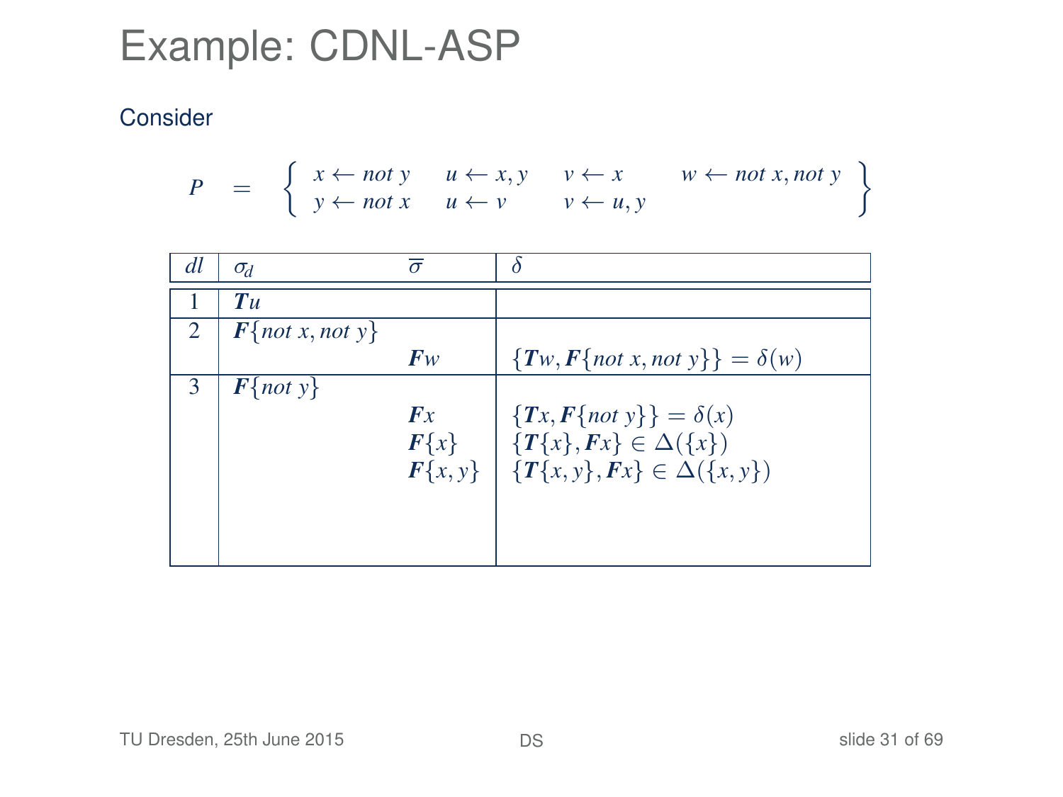# Example: CDNL-ASP

Consider

$$P \quad = \quad \left\{ \begin{array}{llll} x \leftarrow \mathit{not}\ y & u \leftarrow x, y & v \leftarrow x & w \leftarrow \mathit{not}\ x, \mathit{not}\ y \\ y \leftarrow \mathit{not}\ x & u \leftarrow v & v \leftarrow u, y & \end{array} \right\}$$

| $dl$ | $\sigma_d$ | $\overline{\sigma}$ | $\delta$ |
|---|---|---|---|
| 1 | $\boldsymbol{T}u$ | | |
| 2 | $\boldsymbol{F}\{\mathit{not}\ x, \mathit{not}\ y\}$ | | |
| | | $\boldsymbol{F}w$ | $\{\boldsymbol{T}w, \boldsymbol{F}\{\mathit{not}\ x, \mathit{not}\ y\}\} = \delta(w)$ |
| 3 | $\boldsymbol{F}\{\mathit{not}\ y\}$ | | |
| | | $\boldsymbol{F}x$ | $\{\boldsymbol{T}x, \boldsymbol{F}\{\mathit{not}\ y\}\} = \delta(x)$ |
| | | $\boldsymbol{F}\{x\}$ | $\{\boldsymbol{T}\{x\}, \boldsymbol{F}x\} \in \Delta(\{x\})$ |
| | | $\boldsymbol{F}\{x, y\}$ | $\{\boldsymbol{T}\{x, y\}, \boldsymbol{F}x\} \in \Delta(\{x, y\})$ |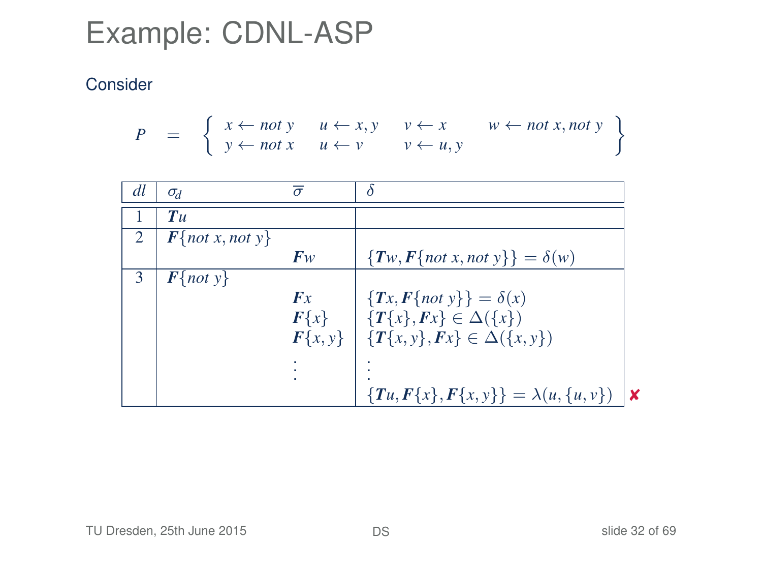# Example: CDNL-ASP

Consider

$$P = \left\{ \begin{array}{llll} x \leftarrow \mathit{not}\ y & u \leftarrow x, y & v \leftarrow x & w \leftarrow \mathit{not}\ x, \mathit{not}\ y \\ y \leftarrow \mathit{not}\ x & u \leftarrow v & v \leftarrow u, y & \end{array} \right\}$$

| $dl$ | $\sigma_d$ | $\overline{\sigma}$ | $\delta$ | |
|---|---|---|---|---|
| 1 | $\boldsymbol{T}u$ | | | |
| 2 | $\boldsymbol{F}\{\mathit{not}\ x, \mathit{not}\ y\}$ | | | |
| | | $\boldsymbol{F}w$ | $\{\boldsymbol{T}w, \boldsymbol{F}\{\mathit{not}\ x, \mathit{not}\ y\}\} = \delta(w)$ | |
| 3 | $\boldsymbol{F}\{\mathit{not}\ y\}$ | | | |
| | | $\boldsymbol{F}x$ | $\{\boldsymbol{T}x, \boldsymbol{F}\{\mathit{not}\ y\}\} = \delta(x)$ | |
| | | $\boldsymbol{F}\{x\}$ | $\{\boldsymbol{T}\{x\}, \boldsymbol{F}x\} \in \Delta(\{x\})$ | |
| | | $\boldsymbol{F}\{x, y\}$ | $\{\boldsymbol{T}\{x, y\}, \boldsymbol{F}x\} \in \Delta(\{x, y\})$ | |
| | | $\vdots$ | $\vdots$ | |
| | | | $\{\boldsymbol{T}u, \boldsymbol{F}\{x\}, \boldsymbol{F}\{x, y\}\} = \lambda(u, \{u, v\})$ | ✘ |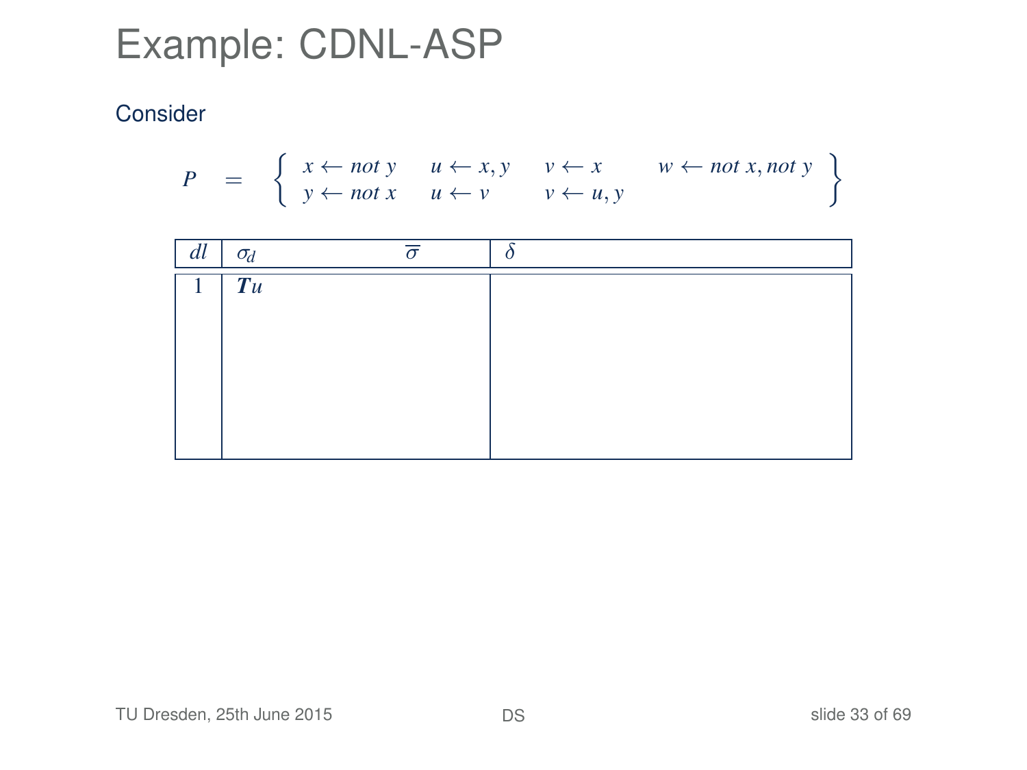# Example: CDNL-ASP

Consider

$$P = \left\{ \begin{array}{llll} x \leftarrow \mathit{not}\ y & u \leftarrow x, y & v \leftarrow x & w \leftarrow \mathit{not}\ x, \mathit{not}\ y \\ y \leftarrow \mathit{not}\ x & u \leftarrow v & v \leftarrow u, y & \end{array} \right\}$$

| $dl$ | $\sigma_d$ | $\overline{\sigma}$ | $\delta$ |
|---|---|---|---|
| 1 | $\boldsymbol{T}u$ | | |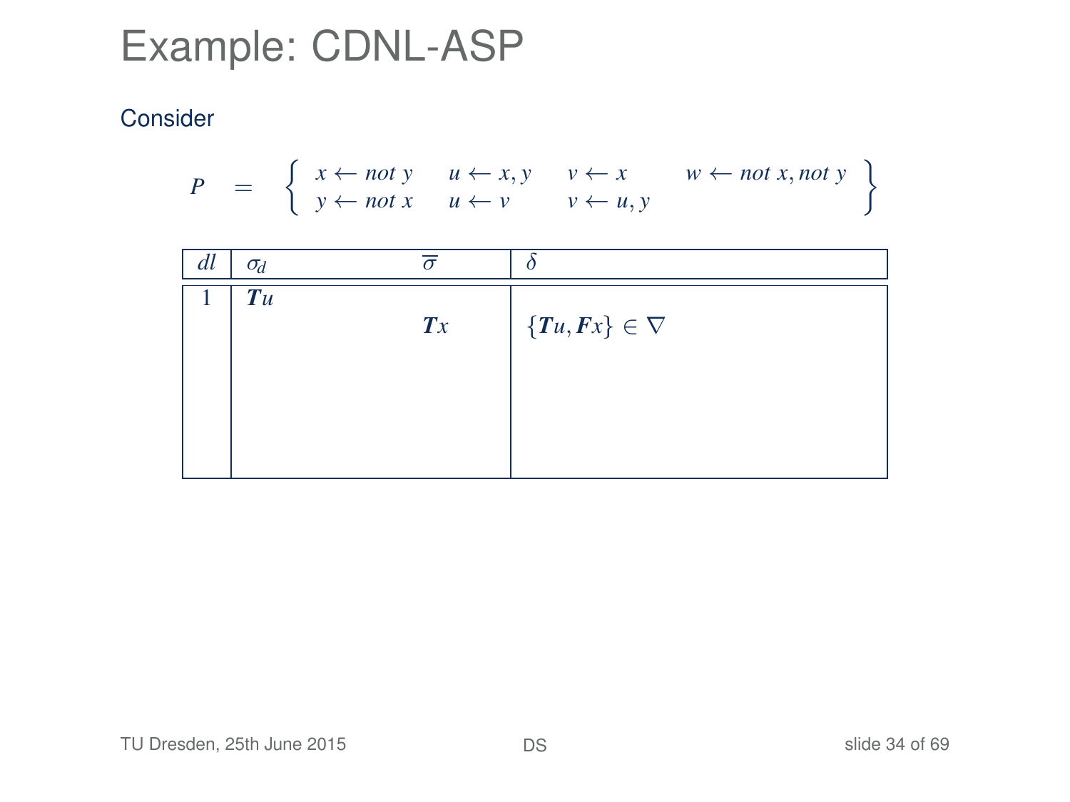# Example: CDNL-ASP

Consider

$$P \quad = \quad \left\{ \begin{array}{llll} x \leftarrow not\ y & u \leftarrow x, y & v \leftarrow x & w \leftarrow not\ x, not\ y \\ y \leftarrow not\ x & u \leftarrow v & v \leftarrow u, y & \end{array} \right\}$$

| $dl$ | $\sigma_d$ | $\overline{\sigma}$ | $\delta$ |
|---|---|---|---|
| 1 | $\boldsymbol{T}u$ | | |
| | | $\boldsymbol{T}x$ | $\{\boldsymbol{T}u, \boldsymbol{F}x\} \in \nabla$ |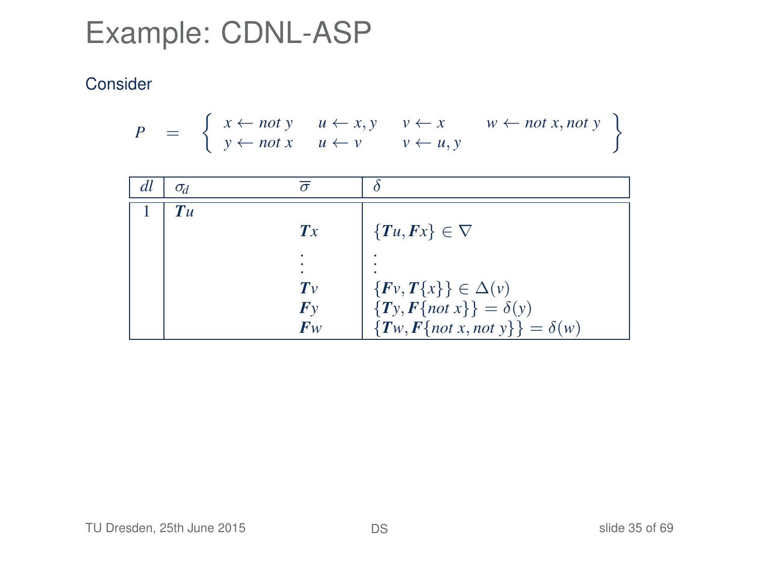# Example: CDNL-ASP

Consider

$$P \quad = \quad \left\{ \begin{array}{llll} x \leftarrow \mathit{not}\ y & u \leftarrow x, y & v \leftarrow x & w \leftarrow \mathit{not}\ x, \mathit{not}\ y \\ y \leftarrow \mathit{not}\ x & u \leftarrow v & v \leftarrow u, y & \end{array} \right\}$$

| $dl$ | $\sigma_d$ | $\overline{\sigma}$ | $\delta$ |
|---|---|---|---|
| 1 | $\boldsymbol{T}u$ | | |
| | | $\boldsymbol{T}x$ | $\{\boldsymbol{T}u, \boldsymbol{F}x\} \in \nabla$ |
| | | $\vdots$ | $\vdots$ |
| | | $\boldsymbol{T}v$ | $\{\boldsymbol{F}v, \boldsymbol{T}\{x\}\} \in \Delta(v)$ |
| | | $\boldsymbol{F}y$ | $\{\boldsymbol{T}y, \boldsymbol{F}\{\mathit{not}\ x\}\} = \delta(y)$ |
| | | $\boldsymbol{F}w$ | $\{\boldsymbol{T}w, \boldsymbol{F}\{\mathit{not}\ x, \mathit{not}\ y\}\} = \delta(w)$ |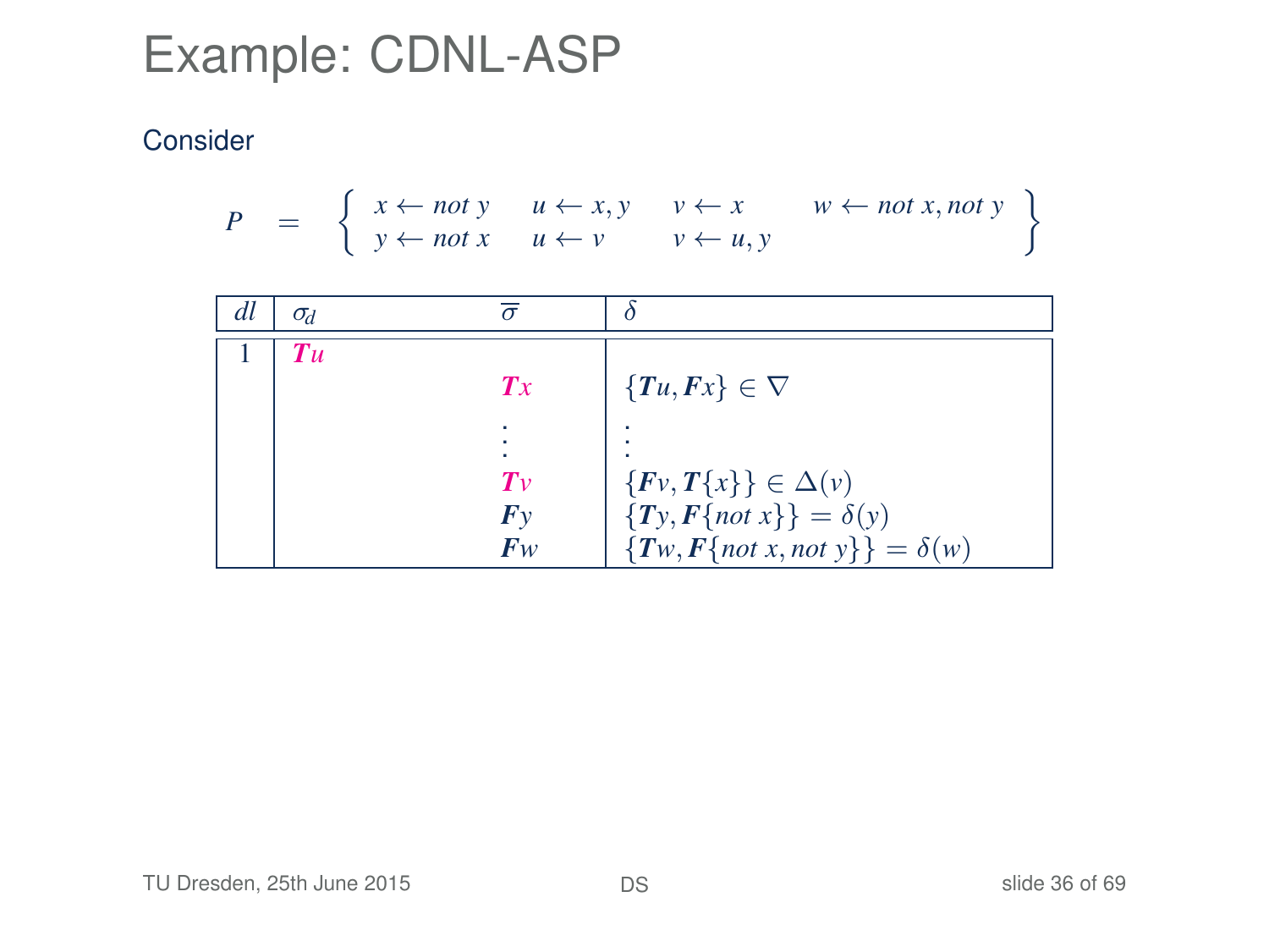# Example: CDNL-ASP

Consider

$$P = \left\{ \begin{array}{llll} x \leftarrow \mathit{not}\ y & u \leftarrow x, y & v \leftarrow x & w \leftarrow \mathit{not}\ x, \mathit{not}\ y \\ y \leftarrow \mathit{not}\ x & u \leftarrow v & v \leftarrow u, y & \end{array} \right\}$$

| $dl$ | $\sigma_d$ | $\overline{\sigma}$ | $\delta$ |
|---|---|---|---|
| 1 | $\boldsymbol{T}u$ | | |
| | | $\boldsymbol{T}x$ | $\{\boldsymbol{T}u, \boldsymbol{F}x\} \in \nabla$ |
| | | $\vdots$ | $\vdots$ |
| | | $\boldsymbol{T}v$ | $\{\boldsymbol{F}v, \boldsymbol{T}\{x\}\} \in \Delta(v)$ |
| | | $\boldsymbol{F}y$ | $\{\boldsymbol{T}y, \boldsymbol{F}\{\mathit{not}\ x\}\} = \delta(y)$ |
| | | $\boldsymbol{F}w$ | $\{\boldsymbol{T}w, \boldsymbol{F}\{\mathit{not}\ x, \mathit{not}\ y\}\} = \delta(w)$ |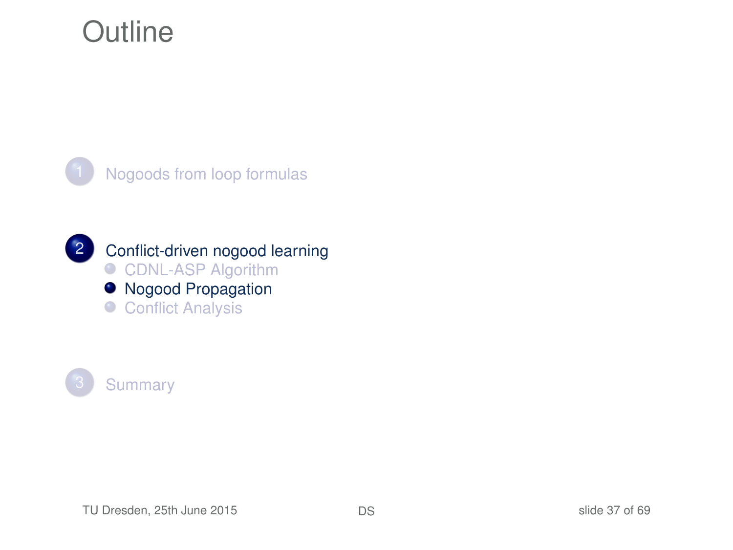# Outline

1. Nogoods from loop formulas

2. Conflict-driven nogood learning
   - CDNL-ASP Algorithm
   - Nogood Propagation
   - Conflict Analysis

3. Summary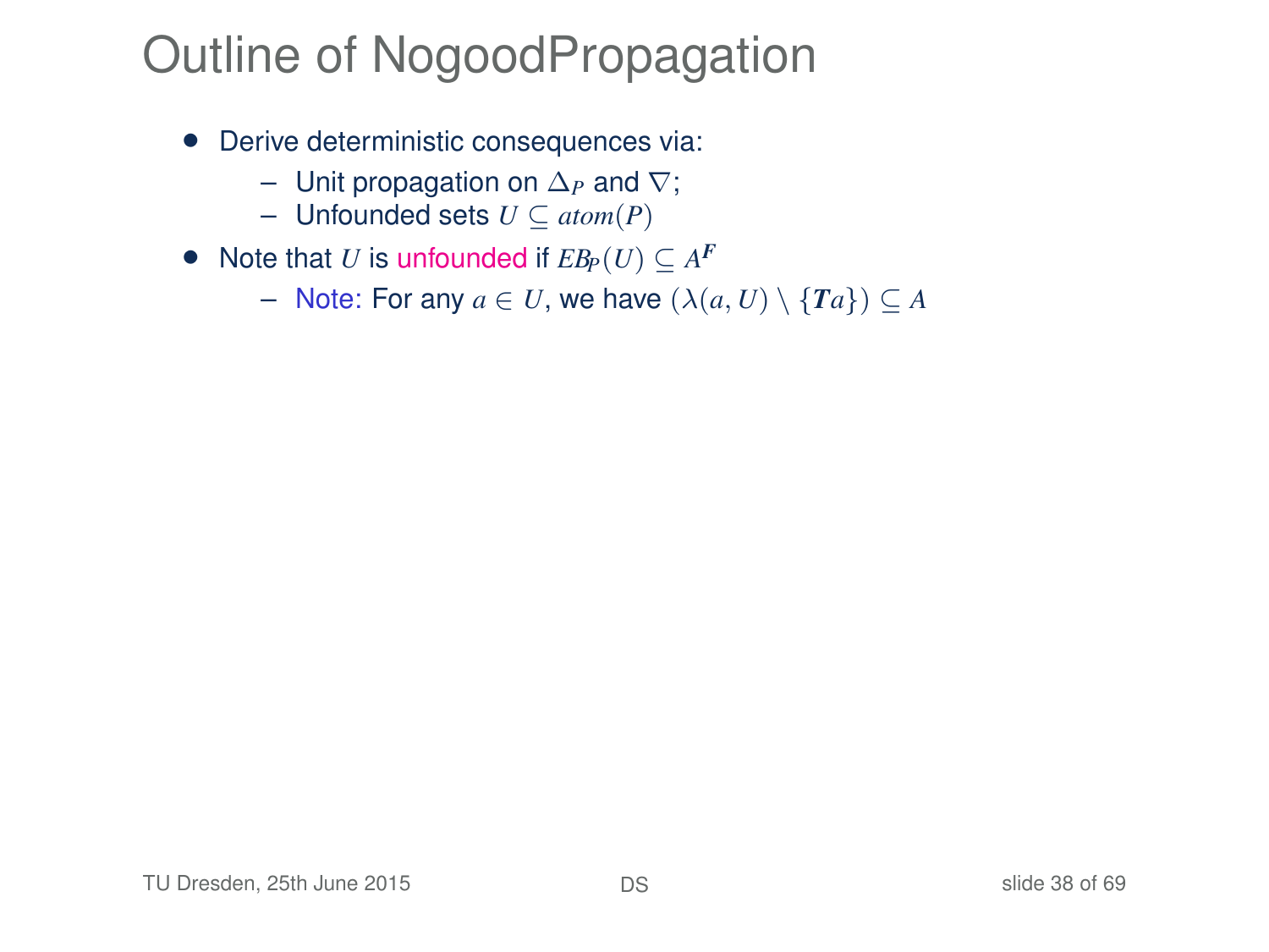# Outline of NogoodPropagation

- Derive deterministic consequences via:
  - Unit propagation on $\Delta_P$ and $\nabla$;
  - Unfounded sets $U \subseteq atom(P)$
- Note that $U$ is unfounded if $EB_P(U) \subseteq A^{\boldsymbol{F}}$
  - Note: For any $a \in U$, we have $(\lambda(a, U) \setminus \{\boldsymbol{T}a\}) \subseteq A$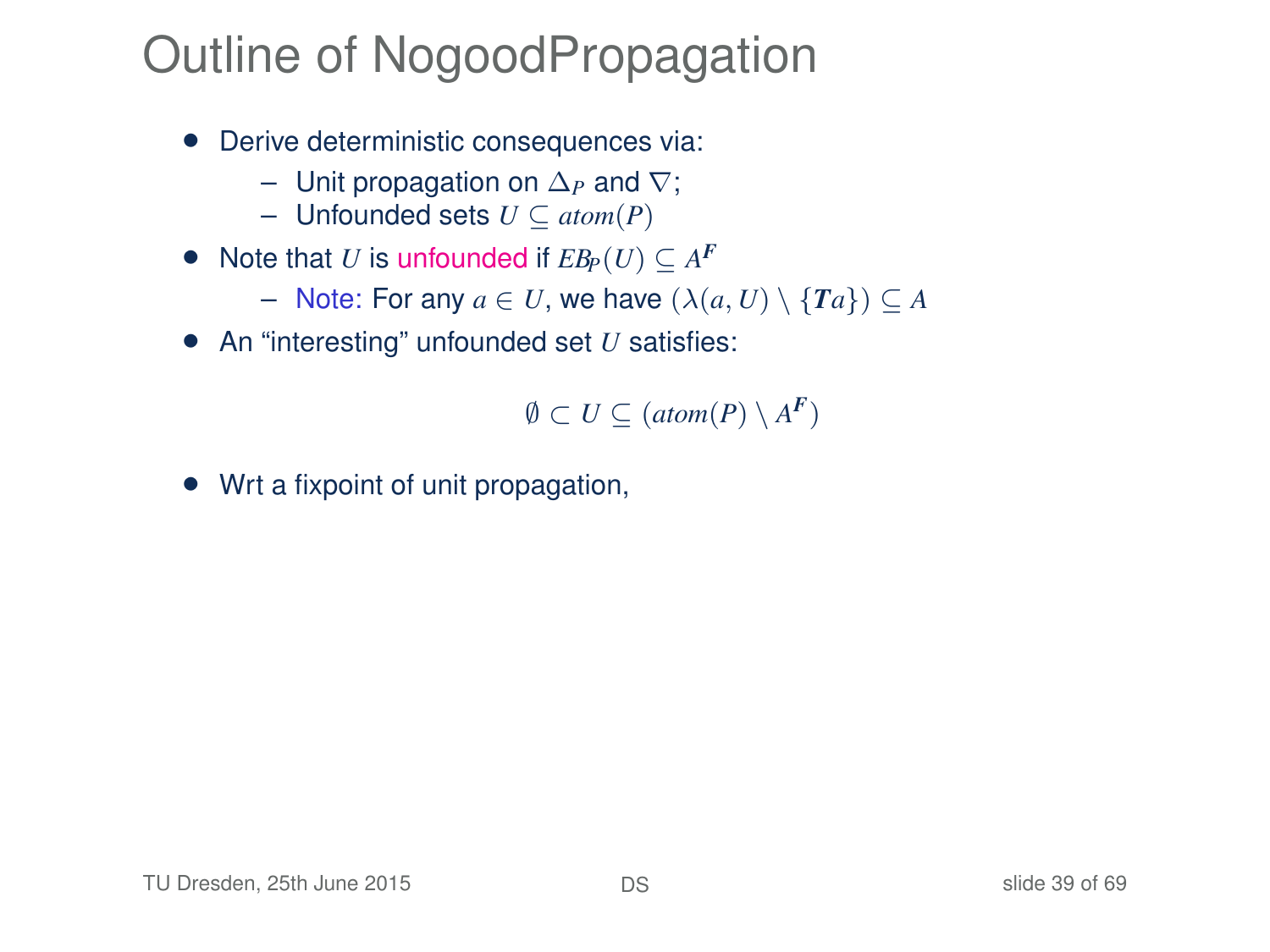# Outline of NogoodPropagation

- Derive deterministic consequences via:
  - Unit propagation on $\Delta_P$ and $\nabla$;
  - Unfounded sets $U \subseteq atom(P)$
- Note that $U$ is unfounded if $EB_P(U) \subseteq A^{\boldsymbol{F}}$
  - Note: For any $a \in U$, we have $(\lambda(a, U) \setminus \{\boldsymbol{T}a\}) \subseteq A$
- An "interesting" unfounded set $U$ satisfies:

$$\emptyset \subset U \subseteq (atom(P) \setminus A^{\boldsymbol{F}})$$

- Wrt a fixpoint of unit propagation,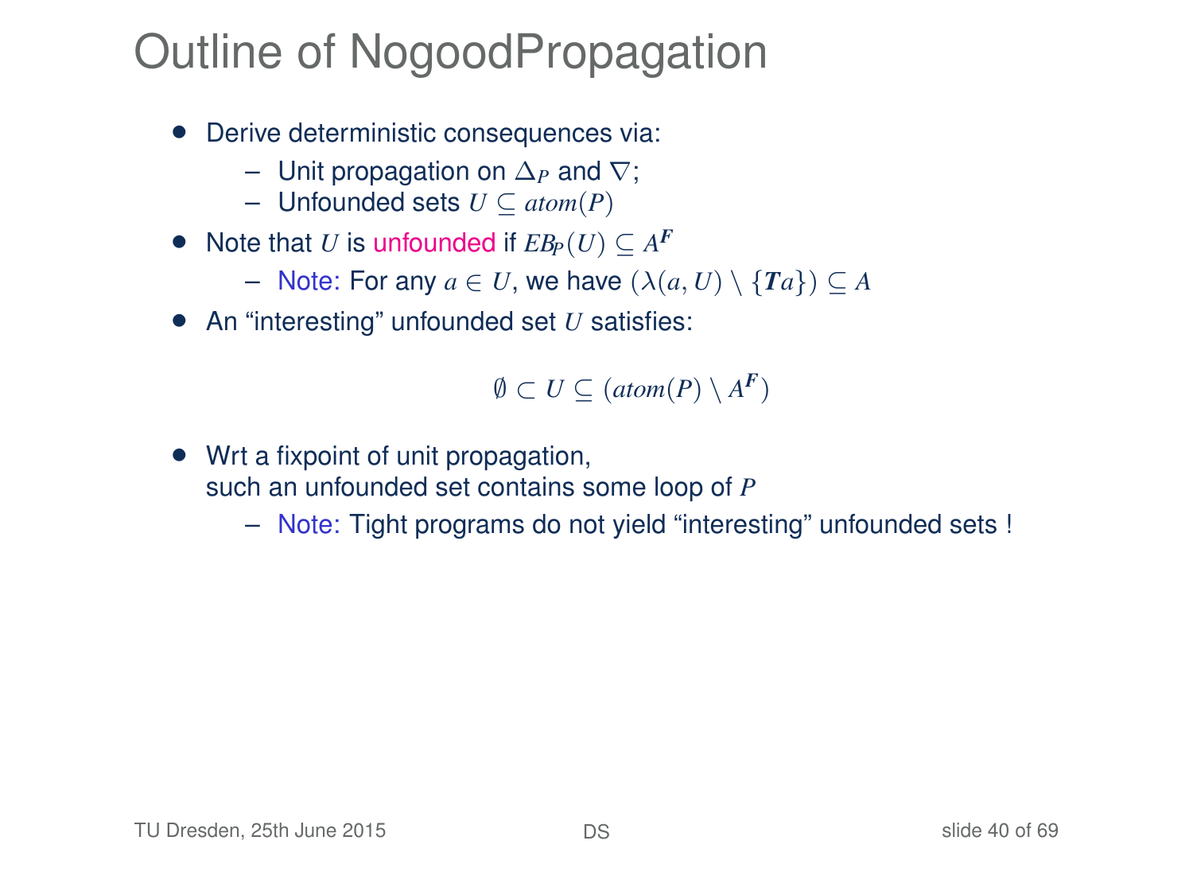# Outline of NogoodPropagation

- Derive deterministic consequences via:
  - Unit propagation on $\Delta_P$ and $\nabla$;
  - Unfounded sets $U \subseteq atom(P)$
- Note that $U$ is unfounded if $EB_P(U) \subseteq A^{\boldsymbol{F}}$
  - Note: For any $a \in U$, we have $(\lambda(a, U) \setminus \{\boldsymbol{T}a\}) \subseteq A$
- An "interesting" unfounded set $U$ satisfies:

$$\emptyset \subset U \subseteq (atom(P) \setminus A^{\boldsymbol{F}})$$

- Wrt a fixpoint of unit propagation, such an unfounded set contains some loop of $P$
  - Note: Tight programs do not yield "interesting" unfounded sets !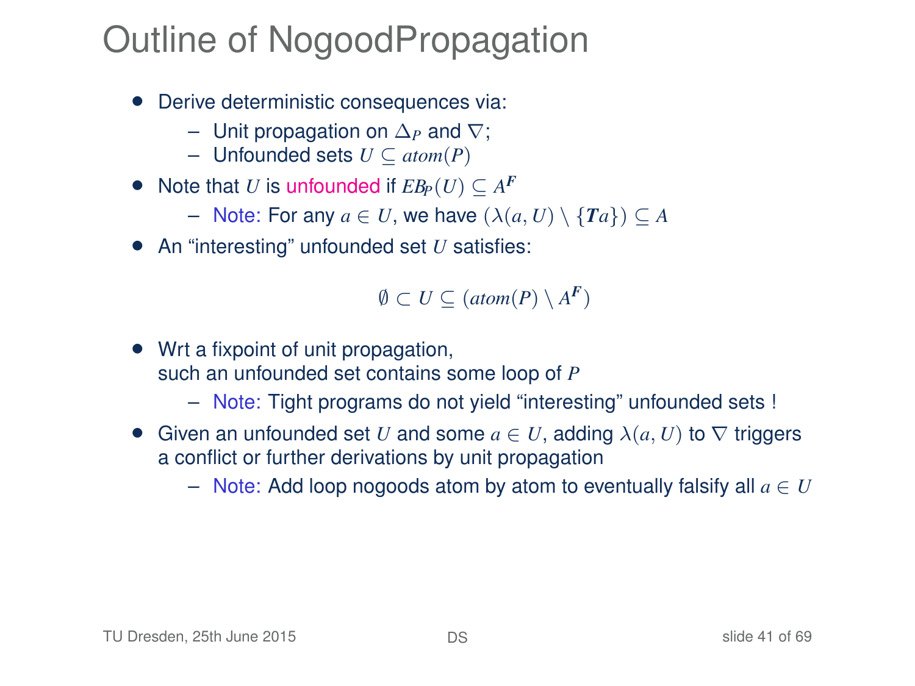# Outline of NogoodPropagation

- Derive deterministic consequences via:
  - Unit propagation on $\Delta_P$ and $\nabla$;
  - Unfounded sets $U \subseteq \mathit{atom}(P)$
- Note that $U$ is unfounded if $EB_P(U) \subseteq A^{\boldsymbol{F}}$
  - Note: For any $a \in U$, we have $(\lambda(a, U) \setminus \{\boldsymbol{T}a\}) \subseteq A$
- An "interesting" unfounded set $U$ satisfies:

$$\emptyset \subset U \subseteq (\mathit{atom}(P) \setminus A^{\boldsymbol{F}})$$

- Wrt a fixpoint of unit propagation, such an unfounded set contains some loop of $P$
  - Note: Tight programs do not yield "interesting" unfounded sets !
- Given an unfounded set $U$ and some $a \in U$, adding $\lambda(a, U)$ to $\nabla$ triggers a conflict or further derivations by unit propagation
  - Note: Add loop nogoods atom by atom to eventually falsify all $a \in U$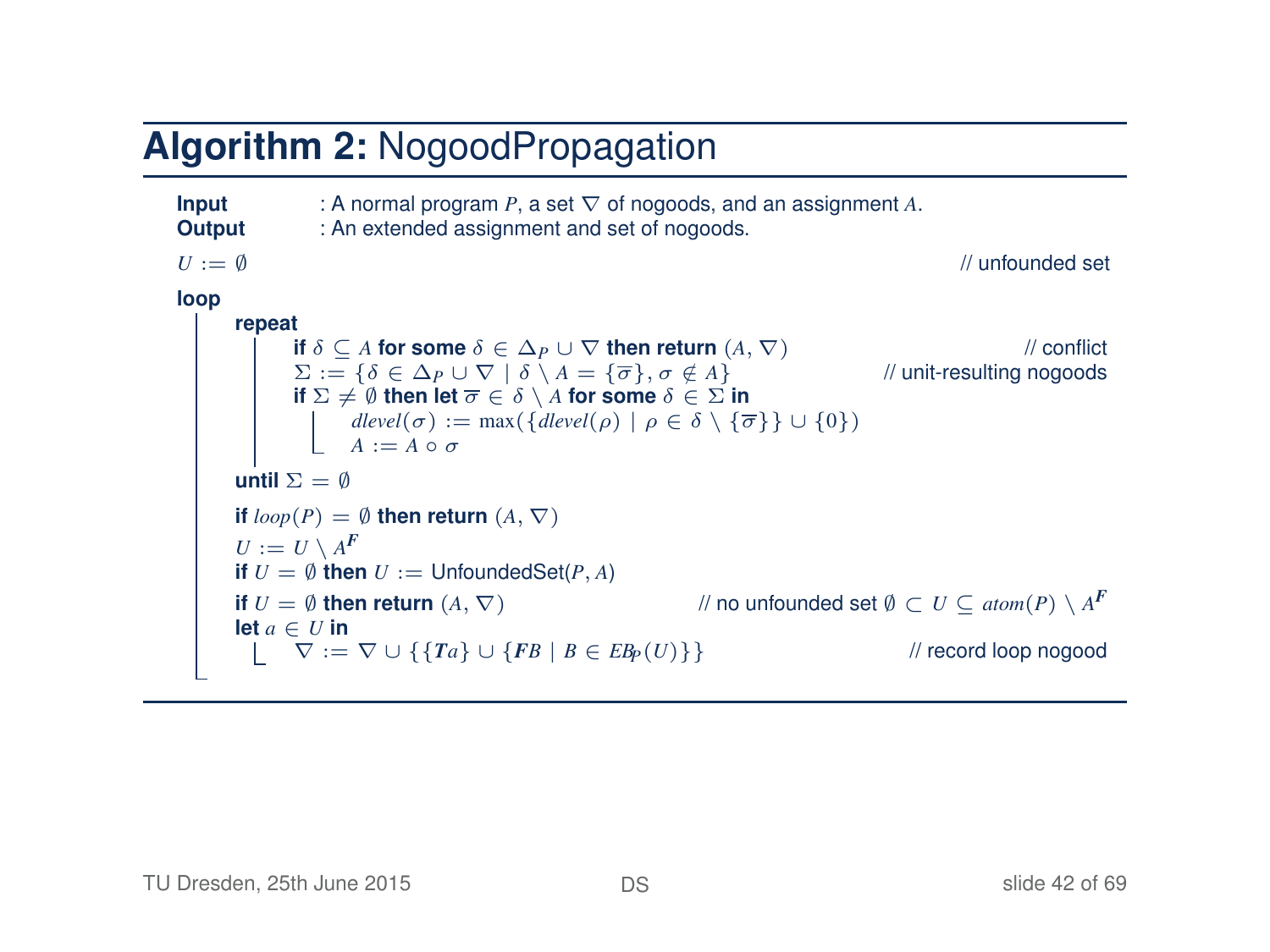# **Algorithm 2:** NogoodPropagation

**Input** : A normal program $P$, a set $\nabla$ of nogoods, and an assignment $A$.
**Output** : An extended assignment and set of nogoods.

```
U := ∅                                                          // unfounded set
loop
    repeat
        if δ ⊆ A for some δ ∈ Δ_P ∪ ∇ then return (A, ∇)         // conflict
        Σ := {δ ∈ Δ_P ∪ ∇ | δ \ A = {σ̄}, σ ∉ A}                  // unit-resulting nogoods
        if Σ ≠ ∅ then let σ̄ ∈ δ \ A for some δ ∈ Σ in
            dlevel(σ) := max({dlevel(ρ) | ρ ∈ δ \ {σ̄}} ∪ {0})
            A := A ∘ σ
    until Σ = ∅
    if loop(P) = ∅ then return (A, ∇)
    U := U \ A^F
    if U = ∅ then U := UnfoundedSet(P, A)
    if U = ∅ then return (A, ∇)              // no unfounded set ∅ ⊂ U ⊆ atom(P) \ A^F
    let a ∈ U in
        ∇ := ∇ ∪ {{Ta} ∪ {FB | B ∈ EB_P(U)}}                      // record loop nogood
```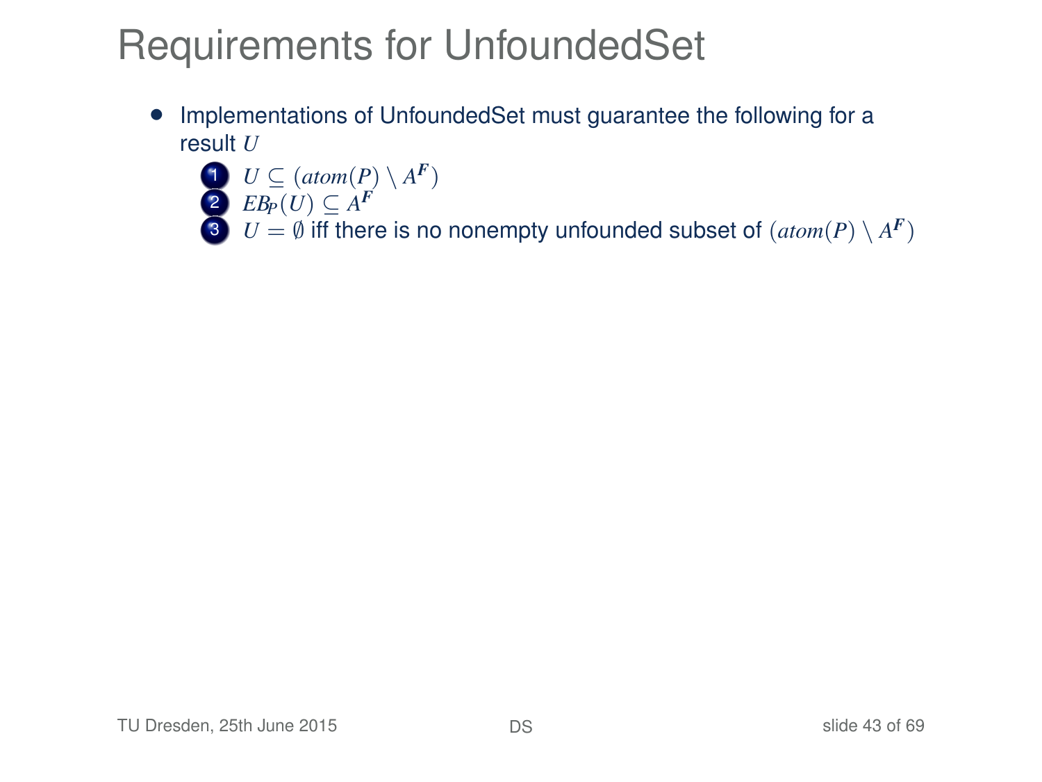# Requirements for UnfoundedSet

- Implementations of UnfoundedSet must guarantee the following for a result $U$
  1. $U \subseteq (atom(P) \setminus A^{\boldsymbol{F}})$
  2. $EB_P(U) \subseteq A^{\boldsymbol{F}}$
  3. $U = \emptyset$ iff there is no nonempty unfounded subset of $(atom(P) \setminus A^{\boldsymbol{F}})$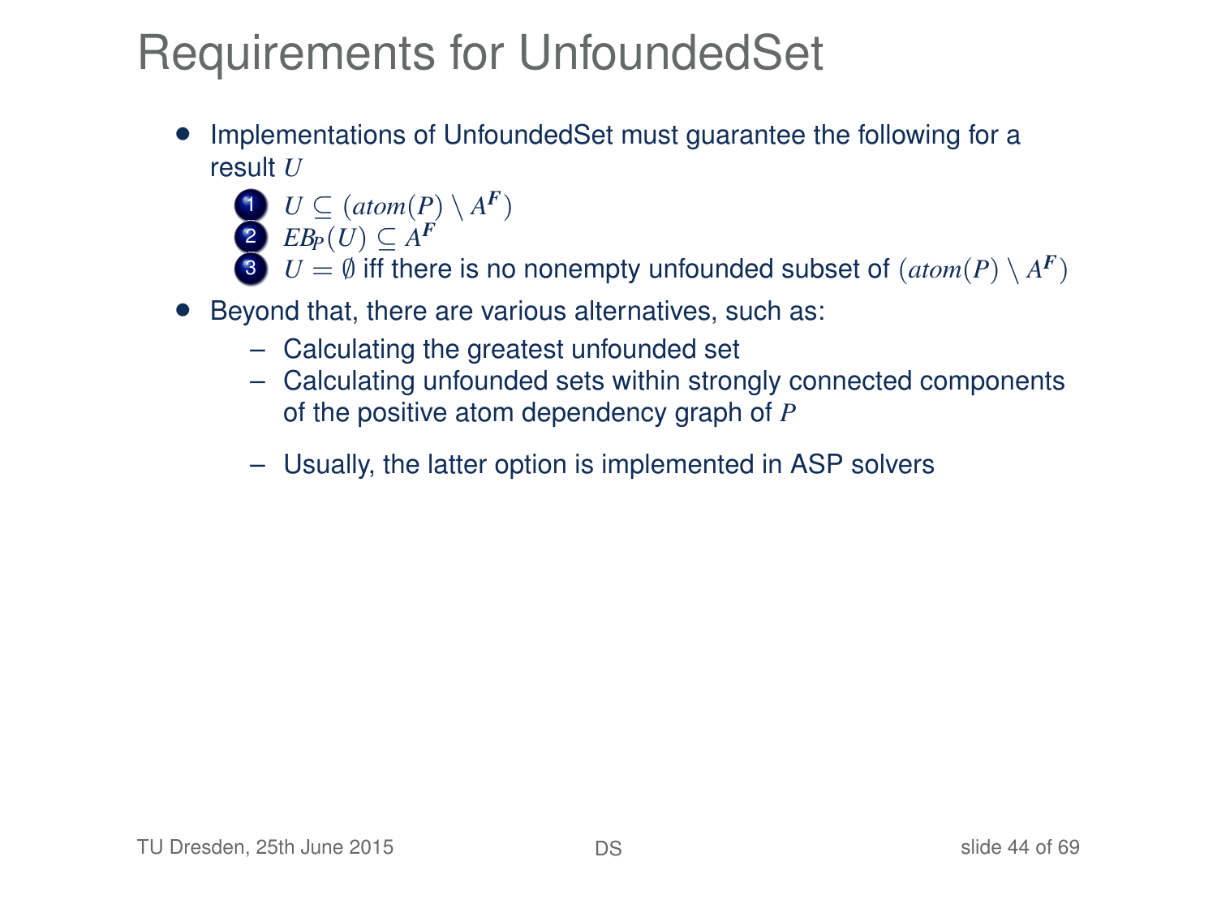# Requirements for UnfoundedSet

- Implementations of UnfoundedSet must guarantee the following for a result $U$
  1. $U \subseteq (atom(P) \setminus A^{\boldsymbol{F}})$
  2. $EB_P(U) \subseteq A^{\boldsymbol{F}}$
  3. $U = \emptyset$ iff there is no nonempty unfounded subset of $(atom(P) \setminus A^{\boldsymbol{F}})$
- Beyond that, there are various alternatives, such as:
  - Calculating the greatest unfounded set
  - Calculating unfounded sets within strongly connected components of the positive atom dependency graph of $P$
  - Usually, the latter option is implemented in ASP solvers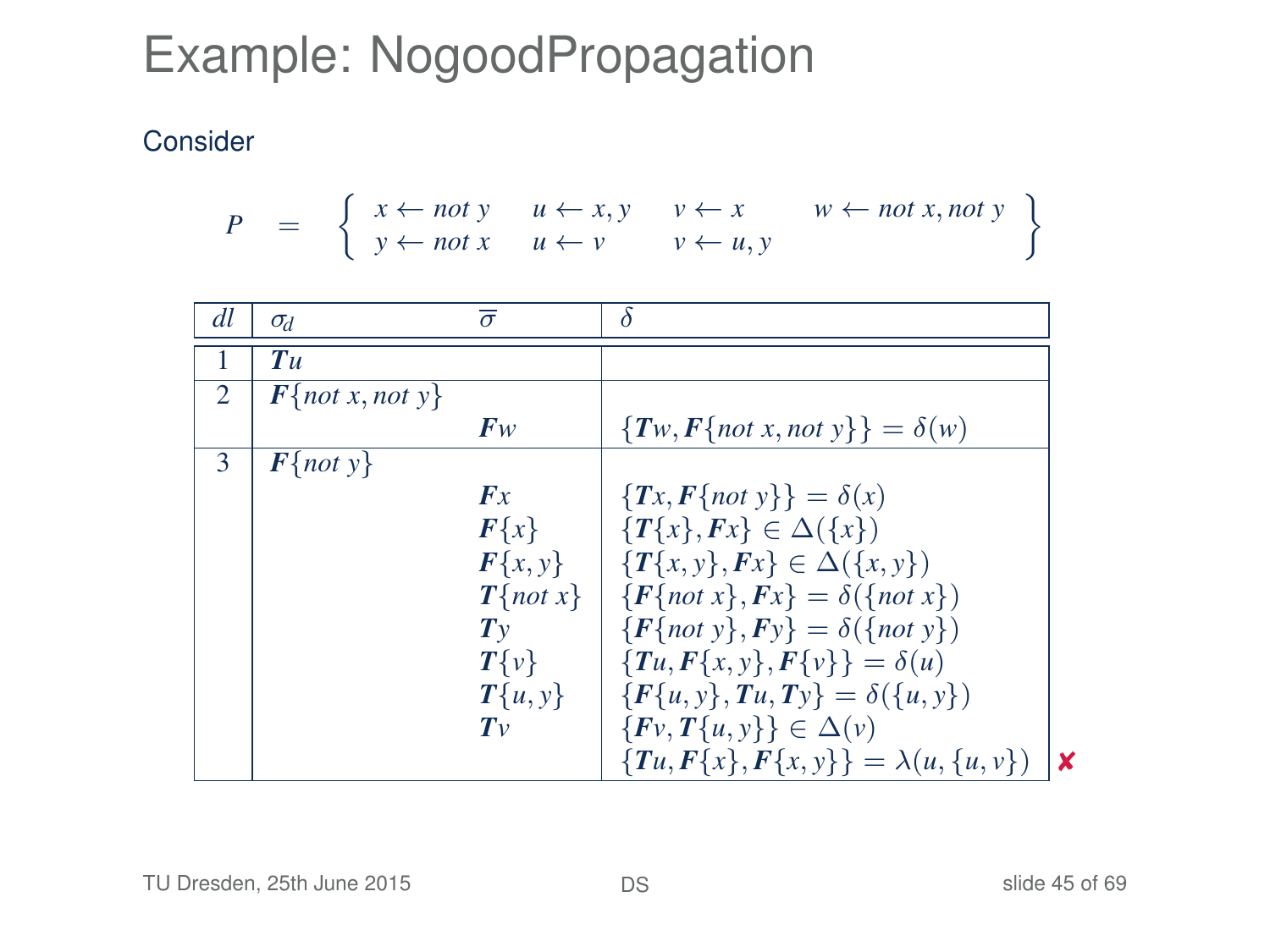# Example: NogoodPropagation

Consider

$$P \;=\; \left\{ \begin{array}{llll} x \leftarrow \mathit{not}\ y & u \leftarrow x, y & v \leftarrow x & w \leftarrow \mathit{not}\ x, \mathit{not}\ y \\ y \leftarrow \mathit{not}\ x & u \leftarrow v & v \leftarrow u, y & \end{array} \right\}$$

| $dl$ | $\sigma_d$ | $\overline{\sigma}$ | $\delta$ | |
|---|---|---|---|---|
| 1 | $\boldsymbol{T}u$ | | | |
| 2 | $\boldsymbol{F}\{\mathit{not}\ x, \mathit{not}\ y\}$ | | | |
| | | $\boldsymbol{F}w$ | $\{\boldsymbol{T}w, \boldsymbol{F}\{\mathit{not}\ x, \mathit{not}\ y\}\} = \delta(w)$ | |
| 3 | $\boldsymbol{F}\{\mathit{not}\ y\}$ | | | |
| | | $\boldsymbol{F}x$ | $\{\boldsymbol{T}x, \boldsymbol{F}\{\mathit{not}\ y\}\} = \delta(x)$ | |
| | | $\boldsymbol{F}\{x\}$ | $\{\boldsymbol{T}\{x\}, \boldsymbol{F}x\} \in \Delta(\{x\})$ | |
| | | $\boldsymbol{F}\{x, y\}$ | $\{\boldsymbol{T}\{x, y\}, \boldsymbol{F}x\} \in \Delta(\{x, y\})$ | |
| | | $\boldsymbol{T}\{\mathit{not}\ x\}$ | $\{\boldsymbol{F}\{\mathit{not}\ x\}, \boldsymbol{F}x\} = \delta(\{\mathit{not}\ x\})$ | |
| | | $\boldsymbol{T}y$ | $\{\boldsymbol{F}\{\mathit{not}\ y\}, \boldsymbol{F}y\} = \delta(\{\mathit{not}\ y\})$ | |
| | | $\boldsymbol{T}\{v\}$ | $\{\boldsymbol{T}u, \boldsymbol{F}\{x, y\}, \boldsymbol{F}\{v\}\} = \delta(u)$ | |
| | | $\boldsymbol{T}\{u, y\}$ | $\{\boldsymbol{F}\{u, y\}, \boldsymbol{T}u, \boldsymbol{T}y\} = \delta(\{u, y\})$ | |
| | | $\boldsymbol{T}v$ | $\{\boldsymbol{F}v, \boldsymbol{T}\{u, y\}\} \in \Delta(v)$ | |
| | | | $\{\boldsymbol{T}u, \boldsymbol{F}\{x\}, \boldsymbol{F}\{x, y\}\} = \lambda(u, \{u, v\})$ | ✘ |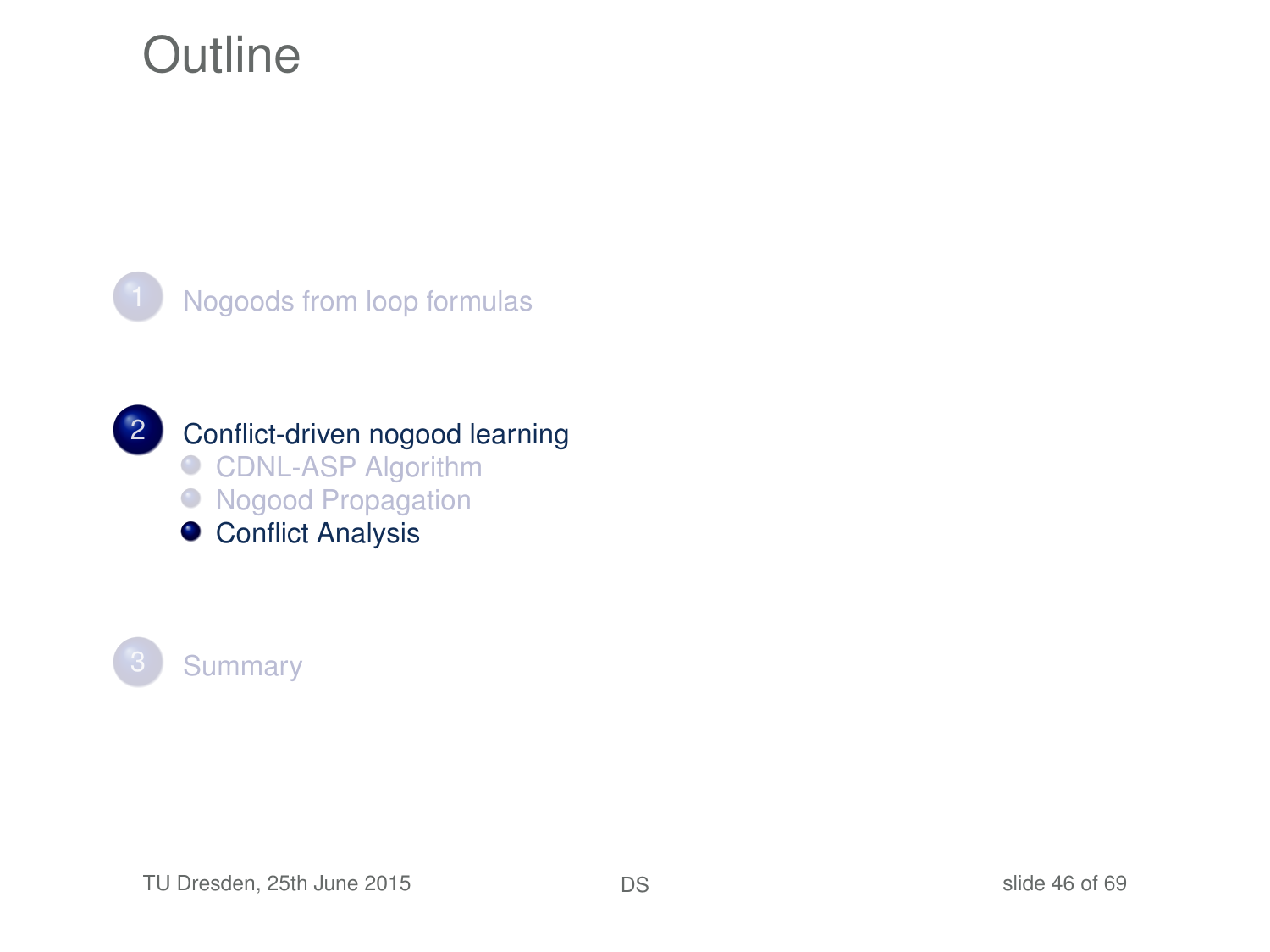# Outline

1. Nogoods from loop formulas
2. Conflict-driven nogood learning
   - CDNL-ASP Algorithm
   - Nogood Propagation
   - Conflict Analysis
3. Summary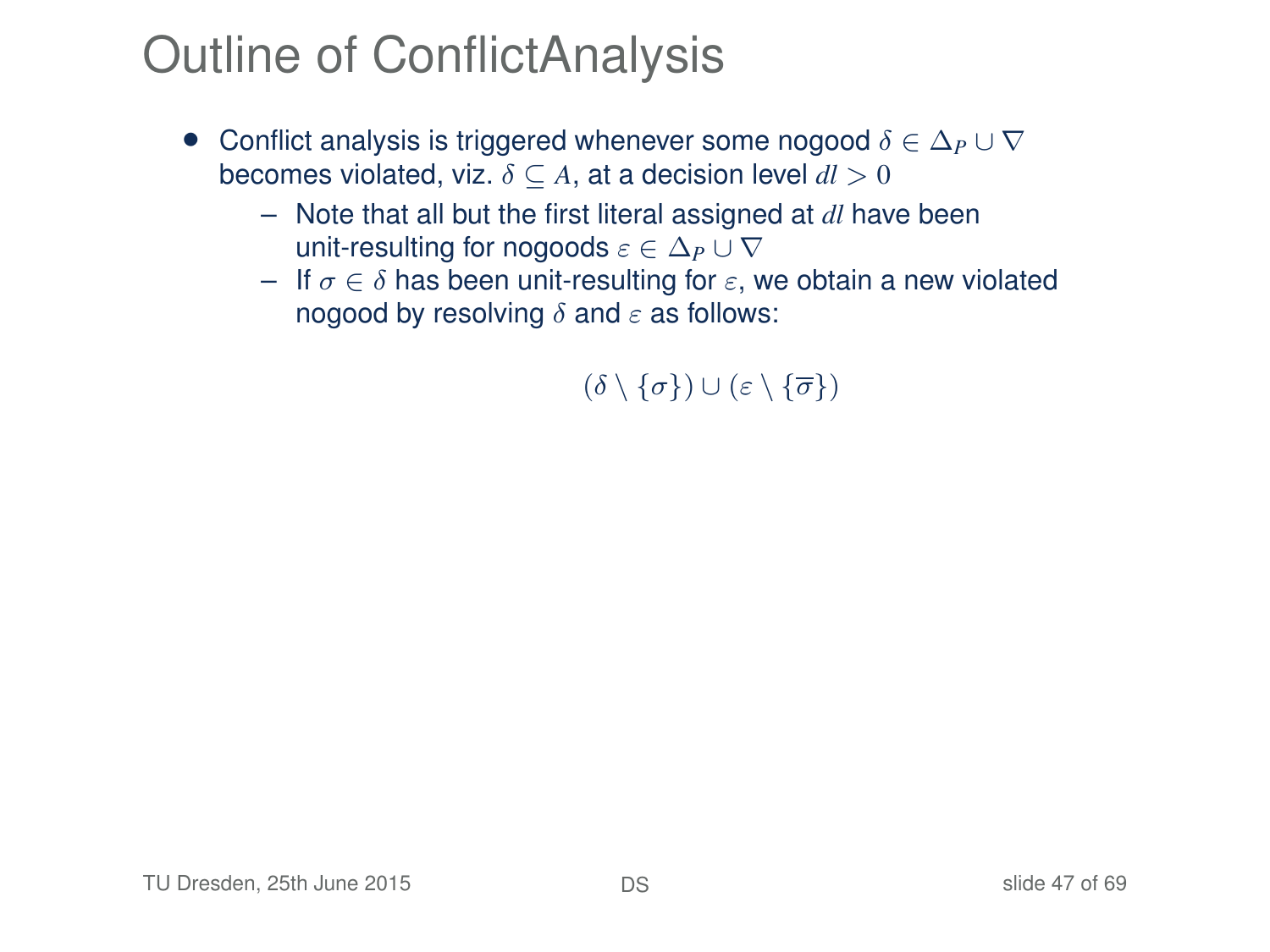# Outline of ConflictAnalysis

- Conflict analysis is triggered whenever some nogood $\delta \in \Delta_P \cup \nabla$ becomes violated, viz. $\delta \subseteq A$, at a decision level $dl > 0$
  - Note that all but the first literal assigned at $dl$ have been unit-resulting for nogoods $\varepsilon \in \Delta_P \cup \nabla$
  - If $\sigma \in \delta$ has been unit-resulting for $\varepsilon$, we obtain a new violated nogood by resolving $\delta$ and $\varepsilon$ as follows:

$$(\delta \setminus \{\sigma\}) \cup (\varepsilon \setminus \{\overline{\sigma}\})$$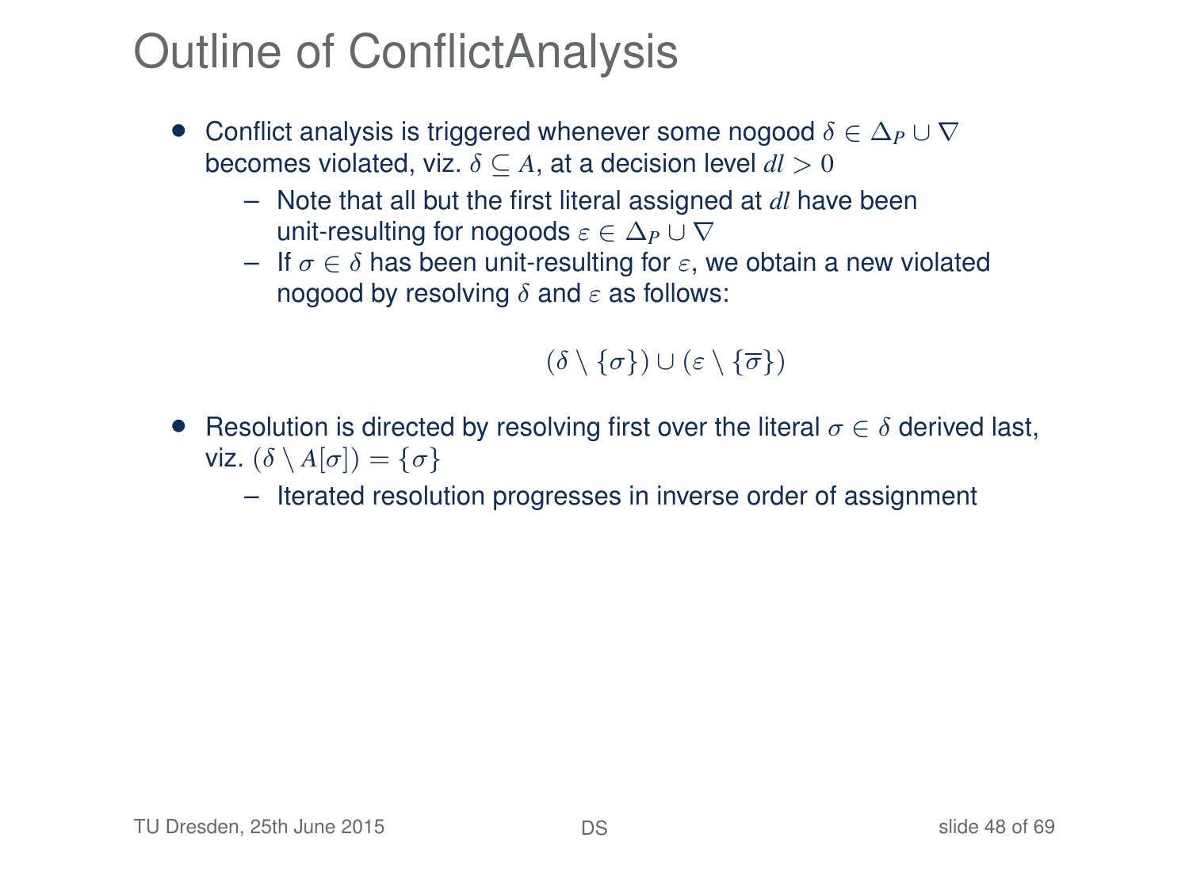# Outline of ConflictAnalysis

- Conflict analysis is triggered whenever some nogood $\delta \in \Delta_P \cup \nabla$ becomes violated, viz. $\delta \subseteq A$, at a decision level $dl > 0$
  - Note that all but the first literal assigned at $dl$ have been unit-resulting for nogoods $\varepsilon \in \Delta_P \cup \nabla$
  - If $\sigma \in \delta$ has been unit-resulting for $\varepsilon$, we obtain a new violated nogood by resolving $\delta$ and $\varepsilon$ as follows:

$$(\delta \setminus \{\sigma\}) \cup (\varepsilon \setminus \{\overline{\sigma}\})$$

- Resolution is directed by resolving first over the literal $\sigma \in \delta$ derived last, viz. $(\delta \setminus A[\sigma]) = \{\sigma\}$
  - Iterated resolution progresses in inverse order of assignment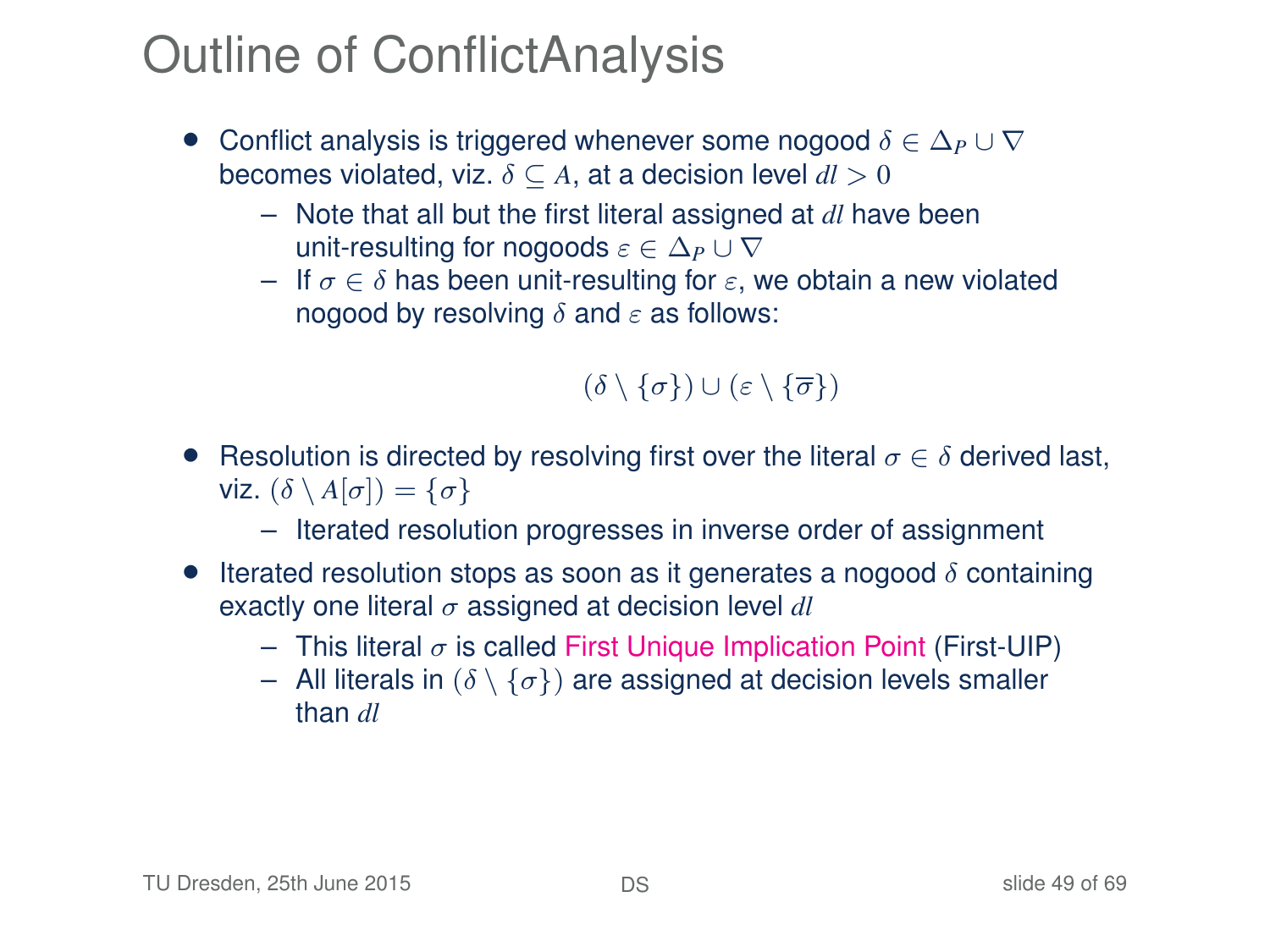# Outline of ConflictAnalysis

- Conflict analysis is triggered whenever some nogood $\delta \in \Delta_P \cup \nabla$ becomes violated, viz. $\delta \subseteq A$, at a decision level $dl > 0$
  - Note that all but the first literal assigned at $dl$ have been unit-resulting for nogoods $\varepsilon \in \Delta_P \cup \nabla$
  - If $\sigma \in \delta$ has been unit-resulting for $\varepsilon$, we obtain a new violated nogood by resolving $\delta$ and $\varepsilon$ as follows:

$$(\delta \setminus \{\sigma\}) \cup (\varepsilon \setminus \{\overline{\sigma}\})$$

- Resolution is directed by resolving first over the literal $\sigma \in \delta$ derived last, viz. $(\delta \setminus A[\sigma]) = \{\sigma\}$
  - Iterated resolution progresses in inverse order of assignment
- Iterated resolution stops as soon as it generates a nogood $\delta$ containing exactly one literal $\sigma$ assigned at decision level $dl$
  - This literal $\sigma$ is called First Unique Implication Point (First-UIP)
  - All literals in $(\delta \setminus \{\sigma\})$ are assigned at decision levels smaller than $dl$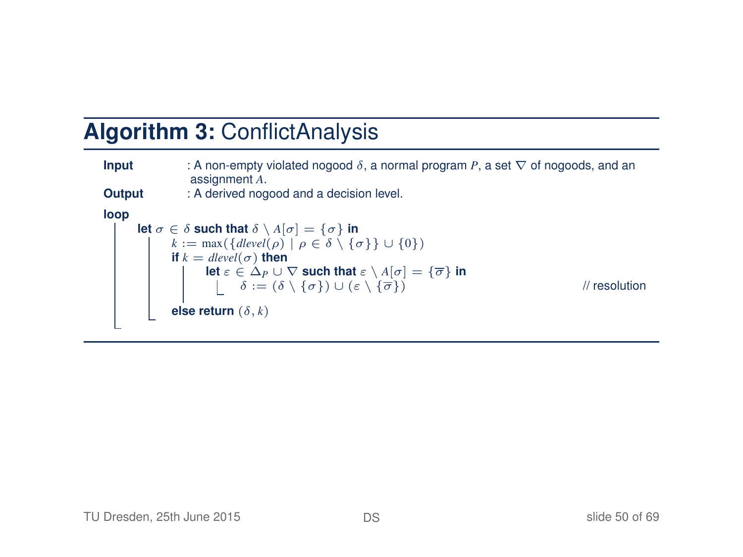## **Algorithm 3:** ConflictAnalysis

**Input** : A non-empty violated nogood $\delta$, a normal program $P$, a set $\nabla$ of nogoods, and an assignment $A$.

**Output** : A derived nogood and a decision level.

```
loop
    let σ ∈ δ such that δ \ A[σ] = {σ} in
        k := max({dlevel(ρ) | ρ ∈ δ \ {σ}} ∪ {0})
        if k = dlevel(σ) then
            let ε ∈ Δ_P ∪ ∇ such that ε \ A[σ] = {σ̄} in
                δ := (δ \ {σ}) ∪ (ε \ {σ̄})                    // resolution
        else return (δ, k)
```

**loop**
- **let** $\sigma \in \delta$ **such that** $\delta \setminus A[\sigma] = \{\sigma\}$ **in**
  - $k := \max(\{\mathit{dlevel}(\rho) \mid \rho \in \delta \setminus \{\sigma\}\} \cup \{0\})$
  - **if** $k = \mathit{dlevel}(\sigma)$ **then**
    - **let** $\varepsilon \in \Delta_P \cup \nabla$ **such that** $\varepsilon \setminus A[\sigma] = \{\overline{\sigma}\}$ **in**
      - $\delta := (\delta \setminus \{\sigma\}) \cup (\varepsilon \setminus \{\overline{\sigma}\})$ // resolution
  - **else return** $(\delta, k)$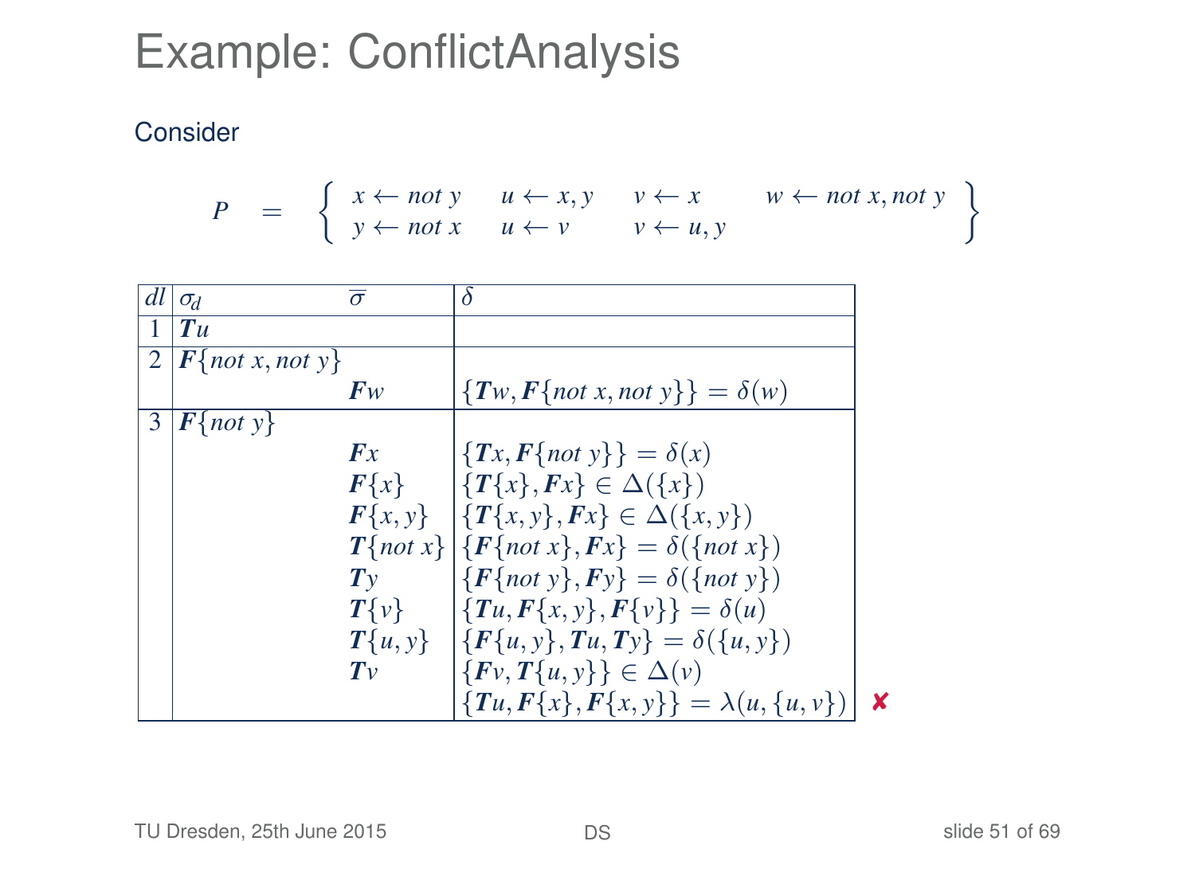# Example: ConflictAnalysis

Consider

$$P \quad = \quad \left\{ \begin{array}{llll} x \leftarrow \mathit{not}\ y & u \leftarrow x, y & v \leftarrow x & w \leftarrow \mathit{not}\ x, \mathit{not}\ y \\ y \leftarrow \mathit{not}\ x & u \leftarrow v & v \leftarrow u, y & \end{array} \right\}$$

| $dl$ | $\sigma_d$ | $\overline{\sigma}$ | $\delta$ | |
|---|---|---|---|---|
| 1 | $\boldsymbol{T}u$ | | | |
| 2 | $\boldsymbol{F}\{\mathit{not}\ x, \mathit{not}\ y\}$ | | | |
| | | $\boldsymbol{F}w$ | $\{\boldsymbol{T}w, \boldsymbol{F}\{\mathit{not}\ x, \mathit{not}\ y\}\} = \delta(w)$ | |
| 3 | $\boldsymbol{F}\{\mathit{not}\ y\}$ | | | |
| | | $\boldsymbol{F}x$ | $\{\boldsymbol{T}x, \boldsymbol{F}\{\mathit{not}\ y\}\} = \delta(x)$ | |
| | | $\boldsymbol{F}\{x\}$ | $\{\boldsymbol{T}\{x\}, \boldsymbol{F}x\} \in \Delta(\{x\})$ | |
| | | $\boldsymbol{F}\{x, y\}$ | $\{\boldsymbol{T}\{x, y\}, \boldsymbol{F}x\} \in \Delta(\{x, y\})$ | |
| | | $\boldsymbol{T}\{\mathit{not}\ x\}$ | $\{\boldsymbol{F}\{\mathit{not}\ x\}, \boldsymbol{F}x\} = \delta(\{\mathit{not}\ x\})$ | |
| | | $\boldsymbol{T}y$ | $\{\boldsymbol{F}\{\mathit{not}\ y\}, \boldsymbol{F}y\} = \delta(\{\mathit{not}\ y\})$ | |
| | | $\boldsymbol{T}\{v\}$ | $\{\boldsymbol{T}u, \boldsymbol{F}\{x, y\}, \boldsymbol{F}\{v\}\} = \delta(u)$ | |
| | | $\boldsymbol{T}\{u, y\}$ | $\{\boldsymbol{F}\{u, y\}, \boldsymbol{T}u, \boldsymbol{T}y\} = \delta(\{u, y\})$ | |
| | | $\boldsymbol{T}v$ | $\{\boldsymbol{F}v, \boldsymbol{T}\{u, y\}\} \in \Delta(v)$ | |
| | | | $\{\boldsymbol{T}u, \boldsymbol{F}\{x\}, \boldsymbol{F}\{x, y\}\} = \lambda(u, \{u, v\})$ | ✘ |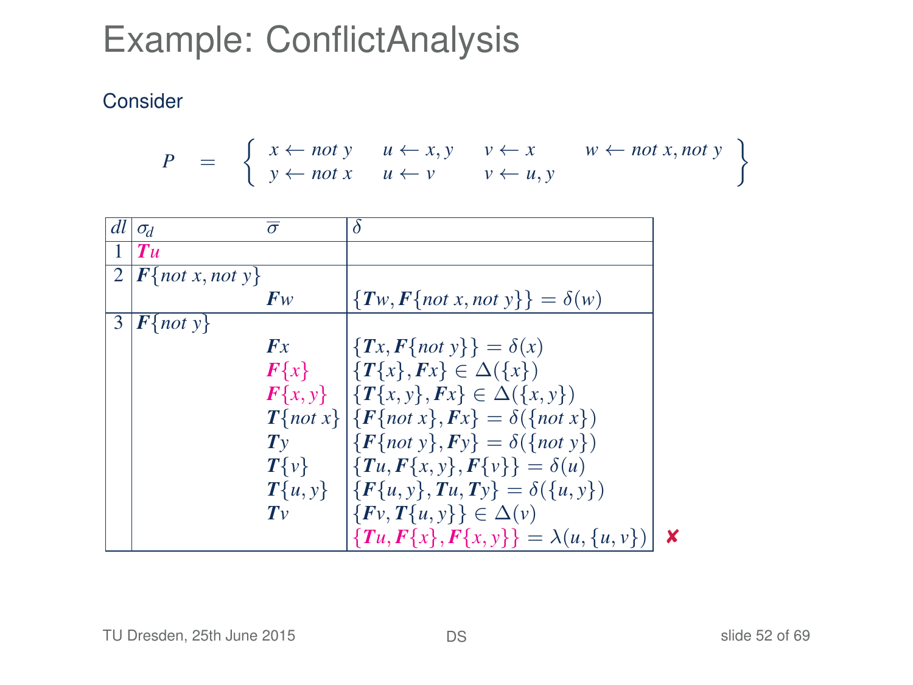# Example: ConflictAnalysis

Consider

$$P = \left\{ \begin{array}{llll} x \leftarrow not\ y & u \leftarrow x, y & v \leftarrow x & w \leftarrow not\ x, not\ y \\ y \leftarrow not\ x & u \leftarrow v & v \leftarrow u, y & \end{array} \right\}$$

| $dl$ | $\sigma_d$ | $\overline{\sigma}$ | $\delta$ | |
|---|---|---|---|---|
| 1 | $\boldsymbol{T}u$ | | | |
| 2 | $\boldsymbol{F}\{not\ x, not\ y\}$ | | | |
| | | $\boldsymbol{F}w$ | $\{\boldsymbol{T}w, \boldsymbol{F}\{not\ x, not\ y\}\} = \delta(w)$ | |
| 3 | $\boldsymbol{F}\{not\ y\}$ | | | |
| | | $\boldsymbol{F}x$ | $\{\boldsymbol{T}x, \boldsymbol{F}\{not\ y\}\} = \delta(x)$ | |
| | | $\boldsymbol{F}\{x\}$ | $\{\boldsymbol{T}\{x\}, \boldsymbol{F}x\} \in \Delta(\{x\})$ | |
| | | $\boldsymbol{F}\{x, y\}$ | $\{\boldsymbol{T}\{x, y\}, \boldsymbol{F}x\} \in \Delta(\{x, y\})$ | |
| | | $\boldsymbol{T}\{not\ x\}$ | $\{\boldsymbol{F}\{not\ x\}, \boldsymbol{F}x\} = \delta(\{not\ x\})$ | |
| | | $\boldsymbol{T}y$ | $\{\boldsymbol{F}\{not\ y\}, \boldsymbol{F}y\} = \delta(\{not\ y\})$ | |
| | | $\boldsymbol{T}\{v\}$ | $\{\boldsymbol{T}u, \boldsymbol{F}\{x, y\}, \boldsymbol{F}\{v\}\} = \delta(u)$ | |
| | | $\boldsymbol{T}\{u, y\}$ | $\{\boldsymbol{F}\{u, y\}, \boldsymbol{T}u, \boldsymbol{T}y\} = \delta(\{u, y\})$ | |
| | | $\boldsymbol{T}v$ | $\{\boldsymbol{F}v, \boldsymbol{T}\{u, y\}\} \in \Delta(v)$ | |
| | | | $\{\boldsymbol{T}u, \boldsymbol{F}\{x\}, \boldsymbol{F}\{x, y\}\} = \lambda(u, \{u, v\})$ | ✘ |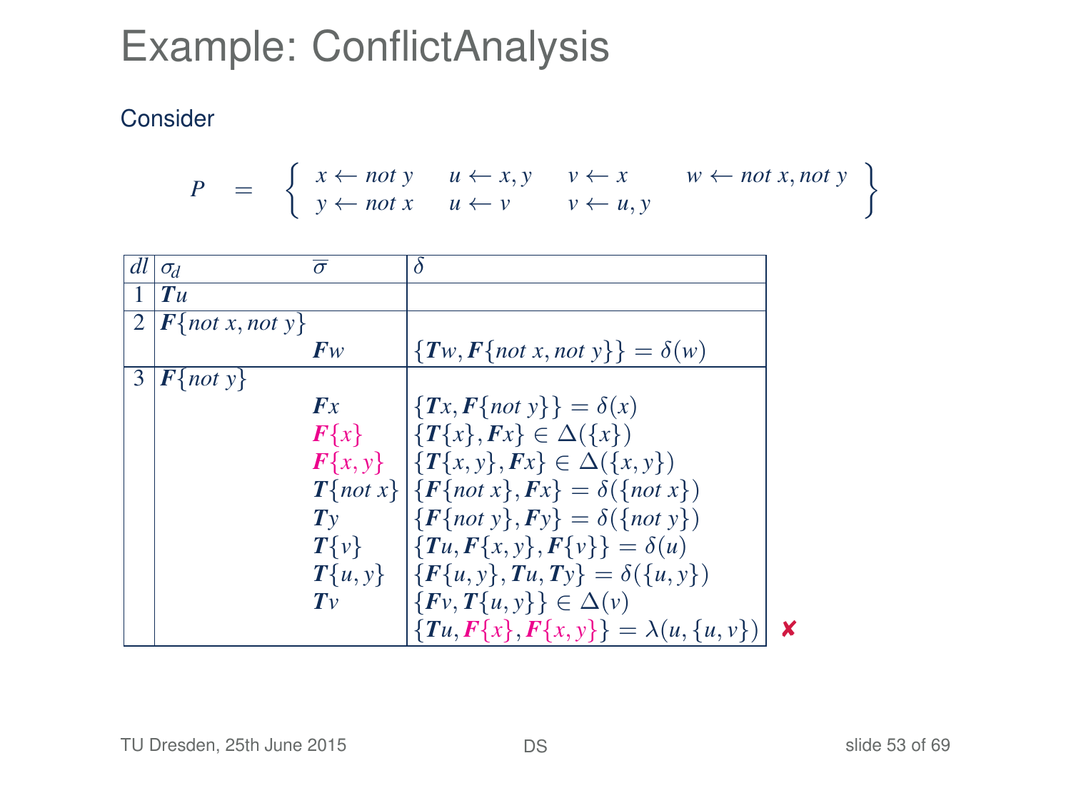# Example: ConflictAnalysis

Consider

$$P = \left\{ \begin{array}{llll} x \leftarrow not\ y & u \leftarrow x, y & v \leftarrow x & w \leftarrow not\ x, not\ y \\ y \leftarrow not\ x & u \leftarrow v & v \leftarrow u, y & \end{array} \right\}$$

| $dl$ | $\sigma_d$ | $\overline{\sigma}$ | $\delta$ |
|---|---|---|---|
| 1 | $\boldsymbol{T}u$ | | |
| 2 | $\boldsymbol{F}\{not\ x, not\ y\}$ | | |
| | | $\boldsymbol{F}w$ | $\{\boldsymbol{T}w, \boldsymbol{F}\{not\ x, not\ y\}\} = \delta(w)$ |
| 3 | $\boldsymbol{F}\{not\ y\}$ | | |
| | | $\boldsymbol{F}x$ | $\{\boldsymbol{T}x, \boldsymbol{F}\{not\ y\}\} = \delta(x)$ |
| | | $\boldsymbol{F}\{x\}$ | $\{\boldsymbol{T}\{x\}, \boldsymbol{F}x\} \in \Delta(\{x\})$ |
| | | $\boldsymbol{F}\{x, y\}$ | $\{\boldsymbol{T}\{x, y\}, \boldsymbol{F}x\} \in \Delta(\{x, y\})$ |
| | | $\boldsymbol{T}\{not\ x\}$ | $\{\boldsymbol{F}\{not\ x\}, \boldsymbol{F}x\} = \delta(\{not\ x\})$ |
| | | $\boldsymbol{T}y$ | $\{\boldsymbol{F}\{not\ y\}, \boldsymbol{F}y\} = \delta(\{not\ y\})$ |
| | | $\boldsymbol{T}\{v\}$ | $\{\boldsymbol{T}u, \boldsymbol{F}\{x, y\}, \boldsymbol{F}\{v\}\} = \delta(u)$ |
| | | $\boldsymbol{T}\{u, y\}$ | $\{\boldsymbol{F}\{u, y\}, \boldsymbol{T}u, \boldsymbol{T}y\} = \delta(\{u, y\})$ |
| | | $\boldsymbol{T}v$ | $\{\boldsymbol{F}v, \boldsymbol{T}\{u, y\}\} \in \Delta(v)$ |
| | | | $\{\boldsymbol{T}u, \boldsymbol{F}\{x\}, \boldsymbol{F}\{x, y\}\} = \lambda(u, \{u, v\})$ ✘ |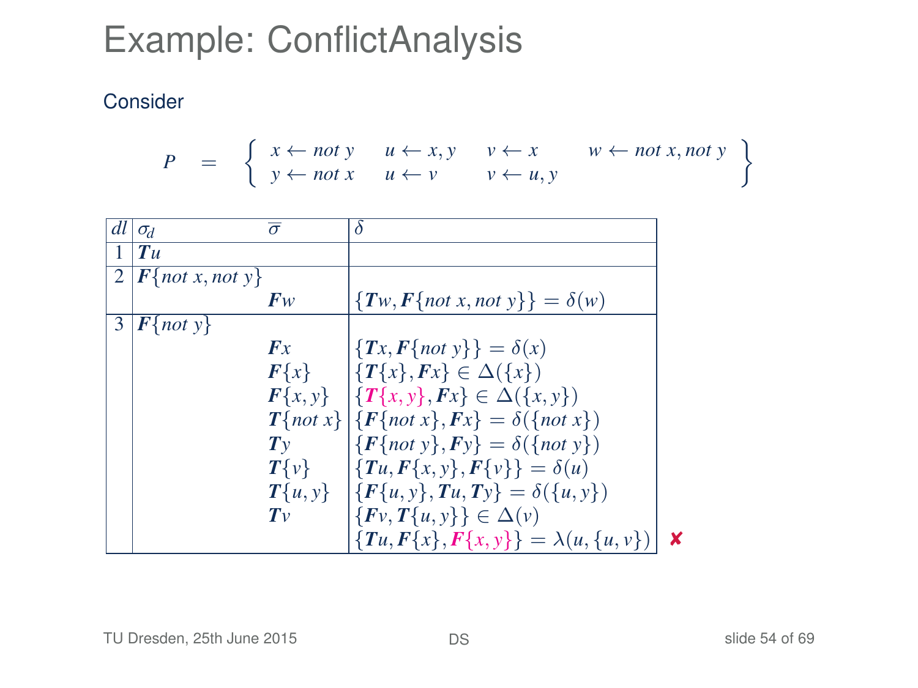# Example: ConflictAnalysis

Consider

$$P \;=\; \left\{ \begin{array}{llll} x \leftarrow \mathit{not}\ y & u \leftarrow x, y & v \leftarrow x & w \leftarrow \mathit{not}\ x, \mathit{not}\ y \\ y \leftarrow \mathit{not}\ x & u \leftarrow v & v \leftarrow u, y & \end{array} \right\}$$

| $dl$ | $\sigma_d$ | $\overline{\sigma}$ | $\delta$ | |
|---|---|---|---|---|
| 1 | $\boldsymbol{T}u$ | | | |
| 2 | $\boldsymbol{F}\{\mathit{not}\ x, \mathit{not}\ y\}$ | | | |
| | | $\boldsymbol{F}w$ | $\{\boldsymbol{T}w, \boldsymbol{F}\{\mathit{not}\ x, \mathit{not}\ y\}\} = \delta(w)$ | |
| 3 | $\boldsymbol{F}\{\mathit{not}\ y\}$ | | | |
| | | $\boldsymbol{F}x$ | $\{\boldsymbol{T}x, \boldsymbol{F}\{\mathit{not}\ y\}\} = \delta(x)$ | |
| | | $\boldsymbol{F}\{x\}$ | $\{\boldsymbol{T}\{x\}, \boldsymbol{F}x\} \in \Delta(\{x\})$ | |
| | | $\boldsymbol{F}\{x, y\}$ | $\{\boldsymbol{T}\{x, y\}, \boldsymbol{F}x\} \in \Delta(\{x, y\})$ | |
| | | $\boldsymbol{T}\{\mathit{not}\ x\}$ | $\{\boldsymbol{F}\{\mathit{not}\ x\}, \boldsymbol{F}x\} = \delta(\{\mathit{not}\ x\})$ | |
| | | $\boldsymbol{T}y$ | $\{\boldsymbol{F}\{\mathit{not}\ y\}, \boldsymbol{F}y\} = \delta(\{\mathit{not}\ y\})$ | |
| | | $\boldsymbol{T}\{v\}$ | $\{\boldsymbol{T}u, \boldsymbol{F}\{x, y\}, \boldsymbol{F}\{v\}\} = \delta(u)$ | |
| | | $\boldsymbol{T}\{u, y\}$ | $\{\boldsymbol{F}\{u, y\}, \boldsymbol{T}u, \boldsymbol{T}y\} = \delta(\{u, y\})$ | |
| | | $\boldsymbol{T}v$ | $\{\boldsymbol{F}v, \boldsymbol{T}\{u, y\}\} \in \Delta(v)$ | |
| | | | $\{\boldsymbol{T}u, \boldsymbol{F}\{x\}, \boldsymbol{F}\{x, y\}\} = \lambda(u, \{u, v\})$ | ✘ |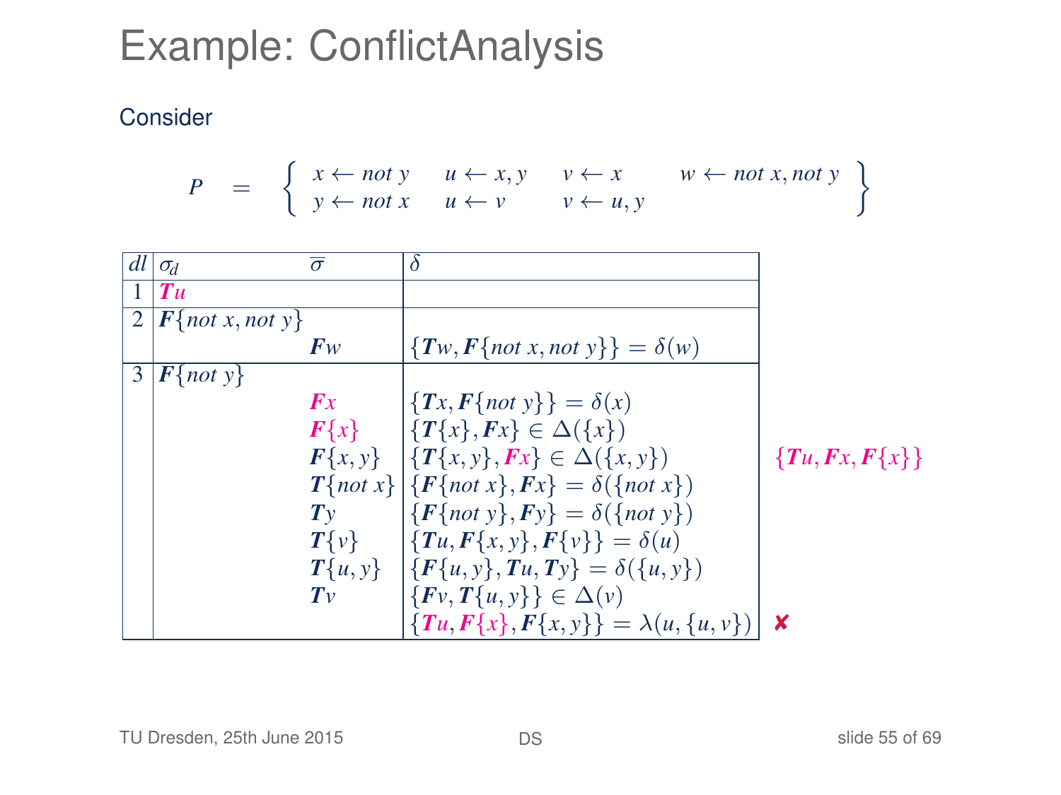# Example: ConflictAnalysis

Consider

$$P \quad = \quad \left\{ \begin{array}{llll} x \leftarrow \mathit{not}\ y & u \leftarrow x, y & v \leftarrow x & w \leftarrow \mathit{not}\ x, \mathit{not}\ y \\ y \leftarrow \mathit{not}\ x & u \leftarrow v & v \leftarrow u, y & \end{array} \right\}$$

| $dl$ | $\sigma_d$ | $\overline{\sigma}$ | $\delta$ | |
|---|---|---|---|---|
| 1 | $\boldsymbol{T}u$ | | | |
| 2 | $\boldsymbol{F}\{\mathit{not}\ x, \mathit{not}\ y\}$ | | | |
| | | $\boldsymbol{F}w$ | $\{\boldsymbol{T}w, \boldsymbol{F}\{\mathit{not}\ x, \mathit{not}\ y\}\} = \delta(w)$ | |
| 3 | $\boldsymbol{F}\{\mathit{not}\ y\}$ | | | |
| | | $\boldsymbol{F}x$ | $\{\boldsymbol{T}x, \boldsymbol{F}\{\mathit{not}\ y\}\} = \delta(x)$ | |
| | | $\boldsymbol{F}\{x\}$ | $\{\boldsymbol{T}\{x\}, \boldsymbol{F}x\} \in \Delta(\{x\})$ | |
| | | $\boldsymbol{F}\{x, y\}$ | $\{\boldsymbol{T}\{x, y\}, \boldsymbol{F}x\} \in \Delta(\{x, y\})$ | $\{\boldsymbol{T}u, \boldsymbol{F}x, \boldsymbol{F}\{x\}\}$ |
| | | $\boldsymbol{T}\{\mathit{not}\ x\}$ | $\{\boldsymbol{F}\{\mathit{not}\ x\}, \boldsymbol{F}x\} = \delta(\{\mathit{not}\ x\})$ | |
| | | $\boldsymbol{T}y$ | $\{\boldsymbol{F}\{\mathit{not}\ y\}, \boldsymbol{F}y\} = \delta(\{\mathit{not}\ y\})$ | |
| | | $\boldsymbol{T}\{v\}$ | $\{\boldsymbol{T}u, \boldsymbol{F}\{x, y\}, \boldsymbol{F}\{v\}\} = \delta(u)$ | |
| | | $\boldsymbol{T}\{u, y\}$ | $\{\boldsymbol{F}\{u, y\}, \boldsymbol{T}u, \boldsymbol{T}y\} = \delta(\{u, y\})$ | |
| | | $\boldsymbol{T}v$ | $\{\boldsymbol{F}v, \boldsymbol{T}\{u, y\}\} \in \Delta(v)$ | |
| | | | $\{\boldsymbol{T}u, \boldsymbol{F}\{x\}, \boldsymbol{F}\{x, y\}\} = \lambda(u, \{u, v\})$ | ✘ |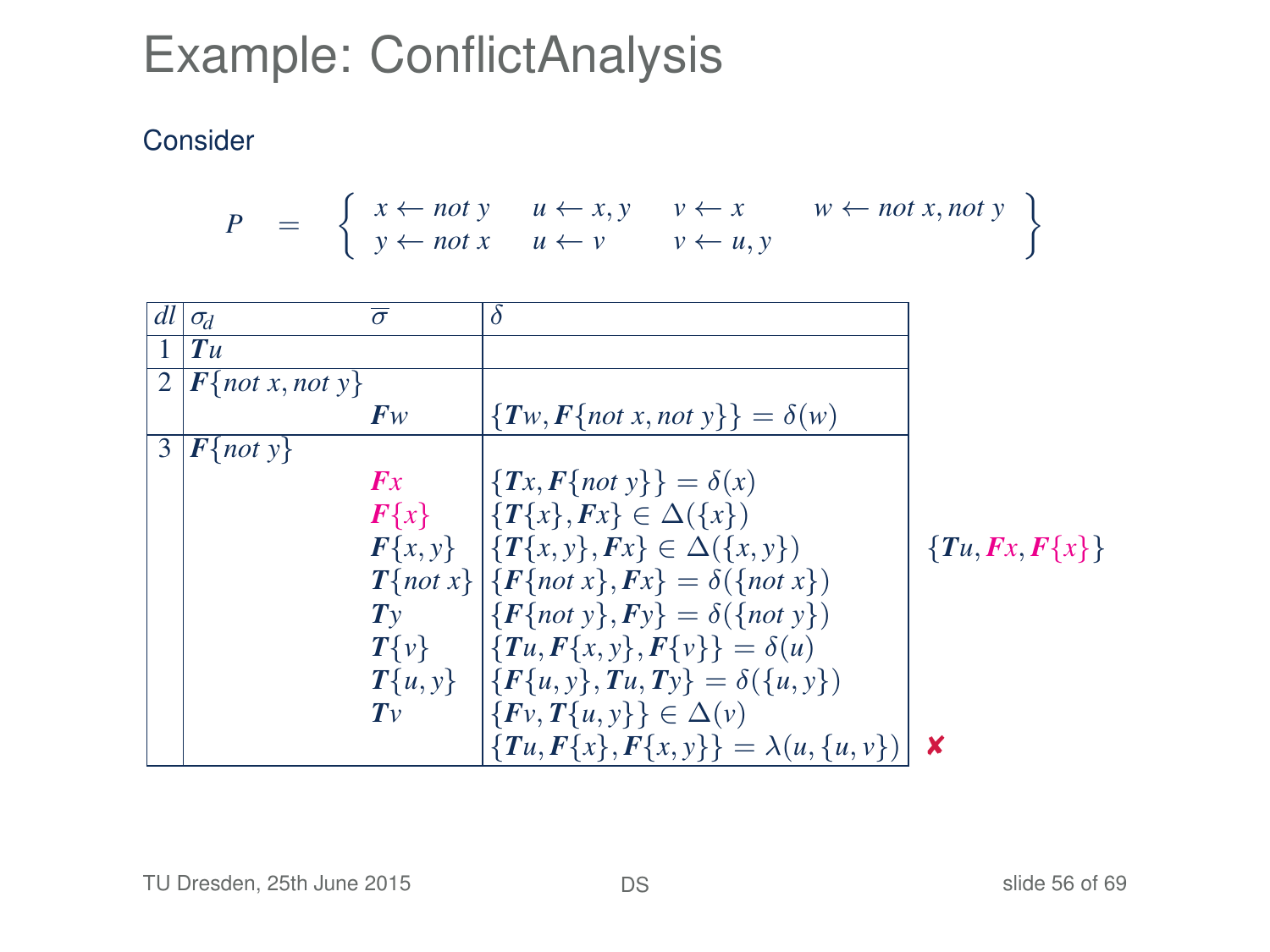# Example: ConflictAnalysis

Consider

$$P \quad = \quad \left\{ \begin{array}{llll} x \leftarrow \mathit{not}\ y & u \leftarrow x, y & v \leftarrow x & w \leftarrow \mathit{not}\ x, \mathit{not}\ y \\ y \leftarrow \mathit{not}\ x & u \leftarrow v & v \leftarrow u, y & \end{array} \right\}$$

| $dl$ | $\sigma_d$ | $\overline{\sigma}$ | $\delta$ | |
|---|---|---|---|---|
| 1 | $\boldsymbol{T}u$ | | | |
| 2 | $\boldsymbol{F}\{\mathit{not}\ x, \mathit{not}\ y\}$ | | | |
| | | $\boldsymbol{F}w$ | $\{\boldsymbol{T}w, \boldsymbol{F}\{\mathit{not}\ x, \mathit{not}\ y\}\} = \delta(w)$ | |
| 3 | $\boldsymbol{F}\{\mathit{not}\ y\}$ | | | |
| | | $\boldsymbol{F}x$ | $\{\boldsymbol{T}x, \boldsymbol{F}\{\mathit{not}\ y\}\} = \delta(x)$ | |
| | | $\boldsymbol{F}\{x\}$ | $\{\boldsymbol{T}\{x\}, \boldsymbol{F}x\} \in \Delta(\{x\})$ | |
| | | $\boldsymbol{F}\{x, y\}$ | $\{\boldsymbol{T}\{x, y\}, \boldsymbol{F}x\} \in \Delta(\{x, y\})$ | $\{\boldsymbol{T}u, \boldsymbol{F}x, \boldsymbol{F}\{x\}\}$ |
| | | $\boldsymbol{T}\{\mathit{not}\ x\}$ | $\{\boldsymbol{F}\{\mathit{not}\ x\}, \boldsymbol{F}x\} = \delta(\{\mathit{not}\ x\})$ | |
| | | $\boldsymbol{T}y$ | $\{\boldsymbol{F}\{\mathit{not}\ y\}, \boldsymbol{F}y\} = \delta(\{\mathit{not}\ y\})$ | |
| | | $\boldsymbol{T}\{v\}$ | $\{\boldsymbol{T}u, \boldsymbol{F}\{x, y\}, \boldsymbol{F}\{v\}\} = \delta(u)$ | |
| | | $\boldsymbol{T}\{u, y\}$ | $\{\boldsymbol{F}\{u, y\}, \boldsymbol{T}u, \boldsymbol{T}y\} = \delta(\{u, y\})$ | |
| | | $\boldsymbol{T}v$ | $\{\boldsymbol{F}v, \boldsymbol{T}\{u, y\}\} \in \Delta(v)$ | |
| | | | $\{\boldsymbol{T}u, \boldsymbol{F}\{x\}, \boldsymbol{F}\{x, y\}\} = \lambda(u, \{u, v\})$ | ✘ |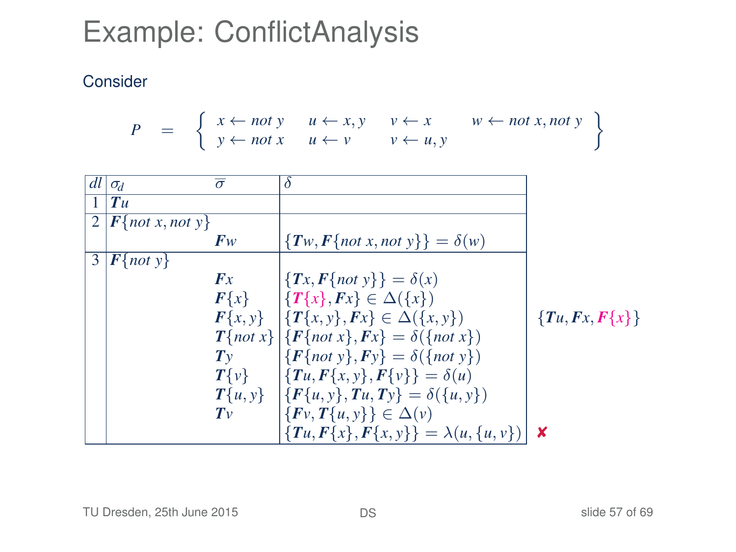# Example: ConflictAnalysis

Consider

$$P = \left\{ \begin{array}{llll} x \leftarrow \mathit{not}\ y & u \leftarrow x, y & v \leftarrow x & w \leftarrow \mathit{not}\ x, \mathit{not}\ y \\ y \leftarrow \mathit{not}\ x & u \leftarrow v & v \leftarrow u, y & \end{array} \right\}$$

| $dl$ | $\sigma_d$ | $\overline{\sigma}$ | $\delta$ | |
|---|---|---|---|---|
| 1 | $\boldsymbol{T}u$ | | | |
| 2 | $\boldsymbol{F}\{\mathit{not}\ x, \mathit{not}\ y\}$ | | | |
| | | $\boldsymbol{F}w$ | $\{\boldsymbol{T}w, \boldsymbol{F}\{\mathit{not}\ x, \mathit{not}\ y\}\} = \delta(w)$ | |
| 3 | $\boldsymbol{F}\{\mathit{not}\ y\}$ | | | |
| | | $\boldsymbol{F}x$ | $\{\boldsymbol{T}x, \boldsymbol{F}\{\mathit{not}\ y\}\} = \delta(x)$ | |
| | | $\boldsymbol{F}\{x\}$ | $\{\boldsymbol{T}\{x\}, \boldsymbol{F}x\} \in \Delta(\{x\})$ | |
| | | $\boldsymbol{F}\{x, y\}$ | $\{\boldsymbol{T}\{x, y\}, \boldsymbol{F}x\} \in \Delta(\{x, y\})$ | $\{\boldsymbol{T}u, \boldsymbol{F}x, \boldsymbol{F}\{x\}\}$ |
| | | $\boldsymbol{T}\{\mathit{not}\ x\}$ | $\{\boldsymbol{F}\{\mathit{not}\ x\}, \boldsymbol{F}x\} = \delta(\{\mathit{not}\ x\})$ | |
| | | $\boldsymbol{T}y$ | $\{\boldsymbol{F}\{\mathit{not}\ y\}, \boldsymbol{F}y\} = \delta(\{\mathit{not}\ y\})$ | |
| | | $\boldsymbol{T}\{v\}$ | $\{\boldsymbol{T}u, \boldsymbol{F}\{x, y\}, \boldsymbol{F}\{v\}\} = \delta(u)$ | |
| | | $\boldsymbol{T}\{u, y\}$ | $\{\boldsymbol{F}\{u, y\}, \boldsymbol{T}u, \boldsymbol{T}y\} = \delta(\{u, y\})$ | |
| | | $\boldsymbol{T}v$ | $\{\boldsymbol{F}v, \boldsymbol{T}\{u, y\}\} \in \Delta(v)$ | |
| | | | $\{\boldsymbol{T}u, \boldsymbol{F}\{x\}, \boldsymbol{F}\{x, y\}\} = \lambda(u, \{u, v\})$ | ✘ |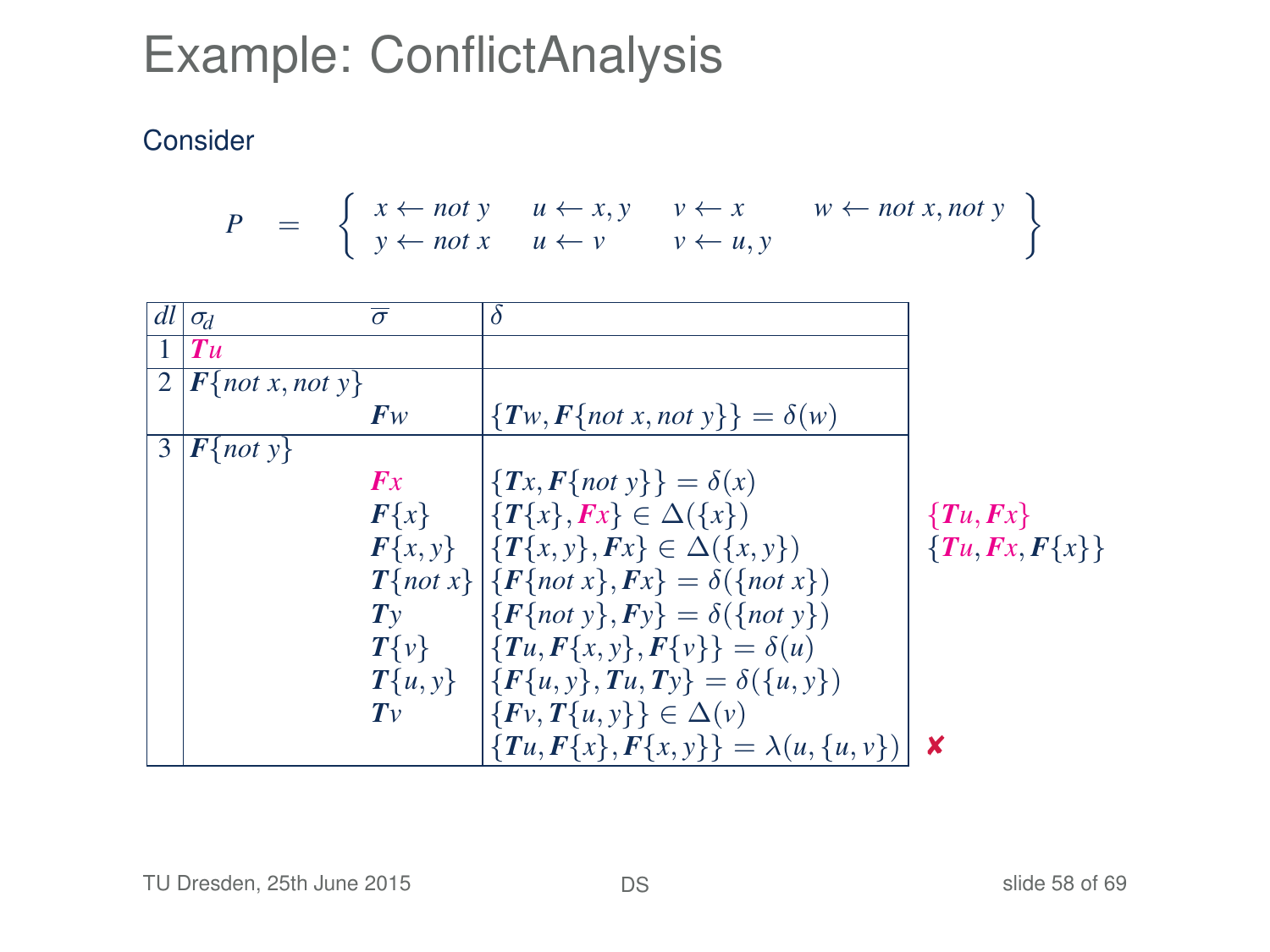# Example: ConflictAnalysis

Consider

$$P = \left\{ \begin{array}{llll} x \leftarrow \mathit{not}\ y & u \leftarrow x, y & v \leftarrow x & w \leftarrow \mathit{not}\ x, \mathit{not}\ y \\ y \leftarrow \mathit{not}\ x & u \leftarrow v & v \leftarrow u, y & \end{array} \right\}$$

| $dl$ | $\sigma_d$ | $\overline{\sigma}$ | $\delta$ | |
|---|---|---|---|---|
| 1 | $\boldsymbol{T}u$ | | | |
| 2 | $\boldsymbol{F}\{\mathit{not}\ x, \mathit{not}\ y\}$ | | | |
| | | $\boldsymbol{F}w$ | $\{\boldsymbol{T}w, \boldsymbol{F}\{\mathit{not}\ x, \mathit{not}\ y\}\} = \delta(w)$ | |
| 3 | $\boldsymbol{F}\{\mathit{not}\ y\}$ | | | |
| | | $\boldsymbol{F}x$ | $\{\boldsymbol{T}x, \boldsymbol{F}\{\mathit{not}\ y\}\} = \delta(x)$ | |
| | | $\boldsymbol{F}\{x\}$ | $\{\boldsymbol{T}\{x\}, \boldsymbol{F}x\} \in \Delta(\{x\})$ | $\{\boldsymbol{T}u, \boldsymbol{F}x\}$ |
| | | $\boldsymbol{F}\{x, y\}$ | $\{\boldsymbol{T}\{x, y\}, \boldsymbol{F}x\} \in \Delta(\{x, y\})$ | $\{\boldsymbol{T}u, \boldsymbol{F}x, \boldsymbol{F}\{x\}\}$ |
| | | $\boldsymbol{T}\{\mathit{not}\ x\}$ | $\{\boldsymbol{F}\{\mathit{not}\ x\}, \boldsymbol{F}x\} = \delta(\{\mathit{not}\ x\})$ | |
| | | $\boldsymbol{T}y$ | $\{\boldsymbol{F}\{\mathit{not}\ y\}, \boldsymbol{F}y\} = \delta(\{\mathit{not}\ y\})$ | |
| | | $\boldsymbol{T}\{v\}$ | $\{\boldsymbol{T}u, \boldsymbol{F}\{x, y\}, \boldsymbol{F}\{v\}\} = \delta(u)$ | |
| | | $\boldsymbol{T}\{u, y\}$ | $\{\boldsymbol{F}\{u, y\}, \boldsymbol{T}u, \boldsymbol{T}y\} = \delta(\{u, y\})$ | |
| | | $\boldsymbol{T}v$ | $\{\boldsymbol{F}v, \boldsymbol{T}\{u, y\}\} \in \Delta(v)$ | |
| | | | $\{\boldsymbol{T}u, \boldsymbol{F}\{x\}, \boldsymbol{F}\{x, y\}\} = \lambda(u, \{u, v\})$ | ✘ |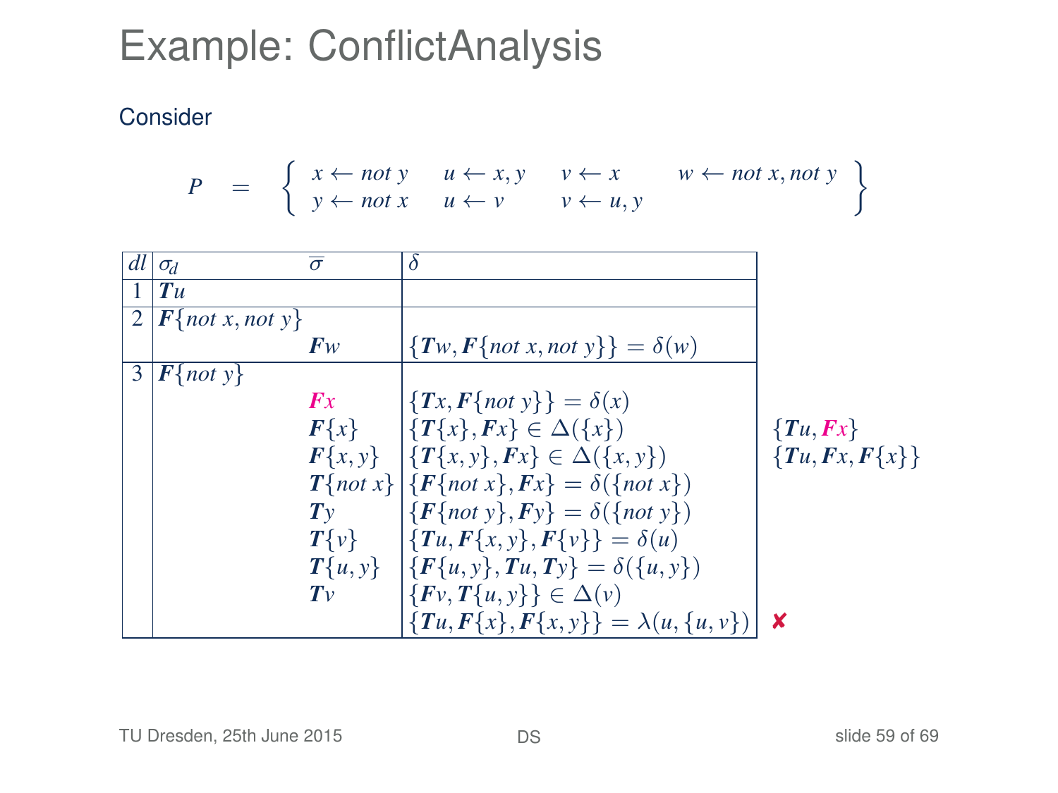# Example: ConflictAnalysis

Consider

$$P = \left\{ \begin{array}{llll} x \leftarrow not\ y & u \leftarrow x, y & v \leftarrow x & w \leftarrow not\ x, not\ y \\ y \leftarrow not\ x & u \leftarrow v & v \leftarrow u, y & \end{array} \right\}$$

| $dl$ | $\sigma_d$ | $\overline{\sigma}$ | $\delta$ | |
|---|---|---|---|---|
| 1 | $\boldsymbol{T}u$ | | | |
| 2 | $\boldsymbol{F}\{not\ x, not\ y\}$ | | | |
| | | $\boldsymbol{F}w$ | $\{\boldsymbol{T}w, \boldsymbol{F}\{not\ x, not\ y\}\} = \delta(w)$ | |
| 3 | $\boldsymbol{F}\{not\ y\}$ | | | |
| | | $\boldsymbol{F}x$ | $\{\boldsymbol{T}x, \boldsymbol{F}\{not\ y\}\} = \delta(x)$ | |
| | | $\boldsymbol{F}\{x\}$ | $\{\boldsymbol{T}\{x\}, \boldsymbol{F}x\} \in \Delta(\{x\})$ | $\{\boldsymbol{T}u, \boldsymbol{F}x\}$ |
| | | $\boldsymbol{F}\{x, y\}$ | $\{\boldsymbol{T}\{x, y\}, \boldsymbol{F}x\} \in \Delta(\{x, y\})$ | $\{\boldsymbol{T}u, \boldsymbol{F}x, \boldsymbol{F}\{x\}\}$ |
| | | $\boldsymbol{T}\{not\ x\}$ | $\{\boldsymbol{F}\{not\ x\}, \boldsymbol{F}x\} = \delta(\{not\ x\})$ | |
| | | $\boldsymbol{T}y$ | $\{\boldsymbol{F}\{not\ y\}, \boldsymbol{F}y\} = \delta(\{not\ y\})$ | |
| | | $\boldsymbol{T}\{v\}$ | $\{\boldsymbol{T}u, \boldsymbol{F}\{x, y\}, \boldsymbol{F}\{v\}\} = \delta(u)$ | |
| | | $\boldsymbol{T}\{u, y\}$ | $\{\boldsymbol{F}\{u, y\}, \boldsymbol{T}u, \boldsymbol{T}y\} = \delta(\{u, y\})$ | |
| | | $\boldsymbol{T}v$ | $\{\boldsymbol{F}v, \boldsymbol{T}\{u, y\}\} \in \Delta(v)$ | |
| | | | $\{\boldsymbol{T}u, \boldsymbol{F}\{x\}, \boldsymbol{F}\{x, y\}\} = \lambda(u, \{u, v\})$ | ✘ |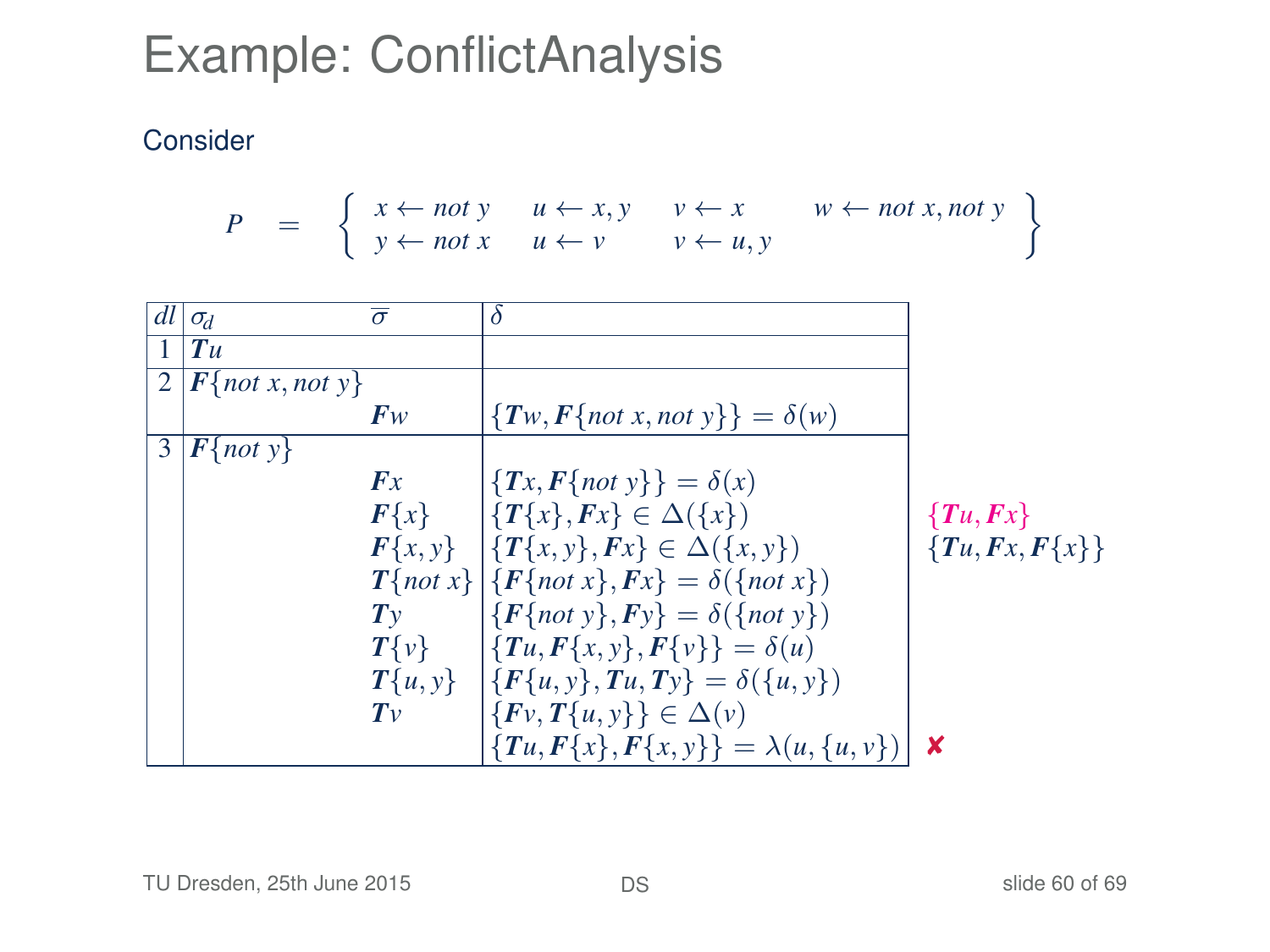# Example: ConflictAnalysis

Consider

$$P \quad = \quad \left\{ \begin{array}{llll} x \leftarrow \mathit{not}\ y & u \leftarrow x, y & v \leftarrow x & w \leftarrow \mathit{not}\ x, \mathit{not}\ y \\ y \leftarrow \mathit{not}\ x & u \leftarrow v & v \leftarrow u, y & \end{array} \right\}$$

| $dl$ | $\sigma_d$ | $\overline{\sigma}$ | $\delta$ | |
|---|---|---|---|---|
| 1 | $\boldsymbol{T}u$ | | | |
| 2 | $\boldsymbol{F}\{\mathit{not}\ x, \mathit{not}\ y\}$ | | | |
| | | $\boldsymbol{F}w$ | $\{\boldsymbol{T}w, \boldsymbol{F}\{\mathit{not}\ x, \mathit{not}\ y\}\} = \delta(w)$ | |
| 3 | $\boldsymbol{F}\{\mathit{not}\ y\}$ | | | |
| | | $\boldsymbol{F}x$ | $\{\boldsymbol{T}x, \boldsymbol{F}\{\mathit{not}\ y\}\} = \delta(x)$ | |
| | | $\boldsymbol{F}\{x\}$ | $\{\boldsymbol{T}\{x\}, \boldsymbol{F}x\} \in \Delta(\{x\})$ | $\{\boldsymbol{T}u, \boldsymbol{F}x\}$ |
| | | $\boldsymbol{F}\{x, y\}$ | $\{\boldsymbol{T}\{x, y\}, \boldsymbol{F}x\} \in \Delta(\{x, y\})$ | $\{\boldsymbol{T}u, \boldsymbol{F}x, \boldsymbol{F}\{x\}\}$ |
| | | $\boldsymbol{T}\{\mathit{not}\ x\}$ | $\{\boldsymbol{F}\{\mathit{not}\ x\}, \boldsymbol{F}x\} = \delta(\{\mathit{not}\ x\})$ | |
| | | $\boldsymbol{T}y$ | $\{\boldsymbol{F}\{\mathit{not}\ y\}, \boldsymbol{F}y\} = \delta(\{\mathit{not}\ y\})$ | |
| | | $\boldsymbol{T}\{v\}$ | $\{\boldsymbol{T}u, \boldsymbol{F}\{x, y\}, \boldsymbol{F}\{v\}\} = \delta(u)$ | |
| | | $\boldsymbol{T}\{u, y\}$ | $\{\boldsymbol{F}\{u, y\}, \boldsymbol{T}u, \boldsymbol{T}y\} = \delta(\{u, y\})$ | |
| | | $\boldsymbol{T}v$ | $\{\boldsymbol{F}v, \boldsymbol{T}\{u, y\}\} \in \Delta(v)$ | |
| | | | $\{\boldsymbol{T}u, \boldsymbol{F}\{x\}, \boldsymbol{F}\{x, y\}\} = \lambda(u, \{u, v\})$ | ✘ |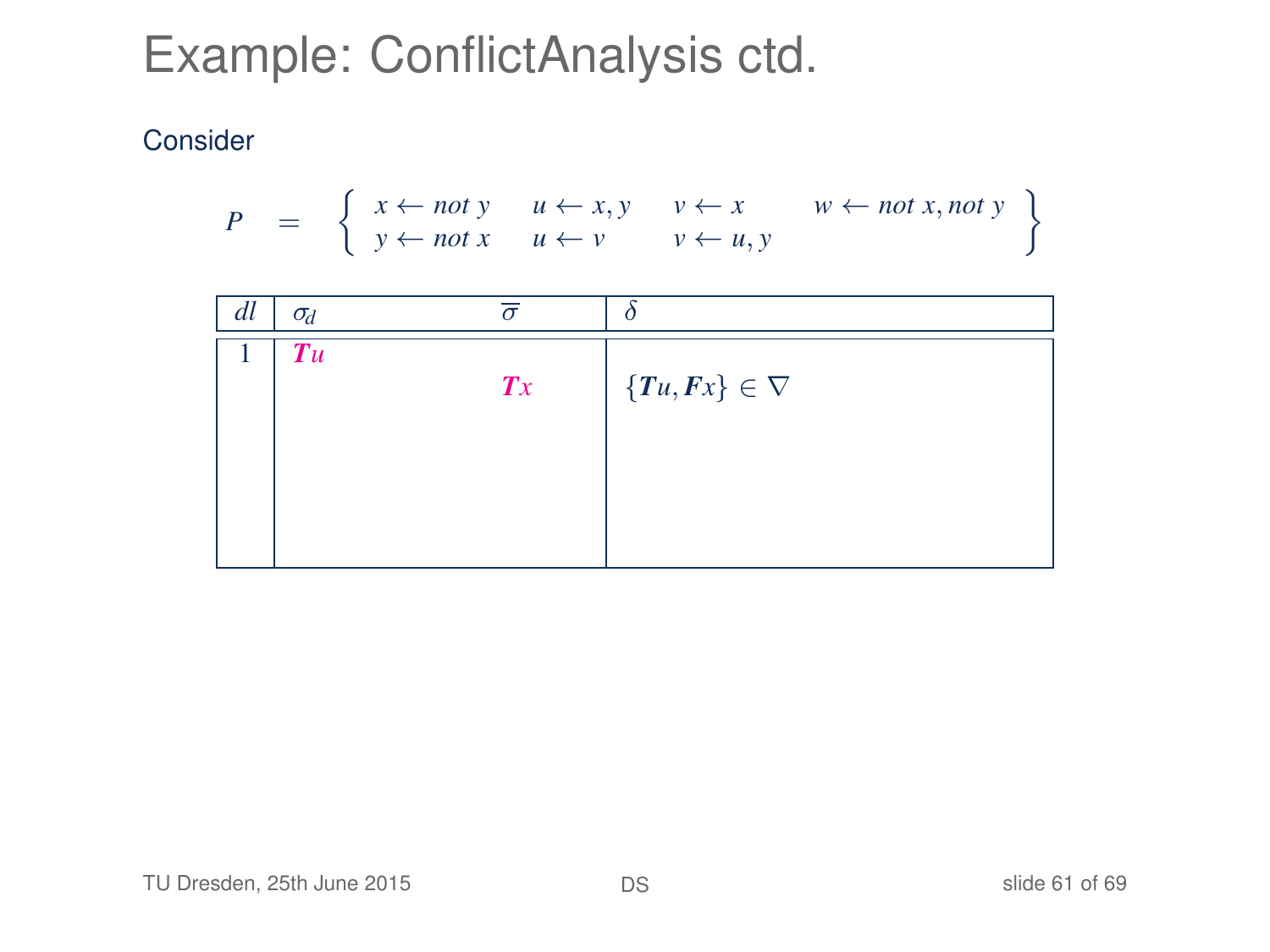# Example: ConflictAnalysis ctd.

Consider

$$P \quad = \quad \left\{ \begin{array}{llll} x \leftarrow \mathit{not}\ y & u \leftarrow x, y & v \leftarrow x & w \leftarrow \mathit{not}\ x, \mathit{not}\ y \\ y \leftarrow \mathit{not}\ x & u \leftarrow v & v \leftarrow u, y & \end{array} \right\}$$

| $dl$ | $\sigma_d$ | $\overline{\sigma}$ | $\delta$ |
|---|---|---|---|
| 1 | $\boldsymbol{T}u$ | | |
| | | $\boldsymbol{T}x$ | $\{\boldsymbol{T}u, \boldsymbol{F}x\} \in \nabla$ |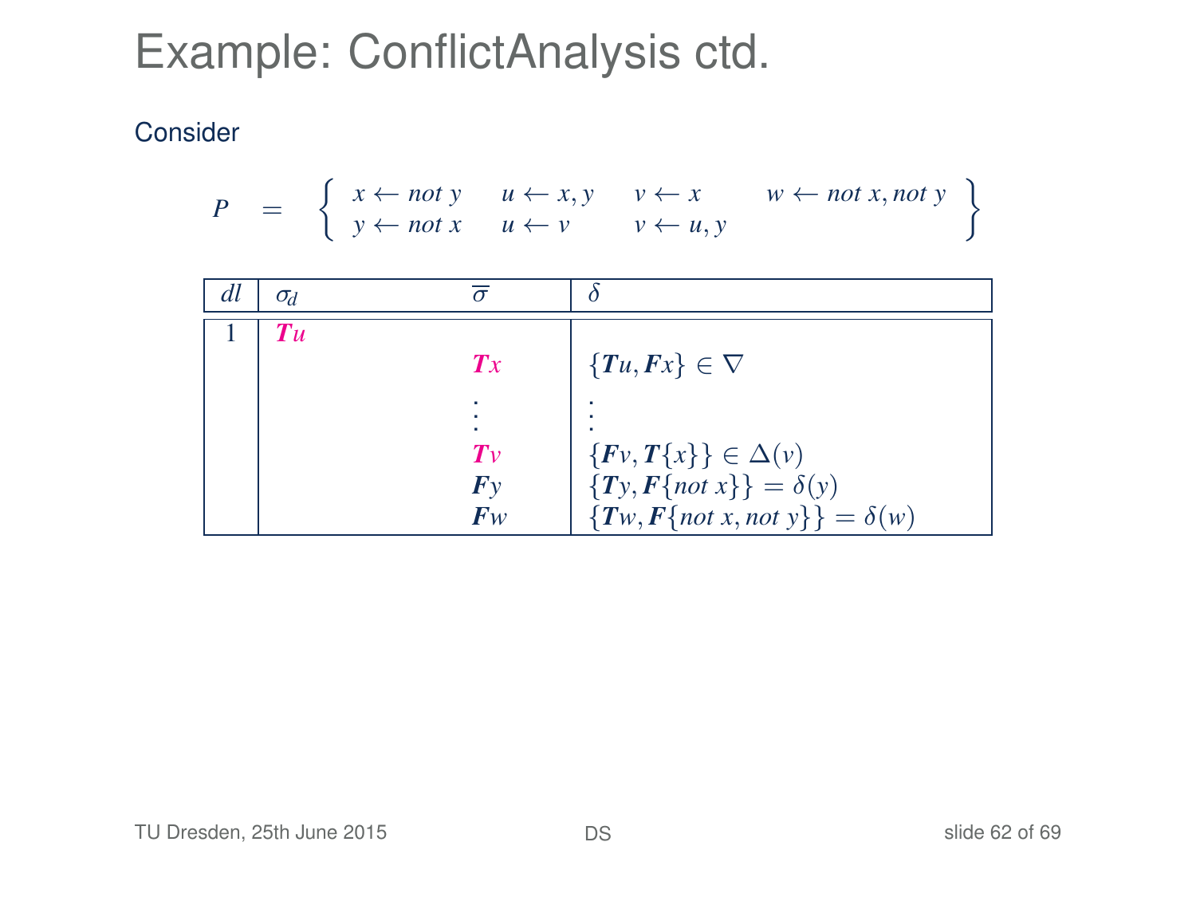# Example: ConflictAnalysis ctd.

Consider

$$P = \left\{ \begin{array}{llll} x \leftarrow \mathit{not}\ y & u \leftarrow x, y & v \leftarrow x & w \leftarrow \mathit{not}\ x, \mathit{not}\ y \\ y \leftarrow \mathit{not}\ x & u \leftarrow v & v \leftarrow u, y & \end{array} \right\}$$

| $dl$ | $\sigma_d$ | $\overline{\sigma}$ | $\delta$ |
|---|---|---|---|
| 1 | $\boldsymbol{T}u$ | | |
| | | $\boldsymbol{T}x$ | $\{\boldsymbol{T}u, \boldsymbol{F}x\} \in \nabla$ |
| | | $\vdots$ | $\vdots$ |
| | | $\boldsymbol{T}v$ | $\{\boldsymbol{F}v, \boldsymbol{T}\{x\}\} \in \Delta(v)$ |
| | | $\boldsymbol{F}y$ | $\{\boldsymbol{T}y, \boldsymbol{F}\{\mathit{not}\ x\}\} = \delta(y)$ |
| | | $\boldsymbol{F}w$ | $\{\boldsymbol{T}w, \boldsymbol{F}\{\mathit{not}\ x, \mathit{not}\ y\}\} = \delta(w)$ |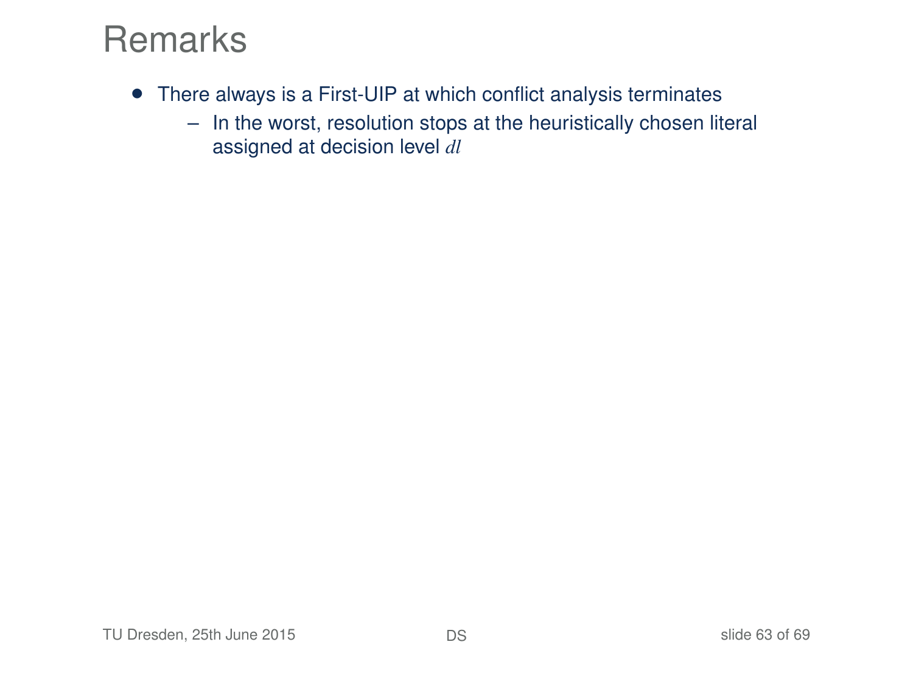# Remarks

- There always is a First-UIP at which conflict analysis terminates
  - In the worst, resolution stops at the heuristically chosen literal assigned at decision level $dl$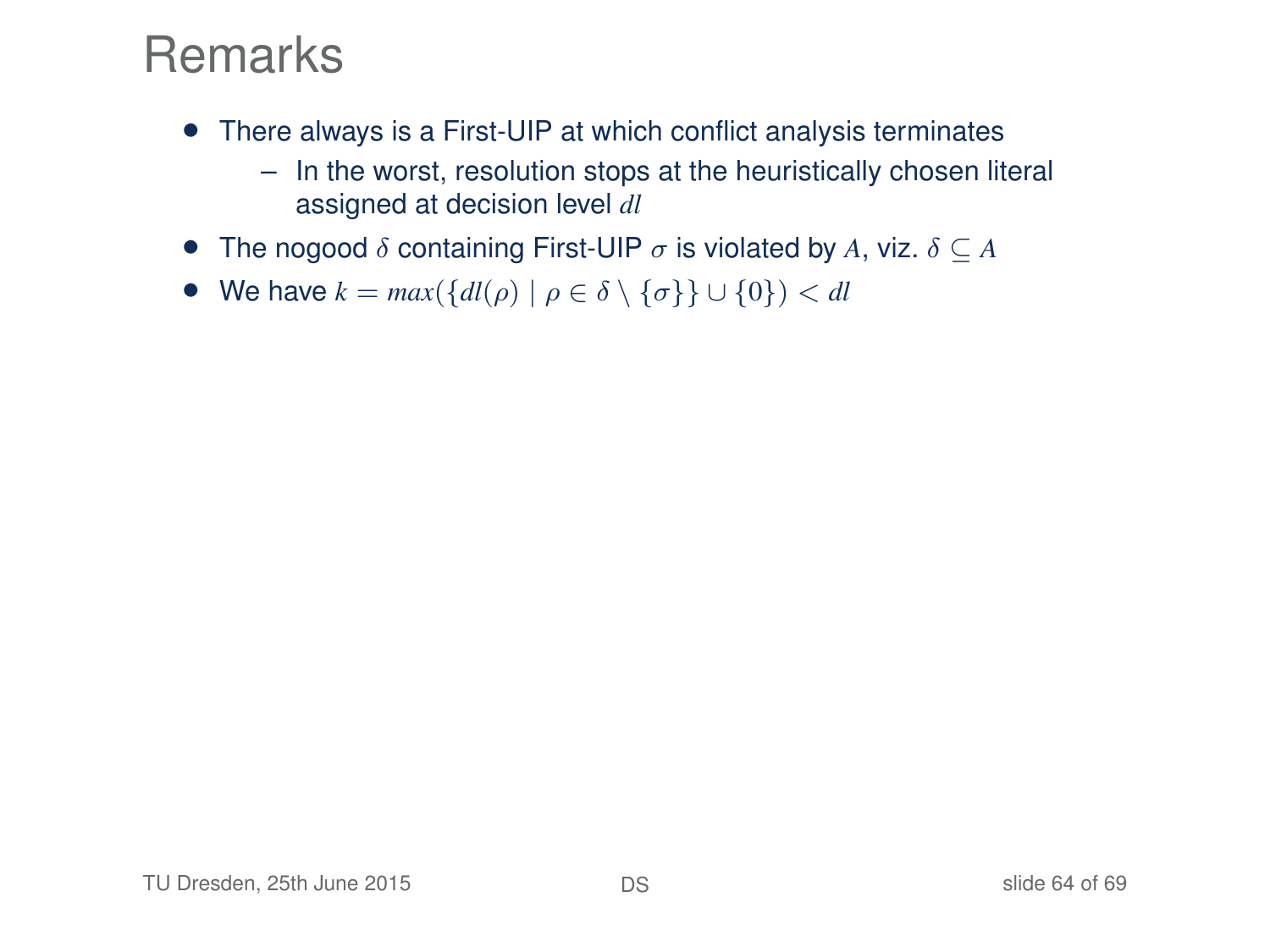# Remarks

- There always is a First-UIP at which conflict analysis terminates
  - In the worst, resolution stops at the heuristically chosen literal assigned at decision level $dl$
- The nogood $\delta$ containing First-UIP $\sigma$ is violated by $A$, viz. $\delta \subseteq A$
- We have $k = max(\{dl(\rho) \mid \rho \in \delta \setminus \{\sigma\}\} \cup \{0\}) < dl$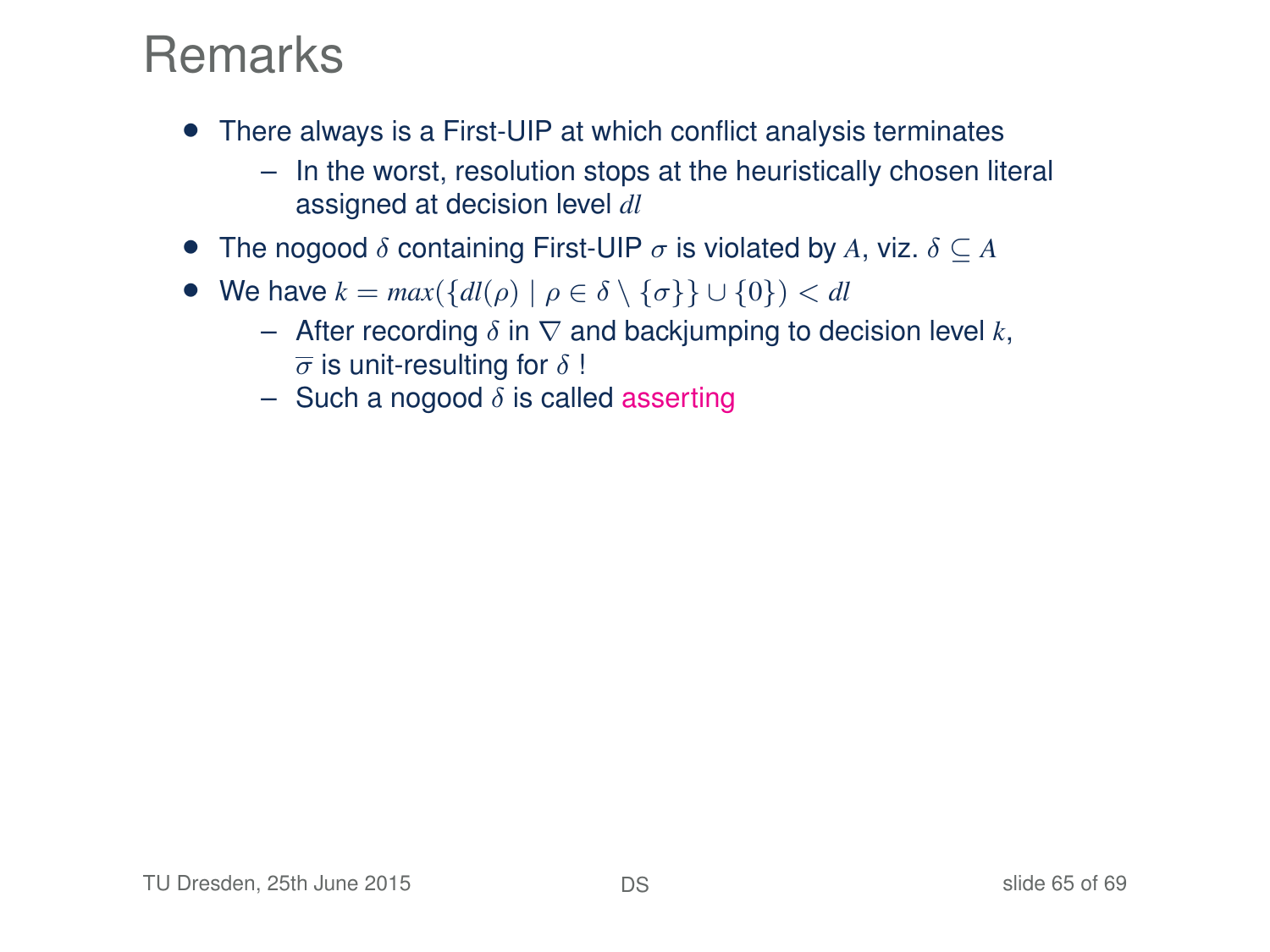# Remarks

- There always is a First-UIP at which conflict analysis terminates
  - In the worst, resolution stops at the heuristically chosen literal assigned at decision level $dl$
- The nogood $\delta$ containing First-UIP $\sigma$ is violated by $A$, viz. $\delta \subseteq A$
- We have $k = max(\{dl(\rho) \mid \rho \in \delta \setminus \{\sigma\}\} \cup \{0\}) < dl$
  - After recording $\delta$ in $\nabla$ and backjumping to decision level $k$, $\overline{\sigma}$ is unit-resulting for $\delta$ !
  - Such a nogood $\delta$ is called asserting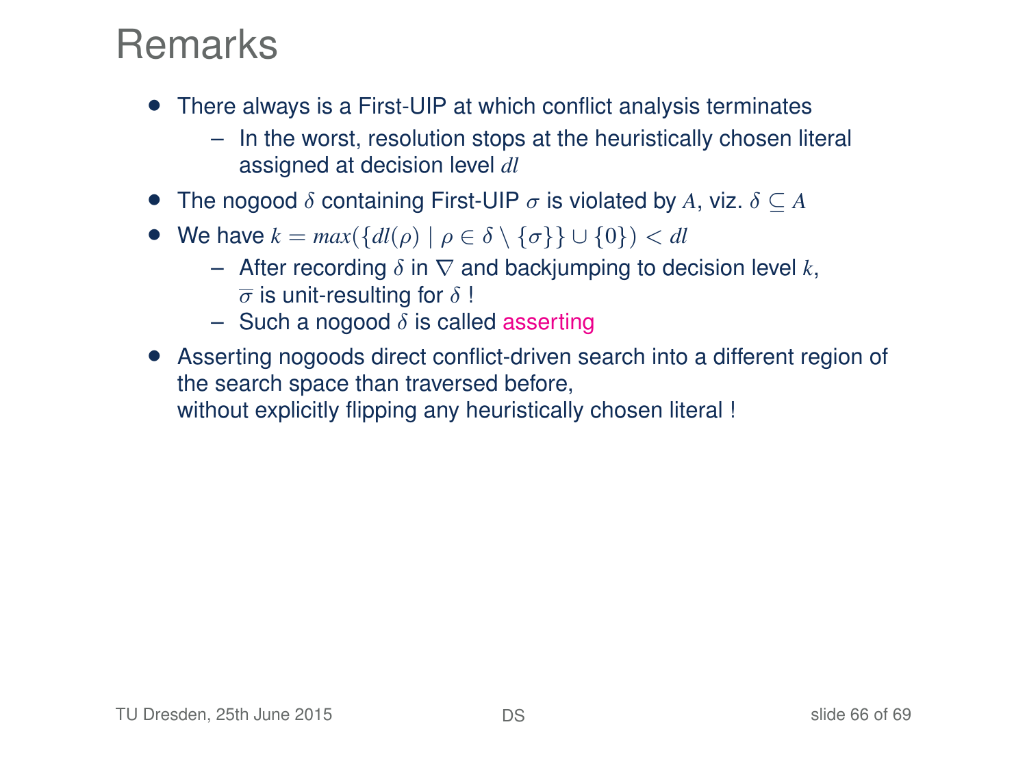# Remarks

- There always is a First-UIP at which conflict analysis terminates
  - In the worst, resolution stops at the heuristically chosen literal assigned at decision level $dl$
- The nogood $\delta$ containing First-UIP $\sigma$ is violated by $A$, viz. $\delta \subseteq A$
- We have $k = max(\{dl(\rho) \mid \rho \in \delta \setminus \{\sigma\}\} \cup \{0\}) < dl$
  - After recording $\delta$ in $\nabla$ and backjumping to decision level $k$, $\overline{\sigma}$ is unit-resulting for $\delta$ !
  - Such a nogood $\delta$ is called asserting
- Asserting nogoods direct conflict-driven search into a different region of the search space than traversed before, without explicitly flipping any heuristically chosen literal !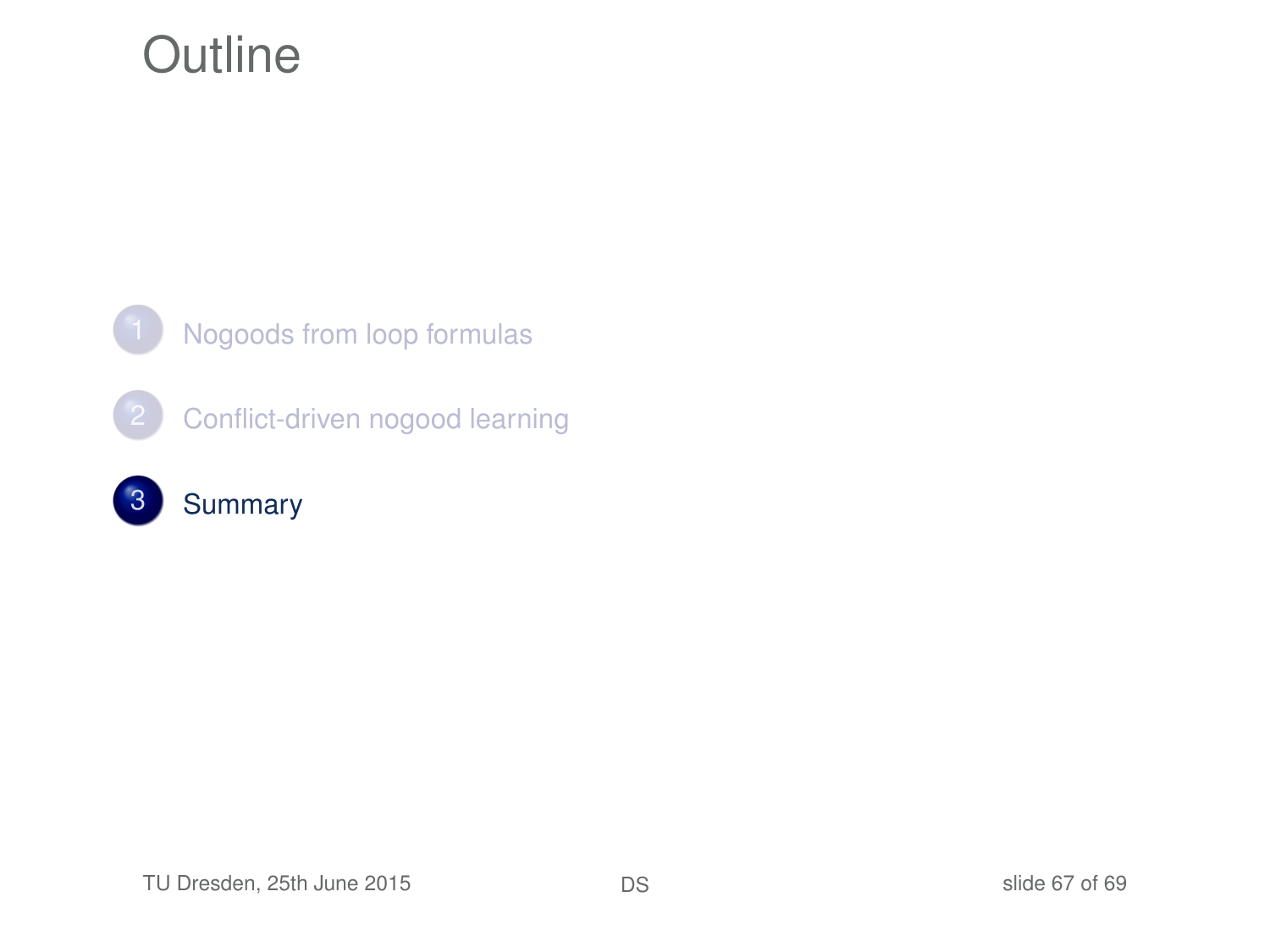# Outline

1. Nogoods from loop formulas
2. Conflict-driven nogood learning
3. Summary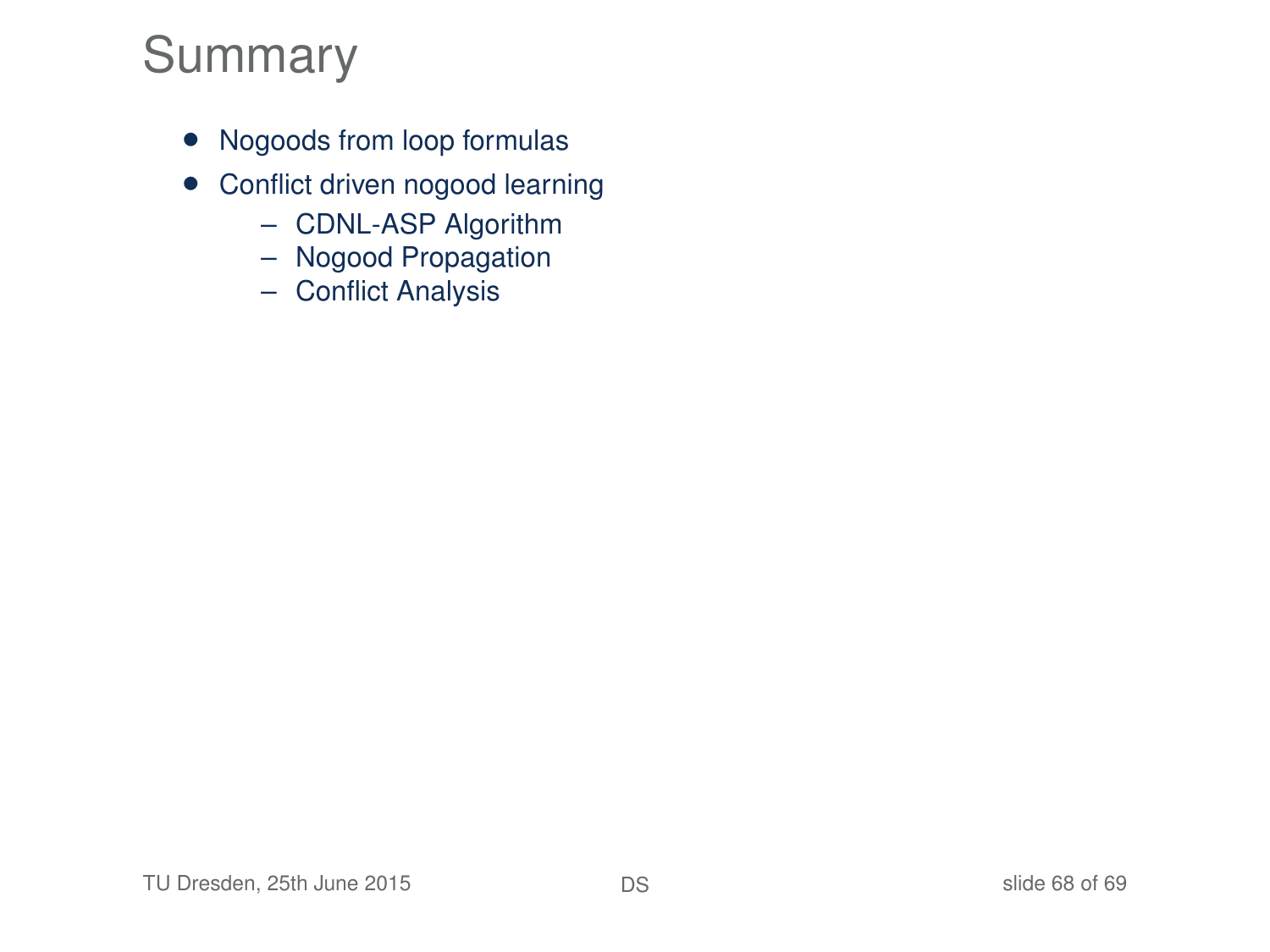# Summary

- Nogoods from loop formulas
- Conflict driven nogood learning
  - CDNL-ASP Algorithm
  - Nogood Propagation
  - Conflict Analysis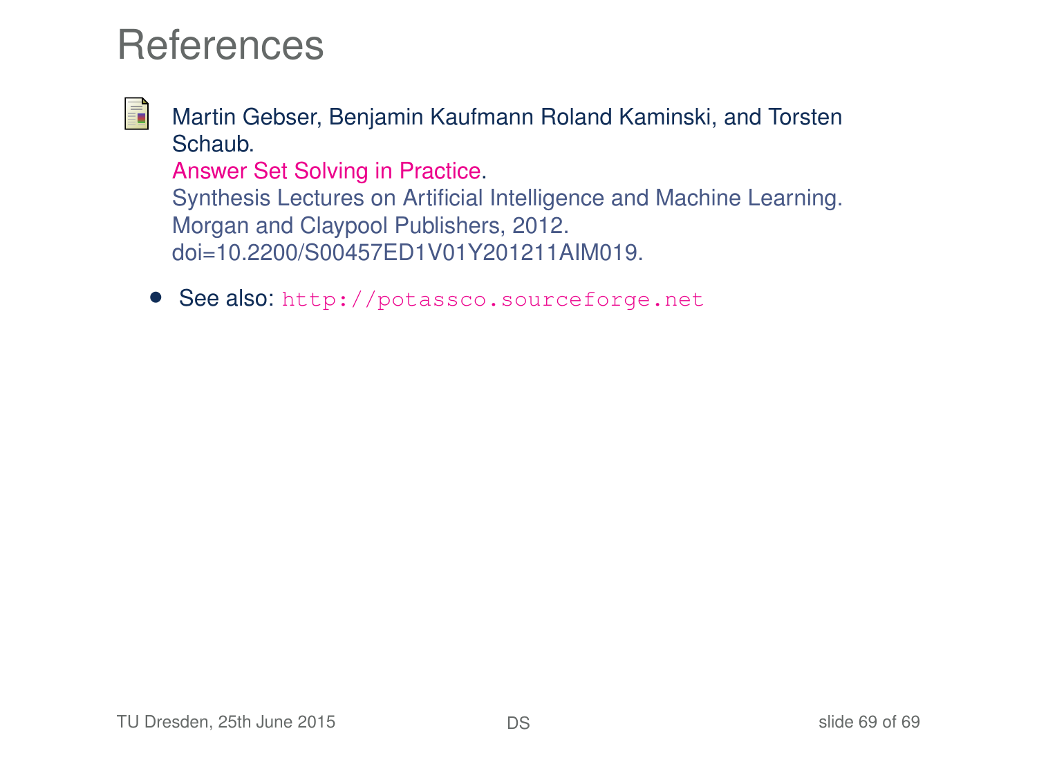# References

Martin Gebser, Benjamin Kaufmann Roland Kaminski, and Torsten Schaub.
Answer Set Solving in Practice.
Synthesis Lectures on Artificial Intelligence and Machine Learning.
Morgan and Claypool Publishers, 2012.
doi=10.2200/S00457ED1V01Y201211AIM019.

- See also: `http://potassco.sourceforge.net`